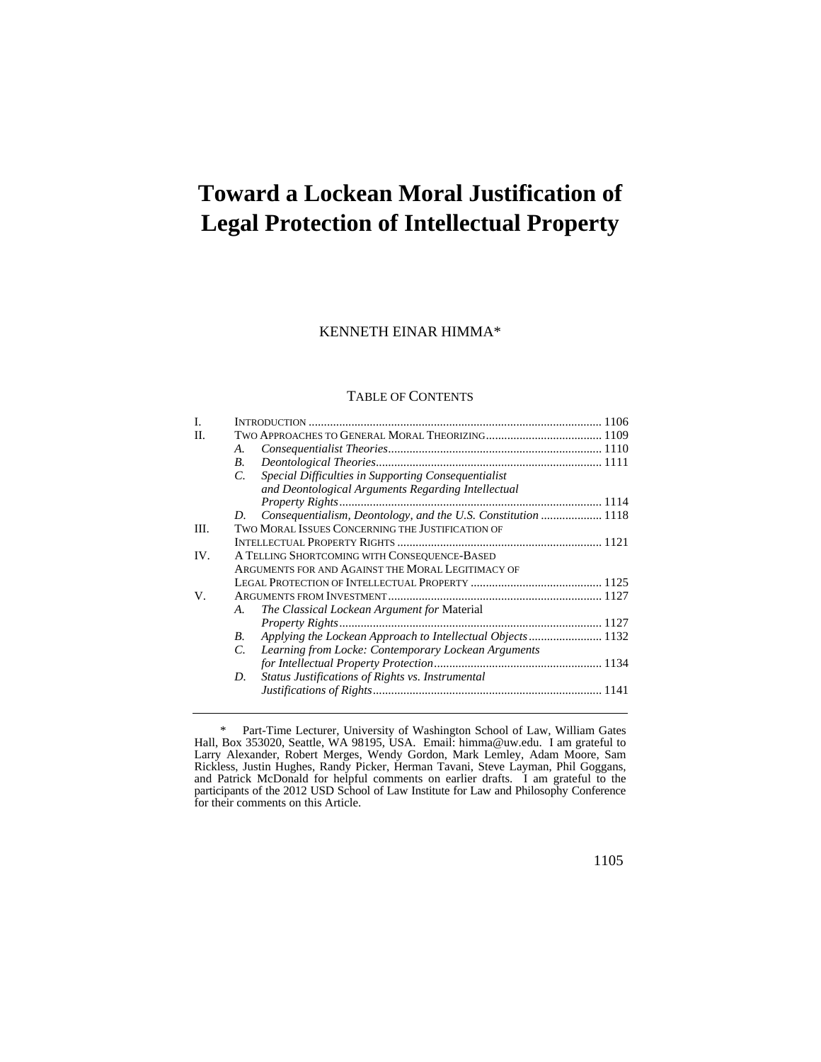# Toward a Lockean Moral Justification of Legal Protection of Intellectual Property

KENNETH EINAR HIMMA*

## TABLE OF CONTENTS

I. INTRODUCTION ........................................................................................ 1106

II. TWO APPROACHES TO GENERAL MORAL THEORIZING ...................................... 1109

  A. *Consequentialist Theories* ..................................................................... 1110

  B. *Deontological Theories* ......................................................................... 1111

  C. *Special Difficulties in Supporting Consequentialist and Deontological Arguments Regarding Intellectual Property Rights* ..................................................................................... 1114

  D. *Consequentialism, Deontology, and the U.S. Constitution* .................... 1118

III. TWO MORAL ISSUES CONCERNING THE JUSTIFICATION OF INTELLECTUAL PROPERTY RIGHTS .................................................................. 1121

IV. A TELLING SHORTCOMING WITH CONSEQUENCE-BASED ARGUMENTS FOR AND AGAINST THE MORAL LEGITIMACY OF LEGAL PROTECTION OF INTELLECTUAL PROPERTY ........................................... 1125

V. ARGUMENTS FROM INVESTMENT ..................................................................... 1127

  A. *The Classical Lockean Argument for* Material *Property Rights* ..................................................................................... 1127

  B. *Applying the Lockean Approach to Intellectual Objects* ........................ 1132

  C. *Learning from Locke: Contemporary Lockean Arguments for Intellectual Property Protection* ...................................................... 1134

  D. *Status Justifications of Rights vs. Instrumental Justifications of Rights* .......................................................................... 1141

---

\* Part-Time Lecturer, University of Washington School of Law, William Gates Hall, Box 353020, Seattle, WA 98195, USA. Email: himma@uw.edu. I am grateful to Larry Alexander, Robert Merges, Wendy Gordon, Mark Lemley, Adam Moore, Sam Rickless, Justin Hughes, Randy Picker, Herman Tavani, Steve Layman, Phil Goggans, and Patrick McDonald for helpful comments on earlier drafts. I am grateful to the participants of the 2012 USD School of Law Institute for Law and Philosophy Conference for their comments on this Article.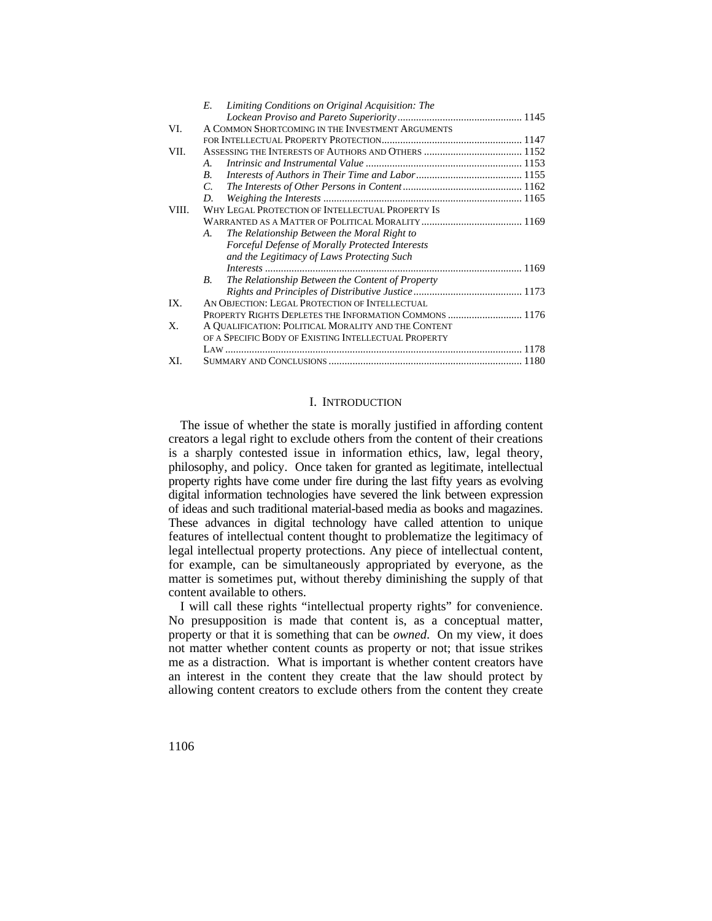| | | |
|---|---|---|
| | E. *Limiting Conditions on Original Acquisition: The Lockean Proviso and Pareto Superiority* | 1145 |
| VI. | A COMMON SHORTCOMING IN THE INVESTMENT ARGUMENTS FOR INTELLECTUAL PROPERTY PROTECTION | 1147 |
| VII. | ASSESSING THE INTERESTS OF AUTHORS AND OTHERS | 1152 |
| | A. *Intrinsic and Instrumental Value* | 1153 |
| | B. *Interests of Authors in Their Time and Labor* | 1155 |
| | C. *The Interests of Other Persons in Content* | 1162 |
| | D. *Weighing the Interests* | 1165 |
| VIII. | WHY LEGAL PROTECTION OF INTELLECTUAL PROPERTY IS WARRANTED AS A MATTER OF POLITICAL MORALITY | 1169 |
| | A. *The Relationship Between the Moral Right to Forceful Defense of Morally Protected Interests and the Legitimacy of Laws Protecting Such Interests* | 1169 |
| | B. *The Relationship Between the Content of Property Rights and Principles of Distributive Justice* | 1173 |
| IX. | AN OBJECTION: LEGAL PROTECTION OF INTELLECTUAL PROPERTY RIGHTS DEPLETES THE INFORMATION COMMONS | 1176 |
| X. | A QUALIFICATION: POLITICAL MORALITY AND THE CONTENT OF A SPECIFIC BODY OF EXISTING INTELLECTUAL PROPERTY LAW | 1178 |
| XI. | SUMMARY AND CONCLUSIONS | 1180 |

## I. INTRODUCTION

The issue of whether the state is morally justified in affording content creators a legal right to exclude others from the content of their creations is a sharply contested issue in information ethics, law, legal theory, philosophy, and policy. Once taken for granted as legitimate, intellectual property rights have come under fire during the last fifty years as evolving digital information technologies have severed the link between expression of ideas and such traditional material-based media as books and magazines. These advances in digital technology have called attention to unique features of intellectual content thought to problematize the legitimacy of legal intellectual property protections. Any piece of intellectual content, for example, can be simultaneously appropriated by everyone, as the matter is sometimes put, without thereby diminishing the supply of that content available to others.

I will call these rights "intellectual property rights" for convenience. No presupposition is made that content is, as a conceptual matter, property or that it is something that can be *owned*. On my view, it does not matter whether content counts as property or not; that issue strikes me as a distraction. What is important is whether content creators have an interest in the content they create that the law should protect by allowing content creators to exclude others from the content they create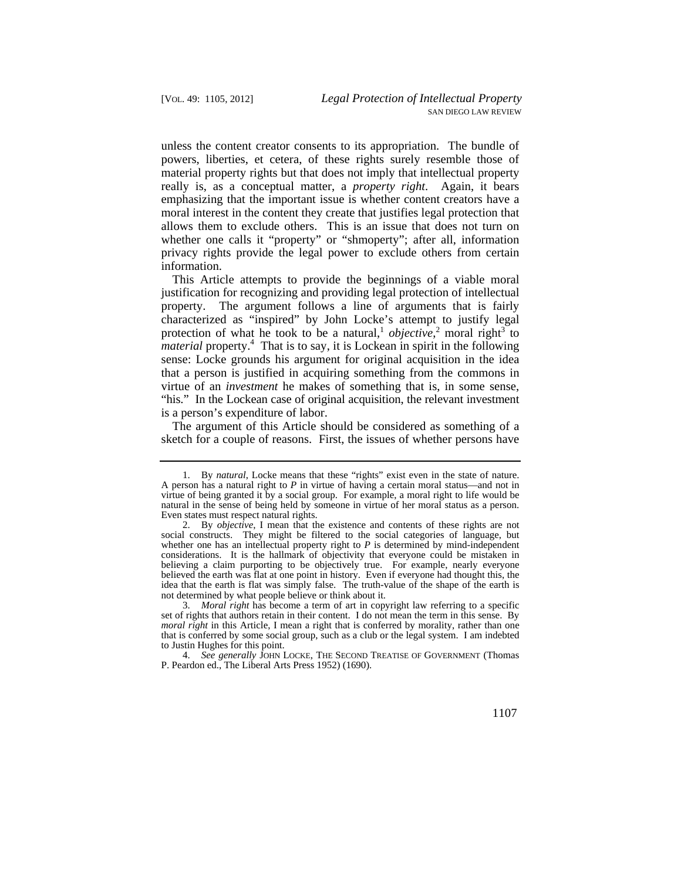unless the content creator consents to its appropriation. The bundle of powers, liberties, et cetera, of these rights surely resemble those of material property rights but that does not imply that intellectual property really is, as a conceptual matter, a *property right*. Again, it bears emphasizing that the important issue is whether content creators have a moral interest in the content they create that justifies legal protection that allows them to exclude others. This is an issue that does not turn on whether one calls it "property" or "shmoperty"; after all, information privacy rights provide the legal power to exclude others from certain information.

This Article attempts to provide the beginnings of a viable moral justification for recognizing and providing legal protection of intellectual property. The argument follows a line of arguments that is fairly characterized as "inspired" by John Locke's attempt to justify legal protection of what he took to be a natural,[1] *objective*,[2] moral right[3] to *material* property.[4] That is to say, it is Lockean in spirit in the following sense: Locke grounds his argument for original acquisition in the idea that a person is justified in acquiring something from the commons in virtue of an *investment* he makes of something that is, in some sense, "his." In the Lockean case of original acquisition, the relevant investment is a person's expenditure of labor.

The argument of this Article should be considered as something of a sketch for a couple of reasons. First, the issues of whether persons have

---

1. By *natural*, Locke means that these "rights" exist even in the state of nature. A person has a natural right to *P* in virtue of having a certain moral status—and not in virtue of being granted it by a social group. For example, a moral right to life would be natural in the sense of being held by someone in virtue of her moral status as a person. Even states must respect natural rights.

2. By *objective*, I mean that the existence and contents of these rights are not social constructs. They might be filtered to the social categories of language, but whether one has an intellectual property right to *P* is determined by mind-independent considerations. It is the hallmark of objectivity that everyone could be mistaken in believing a claim purporting to be objectively true. For example, nearly everyone believed the earth was flat at one point in history. Even if everyone had thought this, the idea that the earth is flat was simply false. The truth-value of the shape of the earth is not determined by what people believe or think about it.

3. *Moral right* has become a term of art in copyright law referring to a specific set of rights that authors retain in their content. I do not mean the term in this sense. By *moral right* in this Article, I mean a right that is conferred by morality, rather than one that is conferred by some social group, such as a club or the legal system. I am indebted to Justin Hughes for this point.

4. *See generally* JOHN LOCKE, THE SECOND TREATISE OF GOVERNMENT (Thomas P. Peardon ed., The Liberal Arts Press 1952) (1690).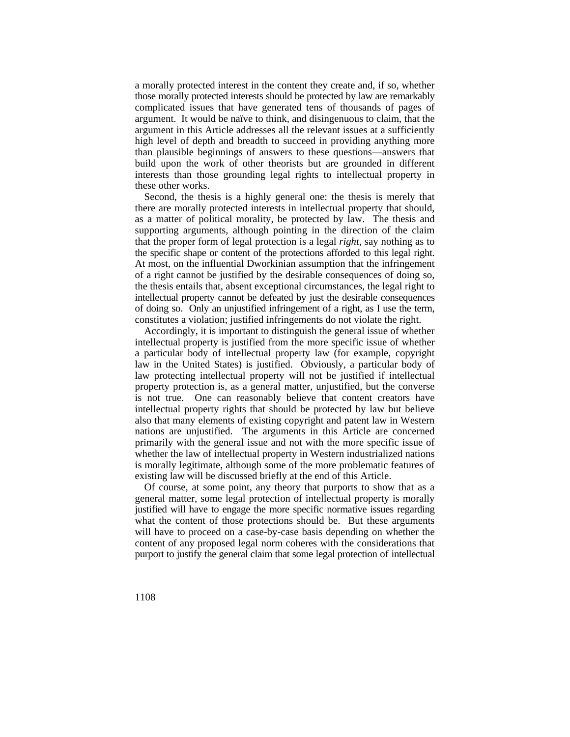a morally protected interest in the content they create and, if so, whether those morally protected interests should be protected by law are remarkably complicated issues that have generated tens of thousands of pages of argument. It would be naïve to think, and disingenuous to claim, that the argument in this Article addresses all the relevant issues at a sufficiently high level of depth and breadth to succeed in providing anything more than plausible beginnings of answers to these questions—answers that build upon the work of other theorists but are grounded in different interests than those grounding legal rights to intellectual property in these other works.

Second, the thesis is a highly general one: the thesis is merely that there are morally protected interests in intellectual property that should, as a matter of political morality, be protected by law. The thesis and supporting arguments, although pointing in the direction of the claim that the proper form of legal protection is a legal *right*, say nothing as to the specific shape or content of the protections afforded to this legal right. At most, on the influential Dworkinian assumption that the infringement of a right cannot be justified by the desirable consequences of doing so, the thesis entails that, absent exceptional circumstances, the legal right to intellectual property cannot be defeated by just the desirable consequences of doing so. Only an unjustified infringement of a right, as I use the term, constitutes a violation; justified infringements do not violate the right.

Accordingly, it is important to distinguish the general issue of whether intellectual property is justified from the more specific issue of whether a particular body of intellectual property law (for example, copyright law in the United States) is justified. Obviously, a particular body of law protecting intellectual property will not be justified if intellectual property protection is, as a general matter, unjustified, but the converse is not true. One can reasonably believe that content creators have intellectual property rights that should be protected by law but believe also that many elements of existing copyright and patent law in Western nations are unjustified. The arguments in this Article are concerned primarily with the general issue and not with the more specific issue of whether the law of intellectual property in Western industrialized nations is morally legitimate, although some of the more problematic features of existing law will be discussed briefly at the end of this Article.

Of course, at some point, any theory that purports to show that as a general matter, some legal protection of intellectual property is morally justified will have to engage the more specific normative issues regarding what the content of those protections should be. But these arguments will have to proceed on a case-by-case basis depending on whether the content of any proposed legal norm coheres with the considerations that purport to justify the general claim that some legal protection of intellectual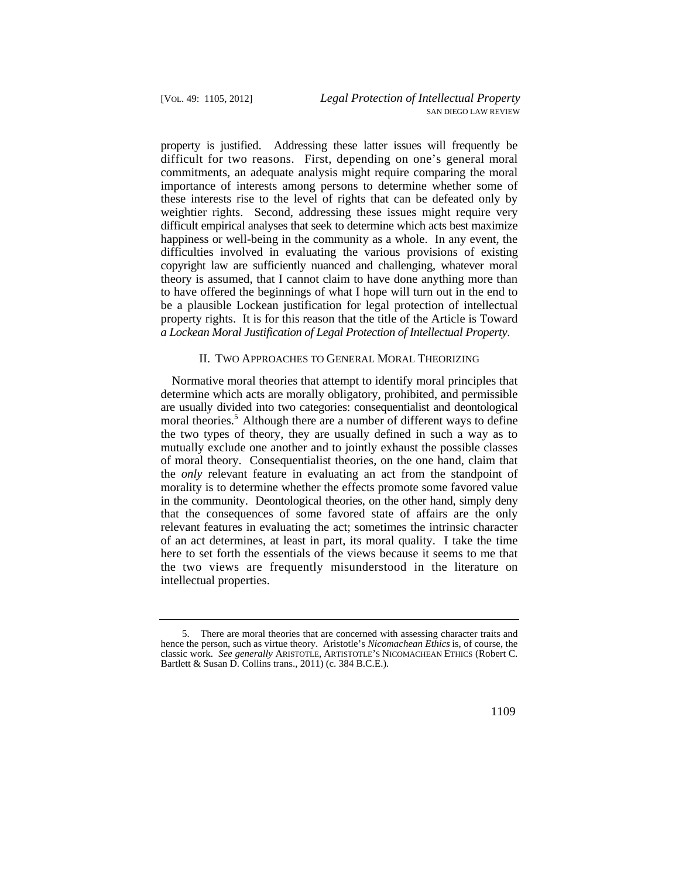property is justified. Addressing these latter issues will frequently be difficult for two reasons. First, depending on one's general moral commitments, an adequate analysis might require comparing the moral importance of interests among persons to determine whether some of these interests rise to the level of rights that can be defeated only by weightier rights. Second, addressing these issues might require very difficult empirical analyses that seek to determine which acts best maximize happiness or well-being in the community as a whole. In any event, the difficulties involved in evaluating the various provisions of existing copyright law are sufficiently nuanced and challenging, whatever moral theory is assumed, that I cannot claim to have done anything more than to have offered the beginnings of what I hope will turn out in the end to be a plausible Lockean justification for legal protection of intellectual property rights. It is for this reason that the title of the Article is Toward *a Lockean Moral Justification of Legal Protection of Intellectual Property*.

## II. Two Approaches to General Moral Theorizing

Normative moral theories that attempt to identify moral principles that determine which acts are morally obligatory, prohibited, and permissible are usually divided into two categories: consequentialist and deontological moral theories.[5] Although there are a number of different ways to define the two types of theory, they are usually defined in such a way as to mutually exclude one another and to jointly exhaust the possible classes of moral theory. Consequentialist theories, on the one hand, claim that the *only* relevant feature in evaluating an act from the standpoint of morality is to determine whether the effects promote some favored value in the community. Deontological theories, on the other hand, simply deny that the consequences of some favored state of affairs are the only relevant features in evaluating the act; sometimes the intrinsic character of an act determines, at least in part, its moral quality. I take the time here to set forth the essentials of the views because it seems to me that the two views are frequently misunderstood in the literature on intellectual properties.

---

5. There are moral theories that are concerned with assessing character traits and hence the person, such as virtue theory. Aristotle's *Nicomachean Ethics* is, of course, the classic work. *See generally* ARISTOTLE, ARTISTOTLE'S NICOMACHEAN ETHICS (Robert C. Bartlett & Susan D. Collins trans., 2011) (c. 384 B.C.E.).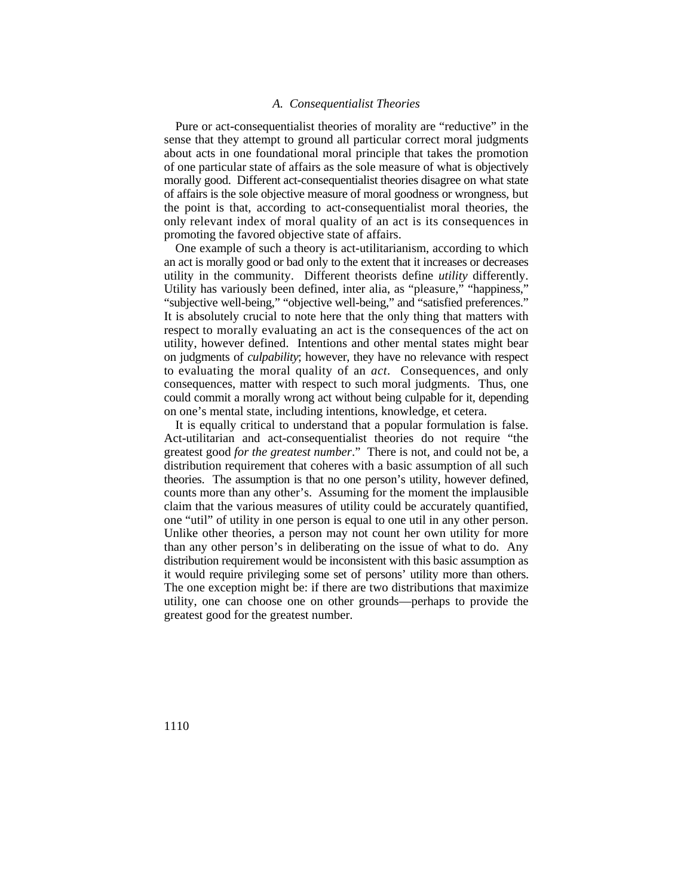### *A. Consequentialist Theories*

Pure or act-consequentialist theories of morality are "reductive" in the sense that they attempt to ground all particular correct moral judgments about acts in one foundational moral principle that takes the promotion of one particular state of affairs as the sole measure of what is objectively morally good. Different act-consequentialist theories disagree on what state of affairs is the sole objective measure of moral goodness or wrongness, but the point is that, according to act-consequentialist moral theories, the only relevant index of moral quality of an act is its consequences in promoting the favored objective state of affairs.

One example of such a theory is act-utilitarianism, according to which an act is morally good or bad only to the extent that it increases or decreases utility in the community. Different theorists define *utility* differently. Utility has variously been defined, inter alia, as "pleasure," "happiness," "subjective well-being," "objective well-being," and "satisfied preferences." It is absolutely crucial to note here that the only thing that matters with respect to morally evaluating an act is the consequences of the act on utility, however defined. Intentions and other mental states might bear on judgments of *culpability*; however, they have no relevance with respect to evaluating the moral quality of an *act*. Consequences, and only consequences, matter with respect to such moral judgments. Thus, one could commit a morally wrong act without being culpable for it, depending on one's mental state, including intentions, knowledge, et cetera.

It is equally critical to understand that a popular formulation is false. Act-utilitarian and act-consequentialist theories do not require "the greatest good *for the greatest number*." There is not, and could not be, a distribution requirement that coheres with a basic assumption of all such theories. The assumption is that no one person's utility, however defined, counts more than any other's. Assuming for the moment the implausible claim that the various measures of utility could be accurately quantified, one "util" of utility in one person is equal to one util in any other person. Unlike other theories, a person may not count her own utility for more than any other person's in deliberating on the issue of what to do. Any distribution requirement would be inconsistent with this basic assumption as it would require privileging some set of persons' utility more than others. The one exception might be: if there are two distributions that maximize utility, one can choose one on other grounds—perhaps to provide the greatest good for the greatest number.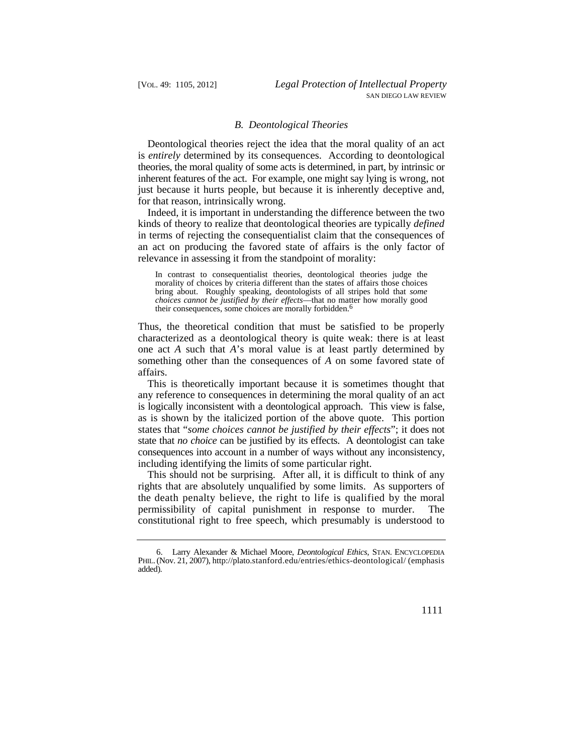### B. Deontological Theories

Deontological theories reject the idea that the moral quality of an act is *entirely* determined by its consequences. According to deontological theories, the moral quality of some acts is determined, in part, by intrinsic or inherent features of the act. For example, one might say lying is wrong, not just because it hurts people, but because it is inherently deceptive and, for that reason, intrinsically wrong.

Indeed, it is important in understanding the difference between the two kinds of theory to realize that deontological theories are typically *defined* in terms of rejecting the consequentialist claim that the consequences of an act on producing the favored state of affairs is the only factor of relevance in assessing it from the standpoint of morality:

> In contrast to consequentialist theories, deontological theories judge the morality of choices by criteria different than the states of affairs those choices bring about. Roughly speaking, deontologists of all stripes hold that *some choices cannot be justified by their effects*—that no matter how morally good their consequences, some choices are morally forbidden.[6]

Thus, the theoretical condition that must be satisfied to be properly characterized as a deontological theory is quite weak: there is at least one act *A* such that *A*'s moral value is at least partly determined by something other than the consequences of *A* on some favored state of affairs.

This is theoretically important because it is sometimes thought that any reference to consequences in determining the moral quality of an act is logically inconsistent with a deontological approach. This view is false, as is shown by the italicized portion of the above quote. This portion states that "*some choices cannot be justified by their effects*"; it does not state that *no choice* can be justified by its effects. A deontologist can take consequences into account in a number of ways without any inconsistency, including identifying the limits of some particular right.

This should not be surprising. After all, it is difficult to think of any rights that are absolutely unqualified by some limits. As supporters of the death penalty believe, the right to life is qualified by the moral permissibility of capital punishment in response to murder. The constitutional right to free speech, which presumably is understood to

---

6. Larry Alexander & Michael Moore, *Deontological Ethics*, STAN. ENCYCLOPEDIA PHIL. (Nov. 21, 2007), http://plato.stanford.edu/entries/ethics-deontological/ (emphasis added).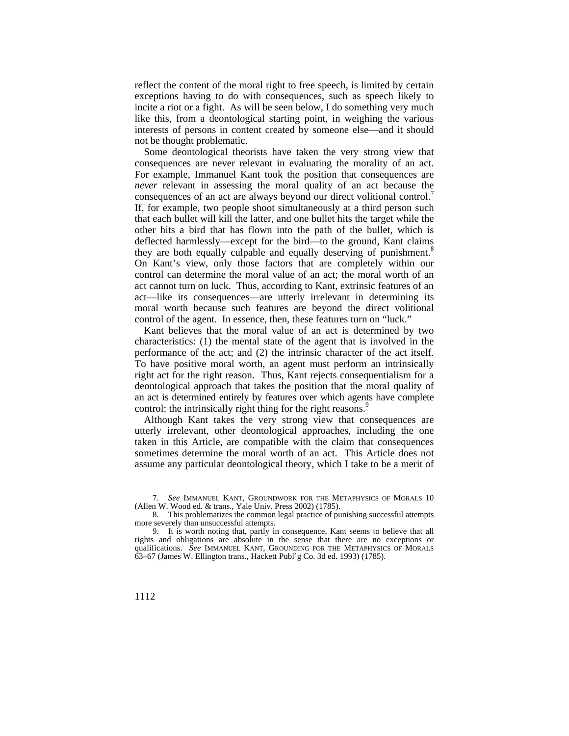reflect the content of the moral right to free speech, is limited by certain exceptions having to do with consequences, such as speech likely to incite a riot or a fight. As will be seen below, I do something very much like this, from a deontological starting point, in weighing the various interests of persons in content created by someone else—and it should not be thought problematic.

Some deontological theorists have taken the very strong view that consequences are never relevant in evaluating the morality of an act. For example, Immanuel Kant took the position that consequences are *never* relevant in assessing the moral quality of an act because the consequences of an act are always beyond our direct volitional control.[7] If, for example, two people shoot simultaneously at a third person such that each bullet will kill the latter, and one bullet hits the target while the other hits a bird that has flown into the path of the bullet, which is deflected harmlessly—except for the bird—to the ground, Kant claims they are both equally culpable and equally deserving of punishment.[8] On Kant's view, only those factors that are completely within our control can determine the moral value of an act; the moral worth of an act cannot turn on luck. Thus, according to Kant, extrinsic features of an act—like its consequences—are utterly irrelevant in determining its moral worth because such features are beyond the direct volitional control of the agent. In essence, then, these features turn on "luck."

Kant believes that the moral value of an act is determined by two characteristics: (1) the mental state of the agent that is involved in the performance of the act; and (2) the intrinsic character of the act itself. To have positive moral worth, an agent must perform an intrinsically right act for the right reason. Thus, Kant rejects consequentialism for a deontological approach that takes the position that the moral quality of an act is determined entirely by features over which agents have complete control: the intrinsically right thing for the right reasons.[9]

Although Kant takes the very strong view that consequences are utterly irrelevant, other deontological approaches, including the one taken in this Article, are compatible with the claim that consequences sometimes determine the moral worth of an act. This Article does not assume any particular deontological theory, which I take to be a merit of

---

7. *See* IMMANUEL KANT, GROUNDWORK FOR THE METAPHYSICS OF MORALS 10 (Allen W. Wood ed. & trans., Yale Univ. Press 2002) (1785).

8. This problematizes the common legal practice of punishing successful attempts more severely than unsuccessful attempts.

9. It is worth noting that, partly in consequence, Kant seems to believe that all rights and obligations are absolute in the sense that there are no exceptions or qualifications. *See* IMMANUEL KANT, GROUNDING FOR THE METAPHYSICS OF MORALS 63–67 (James W. Ellington trans., Hackett Publ'g Co. 3d ed. 1993) (1785).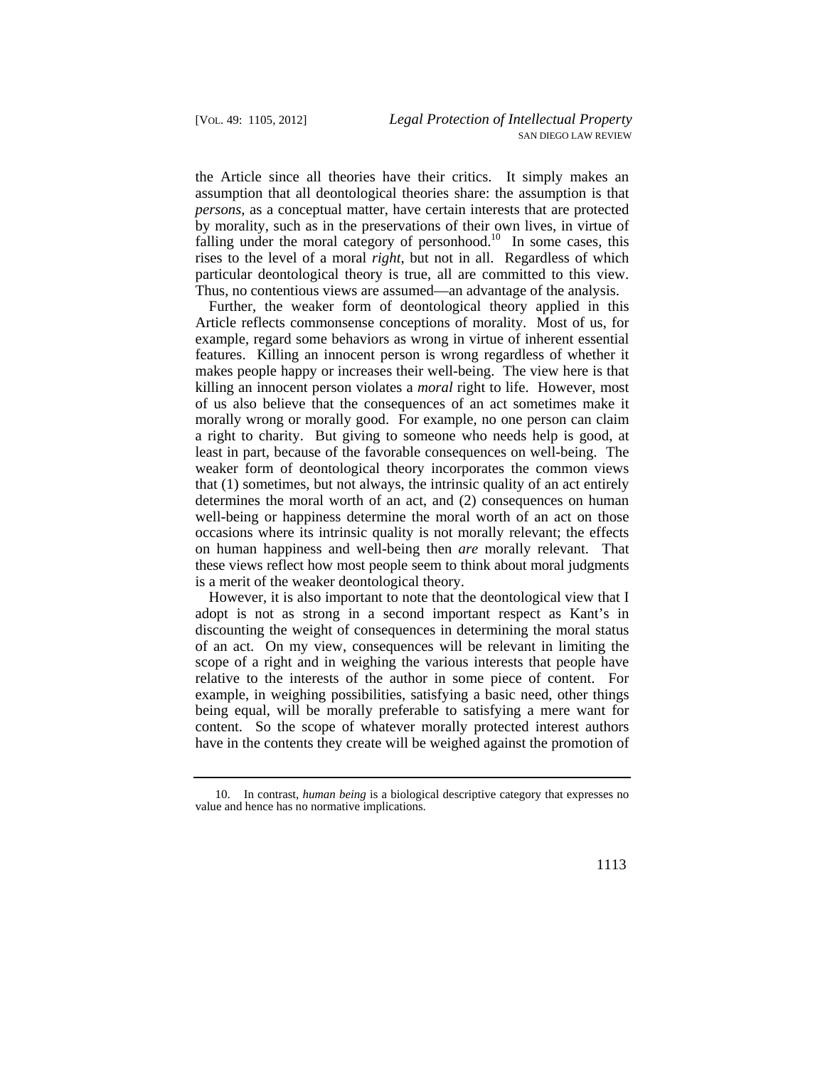the Article since all theories have their critics. It simply makes an assumption that all deontological theories share: the assumption is that *persons*, as a conceptual matter, have certain interests that are protected by morality, such as in the preservations of their own lives, in virtue of falling under the moral category of personhood.[10] In some cases, this rises to the level of a moral *right*, but not in all. Regardless of which particular deontological theory is true, all are committed to this view. Thus, no contentious views are assumed—an advantage of the analysis.

Further, the weaker form of deontological theory applied in this Article reflects commonsense conceptions of morality. Most of us, for example, regard some behaviors as wrong in virtue of inherent essential features. Killing an innocent person is wrong regardless of whether it makes people happy or increases their well-being. The view here is that killing an innocent person violates a *moral* right to life. However, most of us also believe that the consequences of an act sometimes make it morally wrong or morally good. For example, no one person can claim a right to charity. But giving to someone who needs help is good, at least in part, because of the favorable consequences on well-being. The weaker form of deontological theory incorporates the common views that (1) sometimes, but not always, the intrinsic quality of an act entirely determines the moral worth of an act, and (2) consequences on human well-being or happiness determine the moral worth of an act on those occasions where its intrinsic quality is not morally relevant; the effects on human happiness and well-being then *are* morally relevant. That these views reflect how most people seem to think about moral judgments is a merit of the weaker deontological theory.

However, it is also important to note that the deontological view that I adopt is not as strong in a second important respect as Kant's in discounting the weight of consequences in determining the moral status of an act. On my view, consequences will be relevant in limiting the scope of a right and in weighing the various interests that people have relative to the interests of the author in some piece of content. For example, in weighing possibilities, satisfying a basic need, other things being equal, will be morally preferable to satisfying a mere want for content. So the scope of whatever morally protected interest authors have in the contents they create will be weighed against the promotion of

---

10. In contrast, *human being* is a biological descriptive category that expresses no value and hence has no normative implications.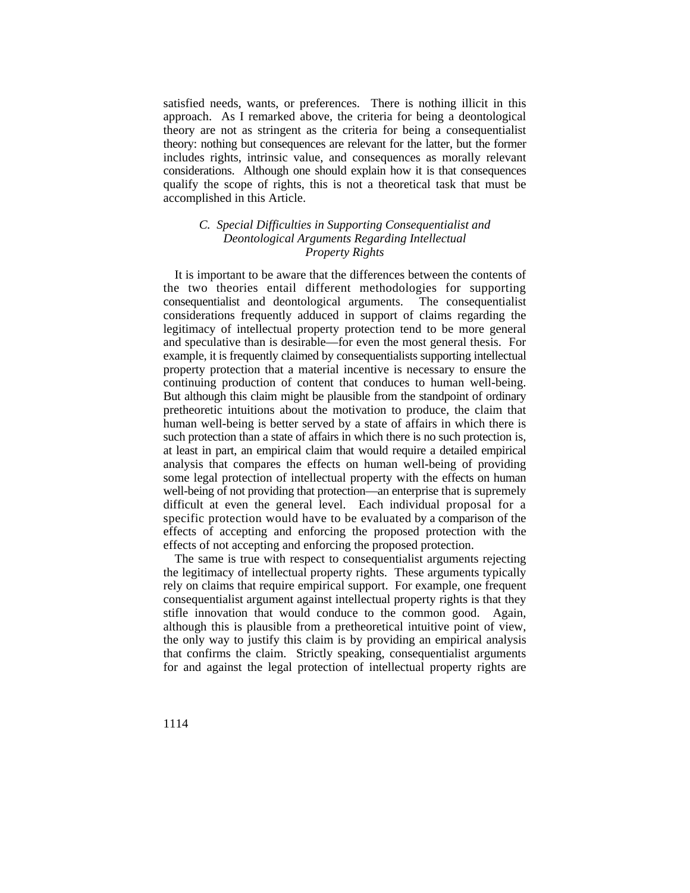satisfied needs, wants, or preferences. There is nothing illicit in this approach. As I remarked above, the criteria for being a deontological theory are not as stringent as the criteria for being a consequentialist theory: nothing but consequences are relevant for the latter, but the former includes rights, intrinsic value, and consequences as morally relevant considerations. Although one should explain how it is that consequences qualify the scope of rights, this is not a theoretical task that must be accomplished in this Article.

### *C. Special Difficulties in Supporting Consequentialist and Deontological Arguments Regarding Intellectual Property Rights*

It is important to be aware that the differences between the contents of the two theories entail different methodologies for supporting consequentialist and deontological arguments. The consequentialist considerations frequently adduced in support of claims regarding the legitimacy of intellectual property protection tend to be more general and speculative than is desirable—for even the most general thesis. For example, it is frequently claimed by consequentialists supporting intellectual property protection that a material incentive is necessary to ensure the continuing production of content that conduces to human well-being. But although this claim might be plausible from the standpoint of ordinary pretheoretic intuitions about the motivation to produce, the claim that human well-being is better served by a state of affairs in which there is such protection than a state of affairs in which there is no such protection is, at least in part, an empirical claim that would require a detailed empirical analysis that compares the effects on human well-being of providing some legal protection of intellectual property with the effects on human well-being of not providing that protection—an enterprise that is supremely difficult at even the general level. Each individual proposal for a specific protection would have to be evaluated by a comparison of the effects of accepting and enforcing the proposed protection with the effects of not accepting and enforcing the proposed protection.

The same is true with respect to consequentialist arguments rejecting the legitimacy of intellectual property rights. These arguments typically rely on claims that require empirical support. For example, one frequent consequentialist argument against intellectual property rights is that they stifle innovation that would conduce to the common good. Again, although this is plausible from a pretheoretical intuitive point of view, the only way to justify this claim is by providing an empirical analysis that confirms the claim. Strictly speaking, consequentialist arguments for and against the legal protection of intellectual property rights are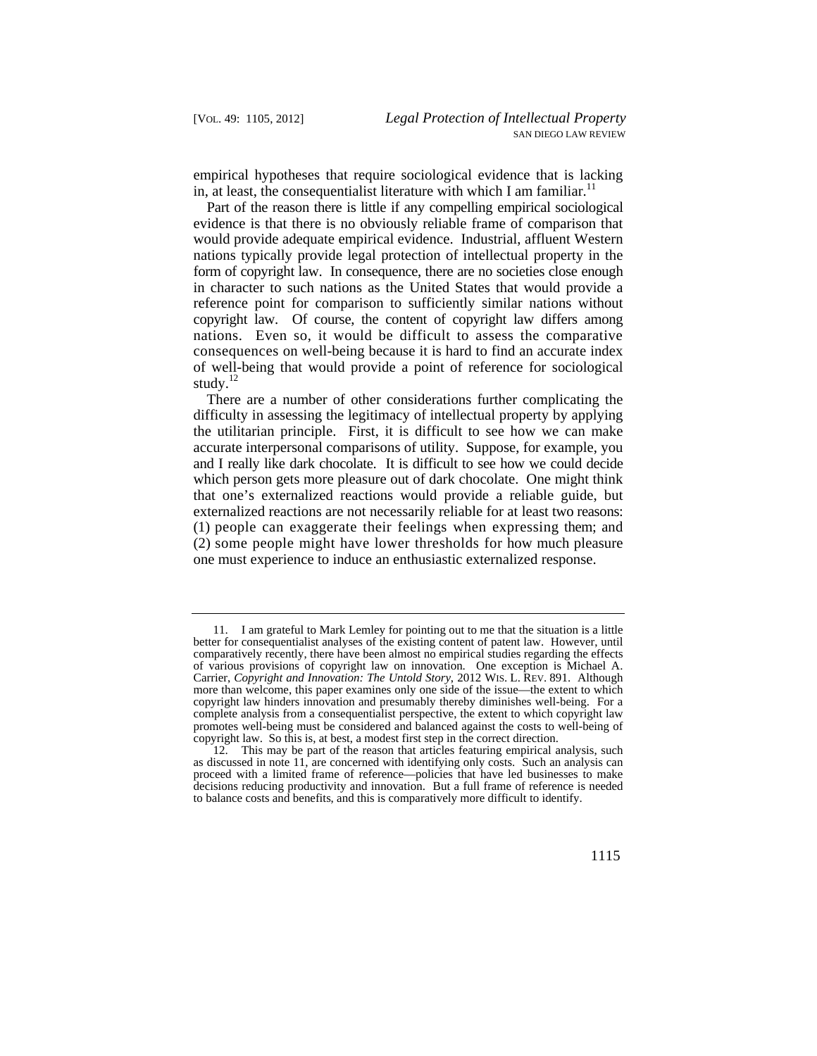empirical hypotheses that require sociological evidence that is lacking in, at least, the consequentialist literature with which I am familiar.[11]

Part of the reason there is little if any compelling empirical sociological evidence is that there is no obviously reliable frame of comparison that would provide adequate empirical evidence. Industrial, affluent Western nations typically provide legal protection of intellectual property in the form of copyright law. In consequence, there are no societies close enough in character to such nations as the United States that would provide a reference point for comparison to sufficiently similar nations without copyright law. Of course, the content of copyright law differs among nations. Even so, it would be difficult to assess the comparative consequences on well-being because it is hard to find an accurate index of well-being that would provide a point of reference for sociological study.[12]

There are a number of other considerations further complicating the difficulty in assessing the legitimacy of intellectual property by applying the utilitarian principle. First, it is difficult to see how we can make accurate interpersonal comparisons of utility. Suppose, for example, you and I really like dark chocolate. It is difficult to see how we could decide which person gets more pleasure out of dark chocolate. One might think that one's externalized reactions would provide a reliable guide, but externalized reactions are not necessarily reliable for at least two reasons: (1) people can exaggerate their feelings when expressing them; and (2) some people might have lower thresholds for how much pleasure one must experience to induce an enthusiastic externalized response.

---

11. I am grateful to Mark Lemley for pointing out to me that the situation is a little better for consequentialist analyses of the existing content of patent law. However, until comparatively recently, there have been almost no empirical studies regarding the effects of various provisions of copyright law on innovation. One exception is Michael A. Carrier, *Copyright and Innovation: The Untold Story*, 2012 WIS. L. REV. 891. Although more than welcome, this paper examines only one side of the issue—the extent to which copyright law hinders innovation and presumably thereby diminishes well-being. For a complete analysis from a consequentialist perspective, the extent to which copyright law promotes well-being must be considered and balanced against the costs to well-being of copyright law. So this is, at best, a modest first step in the correct direction.

12. This may be part of the reason that articles featuring empirical analysis, such as discussed in note 11, are concerned with identifying only costs. Such an analysis can proceed with a limited frame of reference—policies that have led businesses to make decisions reducing productivity and innovation. But a full frame of reference is needed to balance costs and benefits, and this is comparatively more difficult to identify.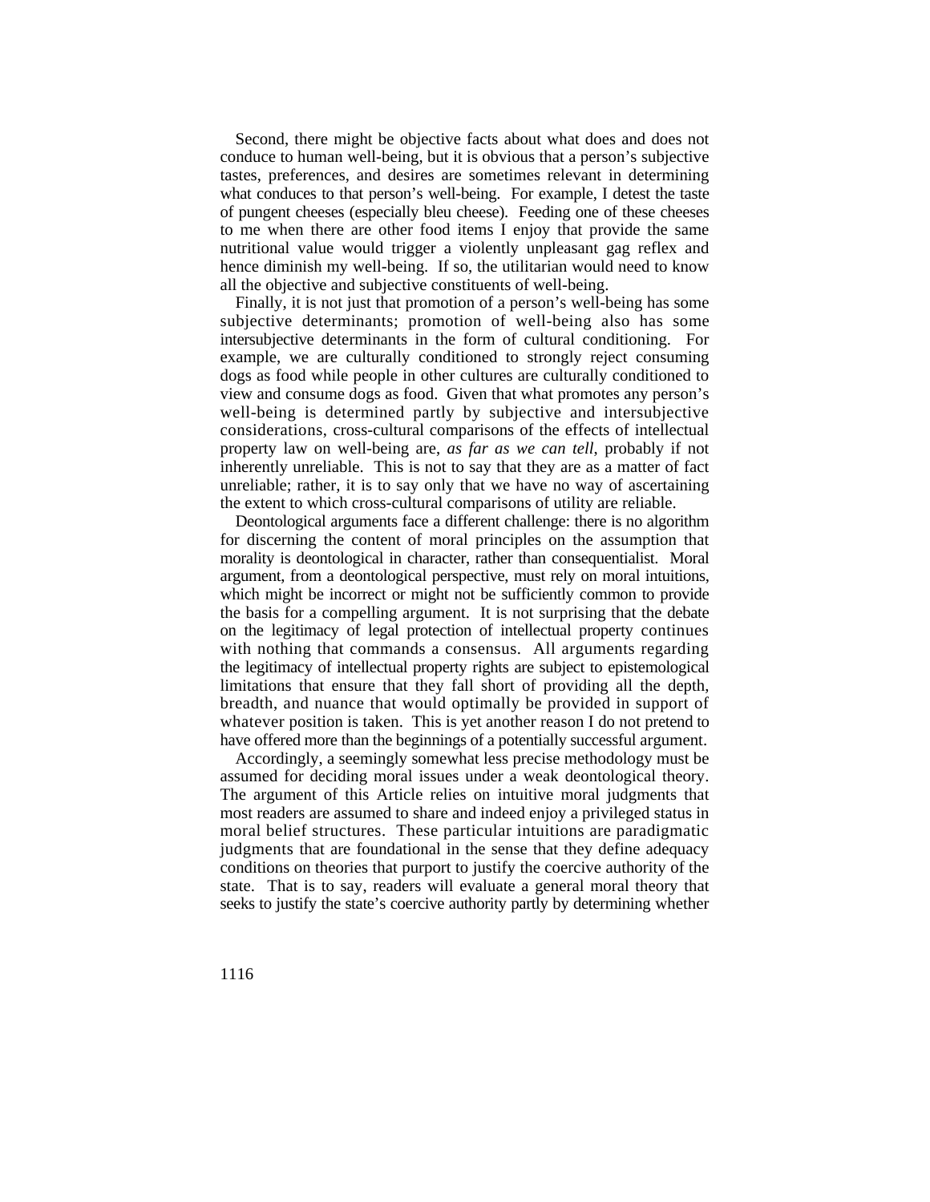Second, there might be objective facts about what does and does not conduce to human well-being, but it is obvious that a person's subjective tastes, preferences, and desires are sometimes relevant in determining what conduces to that person's well-being. For example, I detest the taste of pungent cheeses (especially bleu cheese). Feeding one of these cheeses to me when there are other food items I enjoy that provide the same nutritional value would trigger a violently unpleasant gag reflex and hence diminish my well-being. If so, the utilitarian would need to know all the objective and subjective constituents of well-being.

Finally, it is not just that promotion of a person's well-being has some subjective determinants; promotion of well-being also has some intersubjective determinants in the form of cultural conditioning. For example, we are culturally conditioned to strongly reject consuming dogs as food while people in other cultures are culturally conditioned to view and consume dogs as food. Given that what promotes any person's well-being is determined partly by subjective and intersubjective considerations, cross-cultural comparisons of the effects of intellectual property law on well-being are, *as far as we can tell*, probably if not inherently unreliable. This is not to say that they are as a matter of fact unreliable; rather, it is to say only that we have no way of ascertaining the extent to which cross-cultural comparisons of utility are reliable.

Deontological arguments face a different challenge: there is no algorithm for discerning the content of moral principles on the assumption that morality is deontological in character, rather than consequentialist. Moral argument, from a deontological perspective, must rely on moral intuitions, which might be incorrect or might not be sufficiently common to provide the basis for a compelling argument. It is not surprising that the debate on the legitimacy of legal protection of intellectual property continues with nothing that commands a consensus. All arguments regarding the legitimacy of intellectual property rights are subject to epistemological limitations that ensure that they fall short of providing all the depth, breadth, and nuance that would optimally be provided in support of whatever position is taken. This is yet another reason I do not pretend to have offered more than the beginnings of a potentially successful argument.

Accordingly, a seemingly somewhat less precise methodology must be assumed for deciding moral issues under a weak deontological theory. The argument of this Article relies on intuitive moral judgments that most readers are assumed to share and indeed enjoy a privileged status in moral belief structures. These particular intuitions are paradigmatic judgments that are foundational in the sense that they define adequacy conditions on theories that purport to justify the coercive authority of the state. That is to say, readers will evaluate a general moral theory that seeks to justify the state's coercive authority partly by determining whether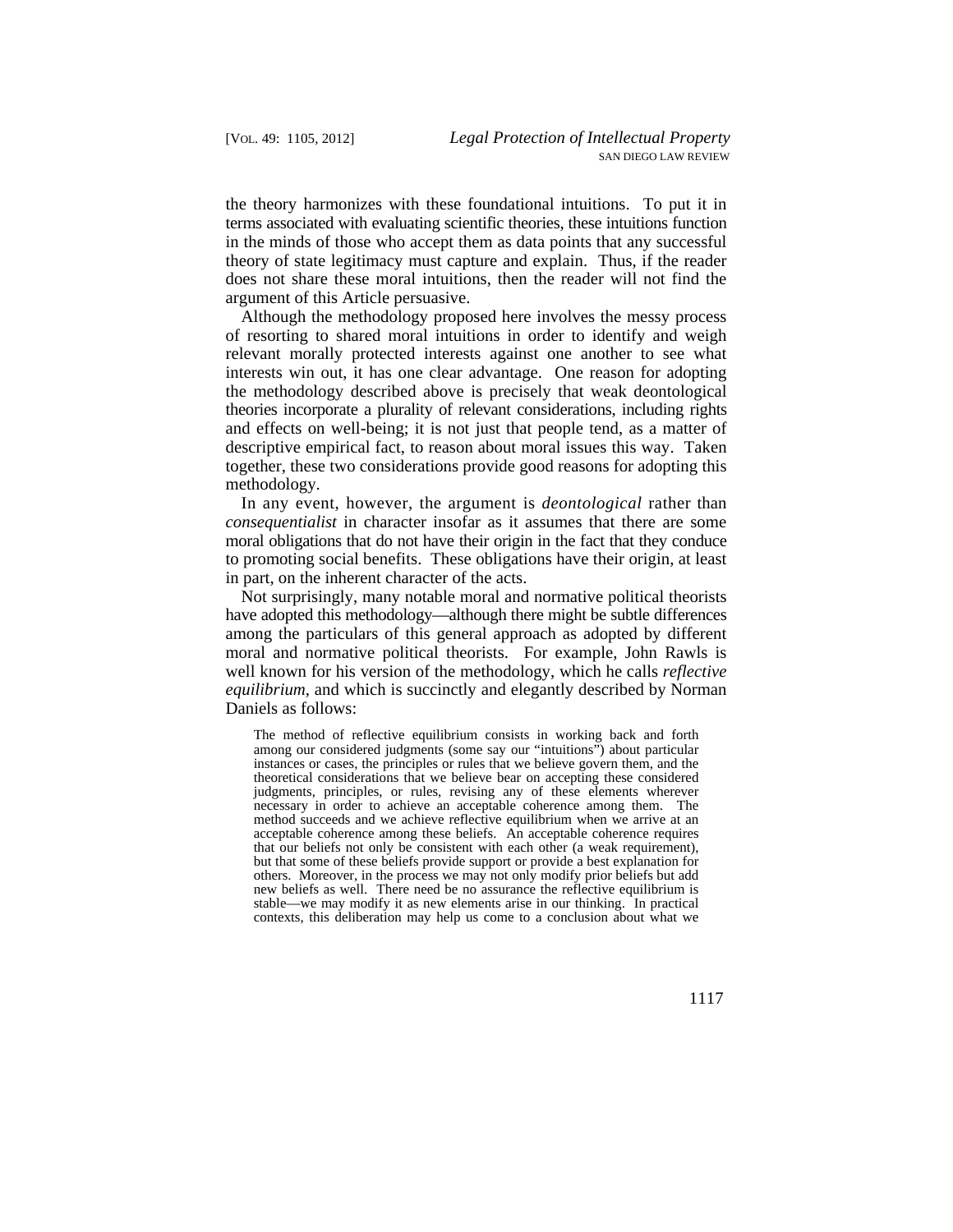the theory harmonizes with these foundational intuitions. To put it in terms associated with evaluating scientific theories, these intuitions function in the minds of those who accept them as data points that any successful theory of state legitimacy must capture and explain. Thus, if the reader does not share these moral intuitions, then the reader will not find the argument of this Article persuasive.

Although the methodology proposed here involves the messy process of resorting to shared moral intuitions in order to identify and weigh relevant morally protected interests against one another to see what interests win out, it has one clear advantage. One reason for adopting the methodology described above is precisely that weak deontological theories incorporate a plurality of relevant considerations, including rights and effects on well-being; it is not just that people tend, as a matter of descriptive empirical fact, to reason about moral issues this way. Taken together, these two considerations provide good reasons for adopting this methodology.

In any event, however, the argument is *deontological* rather than *consequentialist* in character insofar as it assumes that there are some moral obligations that do not have their origin in the fact that they conduce to promoting social benefits. These obligations have their origin, at least in part, on the inherent character of the acts.

Not surprisingly, many notable moral and normative political theorists have adopted this methodology—although there might be subtle differences among the particulars of this general approach as adopted by different moral and normative political theorists. For example, John Rawls is well known for his version of the methodology, which he calls *reflective equilibrium*, and which is succinctly and elegantly described by Norman Daniels as follows:

> The method of reflective equilibrium consists in working back and forth among our considered judgments (some say our "intuitions") about particular instances or cases, the principles or rules that we believe govern them, and the theoretical considerations that we believe bear on accepting these considered judgments, principles, or rules, revising any of these elements wherever necessary in order to achieve an acceptable coherence among them. The method succeeds and we achieve reflective equilibrium when we arrive at an acceptable coherence among these beliefs. An acceptable coherence requires that our beliefs not only be consistent with each other (a weak requirement), but that some of these beliefs provide support or provide a best explanation for others. Moreover, in the process we may not only modify prior beliefs but add new beliefs as well. There need be no assurance the reflective equilibrium is stable—we may modify it as new elements arise in our thinking. In practical contexts, this deliberation may help us come to a conclusion about what we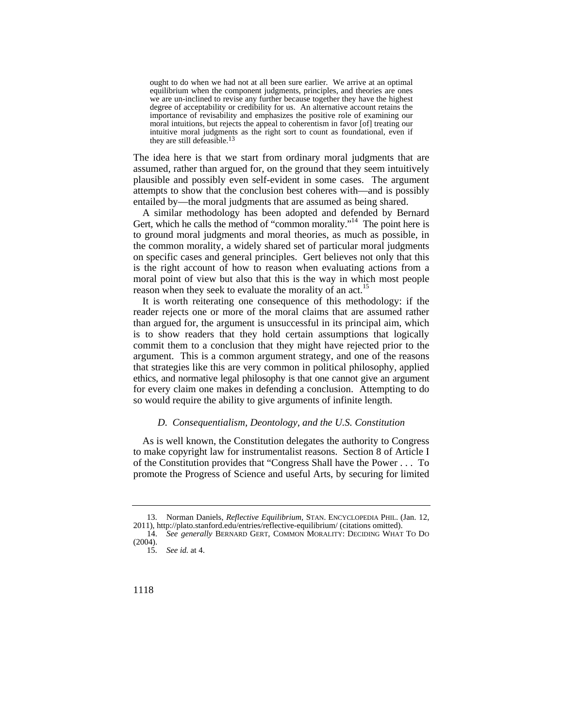> ought to do when we had not at all been sure earlier. We arrive at an optimal equilibrium when the component judgments, principles, and theories are ones we are un-inclined to revise any further because together they have the highest degree of acceptability or credibility for us. An alternative account retains the importance of revisability and emphasizes the positive role of examining our moral intuitions, but rejects the appeal to coherentism in favor [of] treating our intuitive moral judgments as the right sort to count as foundational, even if they are still defeasible.[13]

The idea here is that we start from ordinary moral judgments that are assumed, rather than argued for, on the ground that they seem intuitively plausible and possibly even self-evident in some cases. The argument attempts to show that the conclusion best coheres with—and is possibly entailed by—the moral judgments that are assumed as being shared.

A similar methodology has been adopted and defended by Bernard Gert, which he calls the method of "common morality."[14] The point here is to ground moral judgments and moral theories, as much as possible, in the common morality, a widely shared set of particular moral judgments on specific cases and general principles. Gert believes not only that this is the right account of how to reason when evaluating actions from a moral point of view but also that this is the way in which most people reason when they seek to evaluate the morality of an act.[15]

It is worth reiterating one consequence of this methodology: if the reader rejects one or more of the moral claims that are assumed rather than argued for, the argument is unsuccessful in its principal aim, which is to show readers that they hold certain assumptions that logically commit them to a conclusion that they might have rejected prior to the argument. This is a common argument strategy, and one of the reasons that strategies like this are very common in political philosophy, applied ethics, and normative legal philosophy is that one cannot give an argument for every claim one makes in defending a conclusion. Attempting to do so would require the ability to give arguments of infinite length.

### *D. Consequentialism, Deontology, and the U.S. Constitution*

As is well known, the Constitution delegates the authority to Congress to make copyright law for instrumentalist reasons. Section 8 of Article I of the Constitution provides that "Congress Shall have the Power . . . To promote the Progress of Science and useful Arts, by securing for limited

---

13. Norman Daniels, *Reflective Equilibrium*, STAN. ENCYCLOPEDIA PHIL. (Jan. 12, 2011), http://plato.stanford.edu/entries/reflective-equilibrium/ (citations omitted).

14. *See generally* BERNARD GERT, COMMON MORALITY: DECIDING WHAT TO DO (2004).

15. *See id.* at 4.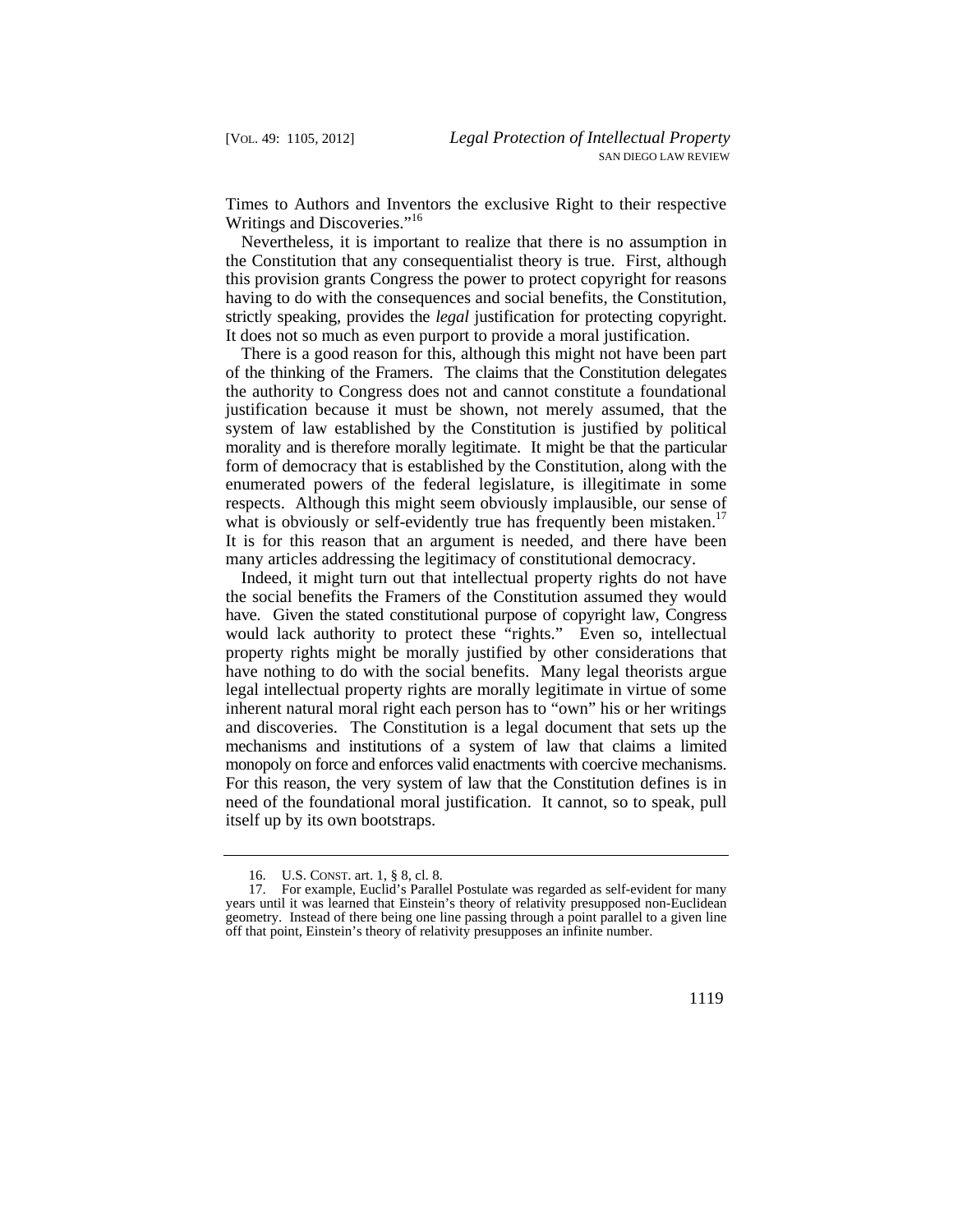Times to Authors and Inventors the exclusive Right to their respective Writings and Discoveries."[16]

Nevertheless, it is important to realize that there is no assumption in the Constitution that any consequentialist theory is true. First, although this provision grants Congress the power to protect copyright for reasons having to do with the consequences and social benefits, the Constitution, strictly speaking, provides the *legal* justification for protecting copyright. It does not so much as even purport to provide a moral justification.

There is a good reason for this, although this might not have been part of the thinking of the Framers. The claims that the Constitution delegates the authority to Congress does not and cannot constitute a foundational justification because it must be shown, not merely assumed, that the system of law established by the Constitution is justified by political morality and is therefore morally legitimate. It might be that the particular form of democracy that is established by the Constitution, along with the enumerated powers of the federal legislature, is illegitimate in some respects. Although this might seem obviously implausible, our sense of what is obviously or self-evidently true has frequently been mistaken.[17] It is for this reason that an argument is needed, and there have been many articles addressing the legitimacy of constitutional democracy.

Indeed, it might turn out that intellectual property rights do not have the social benefits the Framers of the Constitution assumed they would have. Given the stated constitutional purpose of copyright law, Congress would lack authority to protect these "rights." Even so, intellectual property rights might be morally justified by other considerations that have nothing to do with the social benefits. Many legal theorists argue legal intellectual property rights are morally legitimate in virtue of some inherent natural moral right each person has to "own" his or her writings and discoveries. The Constitution is a legal document that sets up the mechanisms and institutions of a system of law that claims a limited monopoly on force and enforces valid enactments with coercive mechanisms. For this reason, the very system of law that the Constitution defines is in need of the foundational moral justification. It cannot, so to speak, pull itself up by its own bootstraps.

---

16. U.S. CONST. art. 1, § 8, cl. 8.

17. For example, Euclid's Parallel Postulate was regarded as self-evident for many years until it was learned that Einstein's theory of relativity presupposed non-Euclidean geometry. Instead of there being one line passing through a point parallel to a given line off that point, Einstein's theory of relativity presupposes an infinite number.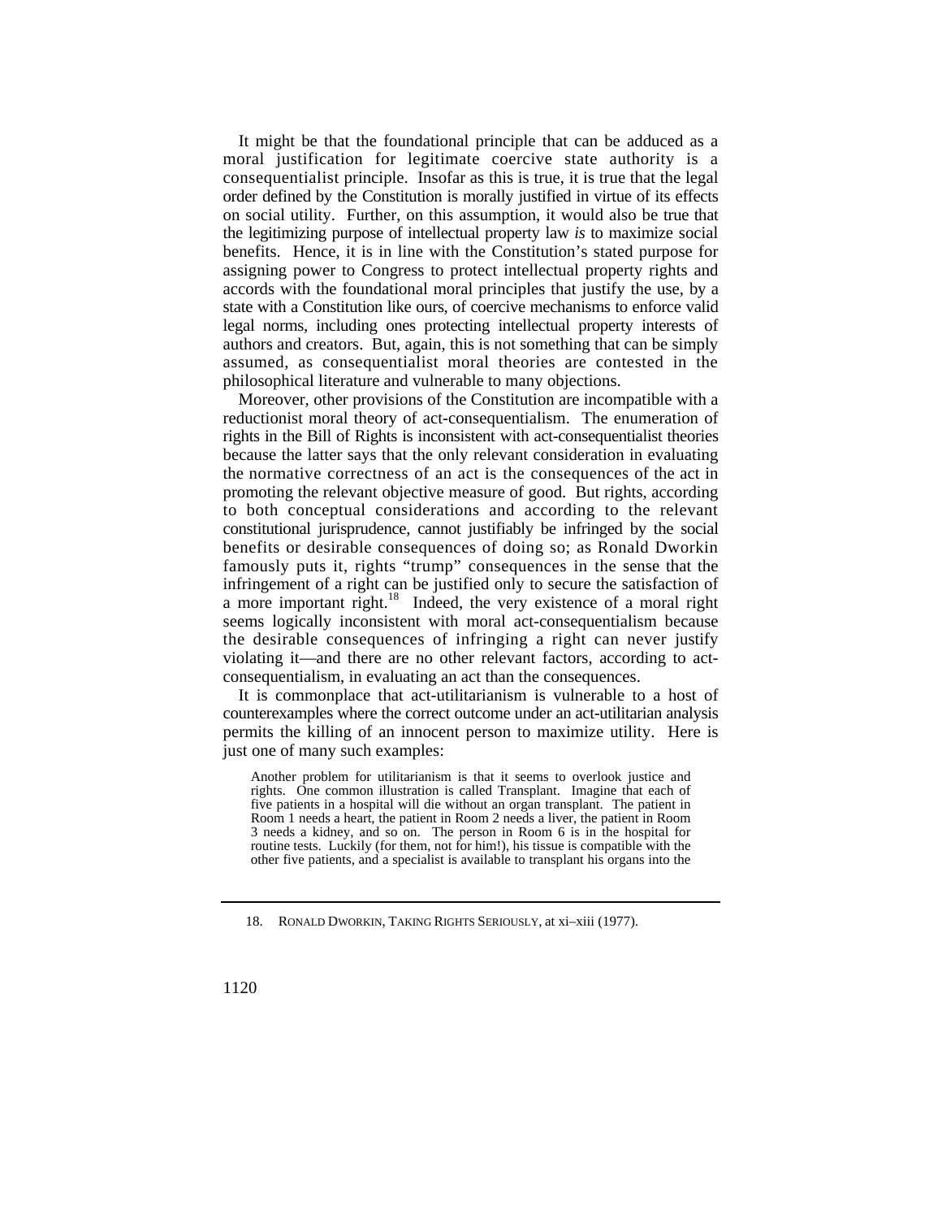It might be that the foundational principle that can be adduced as a moral justification for legitimate coercive state authority is a consequentialist principle. Insofar as this is true, it is true that the legal order defined by the Constitution is morally justified in virtue of its effects on social utility. Further, on this assumption, it would also be true that the legitimizing purpose of intellectual property law *is* to maximize social benefits. Hence, it is in line with the Constitution's stated purpose for assigning power to Congress to protect intellectual property rights and accords with the foundational moral principles that justify the use, by a state with a Constitution like ours, of coercive mechanisms to enforce valid legal norms, including ones protecting intellectual property interests of authors and creators. But, again, this is not something that can be simply assumed, as consequentialist moral theories are contested in the philosophical literature and vulnerable to many objections.

Moreover, other provisions of the Constitution are incompatible with a reductionist moral theory of act-consequentialism. The enumeration of rights in the Bill of Rights is inconsistent with act-consequentialist theories because the latter says that the only relevant consideration in evaluating the normative correctness of an act is the consequences of the act in promoting the relevant objective measure of good. But rights, according to both conceptual considerations and according to the relevant constitutional jurisprudence, cannot justifiably be infringed by the social benefits or desirable consequences of doing so; as Ronald Dworkin famously puts it, rights "trump" consequences in the sense that the infringement of a right can be justified only to secure the satisfaction of a more important right.[18] Indeed, the very existence of a moral right seems logically inconsistent with moral act-consequentialism because the desirable consequences of infringing a right can never justify violating it—and there are no other relevant factors, according to act-consequentialism, in evaluating an act than the consequences.

It is commonplace that act-utilitarianism is vulnerable to a host of counterexamples where the correct outcome under an act-utilitarian analysis permits the killing of an innocent person to maximize utility. Here is just one of many such examples:

> Another problem for utilitarianism is that it seems to overlook justice and rights. One common illustration is called Transplant. Imagine that each of five patients in a hospital will die without an organ transplant. The patient in Room 1 needs a heart, the patient in Room 2 needs a liver, the patient in Room 3 needs a kidney, and so on. The person in Room 6 is in the hospital for routine tests. Luckily (for them, not for him!), his tissue is compatible with the other five patients, and a specialist is available to transplant his organs into the

---

18. RONALD DWORKIN, TAKING RIGHTS SERIOUSLY, at xi–xiii (1977).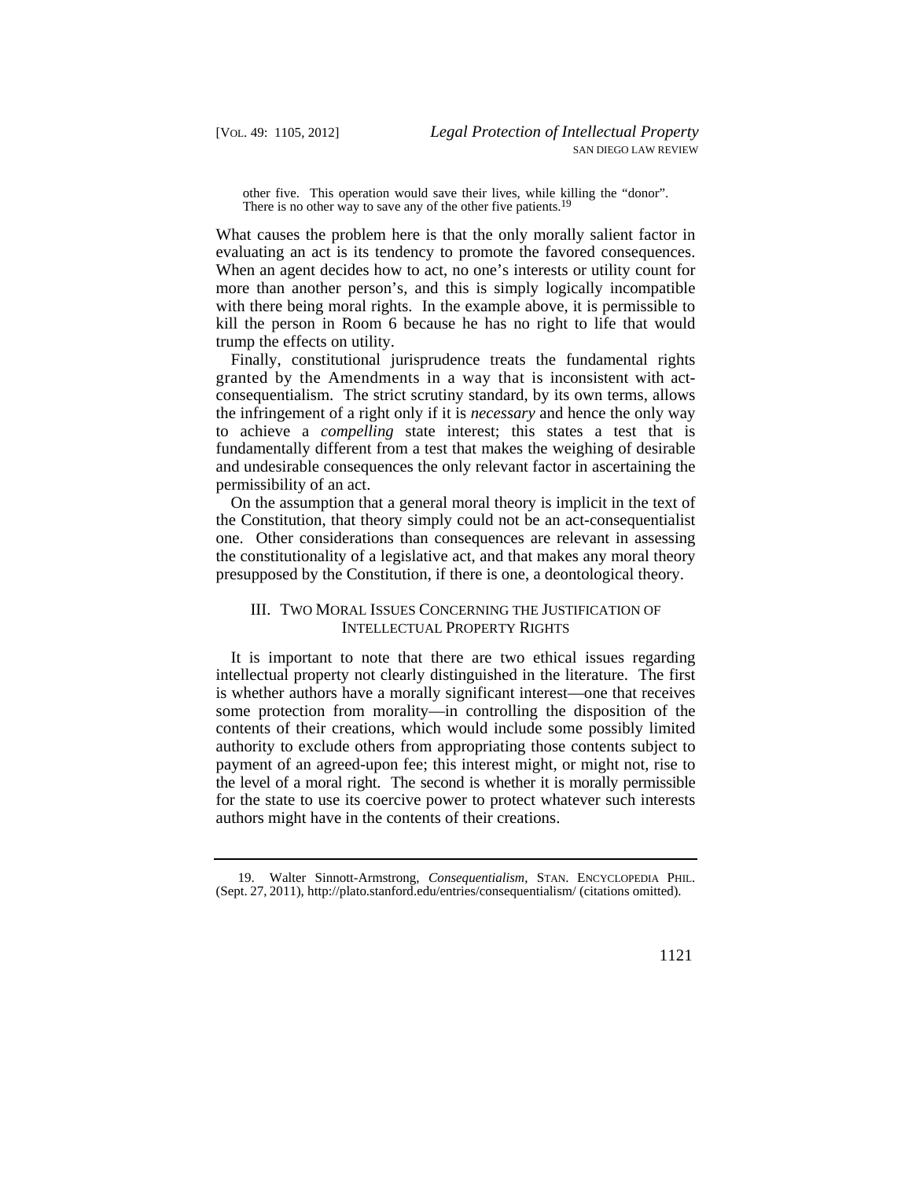> other five. This operation would save their lives, while killing the "donor". There is no other way to save any of the other five patients.[19]

What causes the problem here is that the only morally salient factor in evaluating an act is its tendency to promote the favored consequences. When an agent decides how to act, no one's interests or utility count for more than another person's, and this is simply logically incompatible with there being moral rights. In the example above, it is permissible to kill the person in Room 6 because he has no right to life that would trump the effects on utility.

Finally, constitutional jurisprudence treats the fundamental rights granted by the Amendments in a way that is inconsistent with act-consequentialism. The strict scrutiny standard, by its own terms, allows the infringement of a right only if it is *necessary* and hence the only way to achieve a *compelling* state interest; this states a test that is fundamentally different from a test that makes the weighing of desirable and undesirable consequences the only relevant factor in ascertaining the permissibility of an act.

On the assumption that a general moral theory is implicit in the text of the Constitution, that theory simply could not be an act-consequentialist one. Other considerations than consequences are relevant in assessing the constitutionality of a legislative act, and that makes any moral theory presupposed by the Constitution, if there is one, a deontological theory.

## III. Two Moral Issues Concerning the Justification of Intellectual Property Rights

It is important to note that there are two ethical issues regarding intellectual property not clearly distinguished in the literature. The first is whether authors have a morally significant interest—one that receives some protection from morality—in controlling the disposition of the contents of their creations, which would include some possibly limited authority to exclude others from appropriating those contents subject to payment of an agreed-upon fee; this interest might, or might not, rise to the level of a moral right. The second is whether it is morally permissible for the state to use its coercive power to protect whatever such interests authors might have in the contents of their creations.

---

19. Walter Sinnott-Armstrong, *Consequentialism*, STAN. ENCYCLOPEDIA PHIL. (Sept. 27, 2011), http://plato.stanford.edu/entries/consequentialism/ (citations omitted).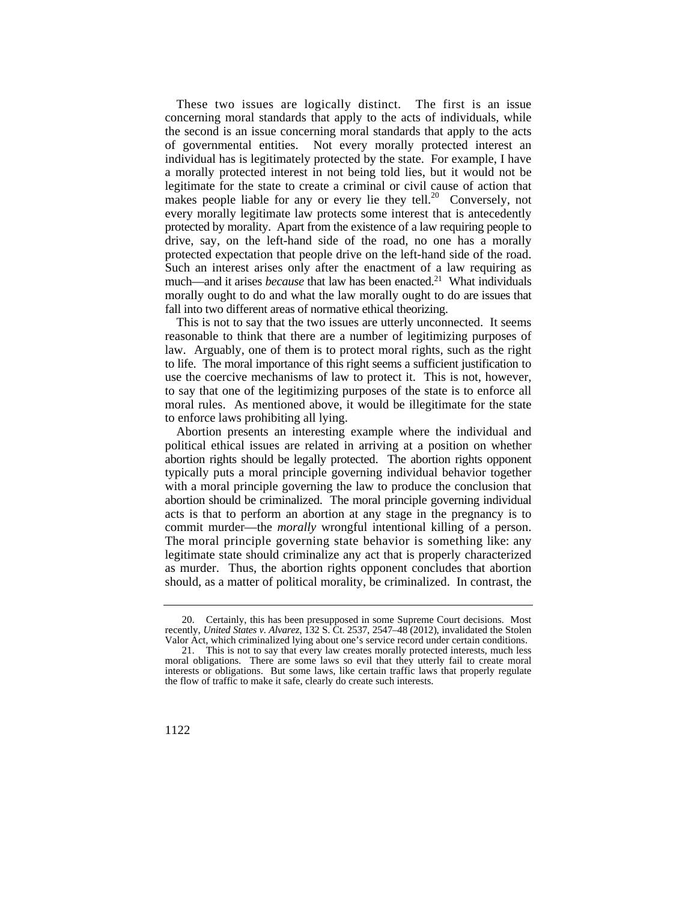These two issues are logically distinct. The first is an issue concerning moral standards that apply to the acts of individuals, while the second is an issue concerning moral standards that apply to the acts of governmental entities. Not every morally protected interest an individual has is legitimately protected by the state. For example, I have a morally protected interest in not being told lies, but it would not be legitimate for the state to create a criminal or civil cause of action that makes people liable for any or every lie they tell.[20] Conversely, not every morally legitimate law protects some interest that is antecedently protected by morality. Apart from the existence of a law requiring people to drive, say, on the left-hand side of the road, no one has a morally protected expectation that people drive on the left-hand side of the road. Such an interest arises only after the enactment of a law requiring as much—and it arises *because* that law has been enacted.[21] What individuals morally ought to do and what the law morally ought to do are issues that fall into two different areas of normative ethical theorizing.

This is not to say that the two issues are utterly unconnected. It seems reasonable to think that there are a number of legitimizing purposes of law. Arguably, one of them is to protect moral rights, such as the right to life. The moral importance of this right seems a sufficient justification to use the coercive mechanisms of law to protect it. This is not, however, to say that one of the legitimizing purposes of the state is to enforce all moral rules. As mentioned above, it would be illegitimate for the state to enforce laws prohibiting all lying.

Abortion presents an interesting example where the individual and political ethical issues are related in arriving at a position on whether abortion rights should be legally protected. The abortion rights opponent typically puts a moral principle governing individual behavior together with a moral principle governing the law to produce the conclusion that abortion should be criminalized. The moral principle governing individual acts is that to perform an abortion at any stage in the pregnancy is to commit murder—the *morally* wrongful intentional killing of a person. The moral principle governing state behavior is something like: any legitimate state should criminalize any act that is properly characterized as murder. Thus, the abortion rights opponent concludes that abortion should, as a matter of political morality, be criminalized. In contrast, the

---

20. Certainly, this has been presupposed in some Supreme Court decisions. Most recently, *United States v. Alvarez*, 132 S. Ct. 2537, 2547–48 (2012), invalidated the Stolen Valor Act, which criminalized lying about one's service record under certain conditions.

21. This is not to say that every law creates morally protected interests, much less moral obligations. There are some laws so evil that they utterly fail to create moral interests or obligations. But some laws, like certain traffic laws that properly regulate the flow of traffic to make it safe, clearly do create such interests.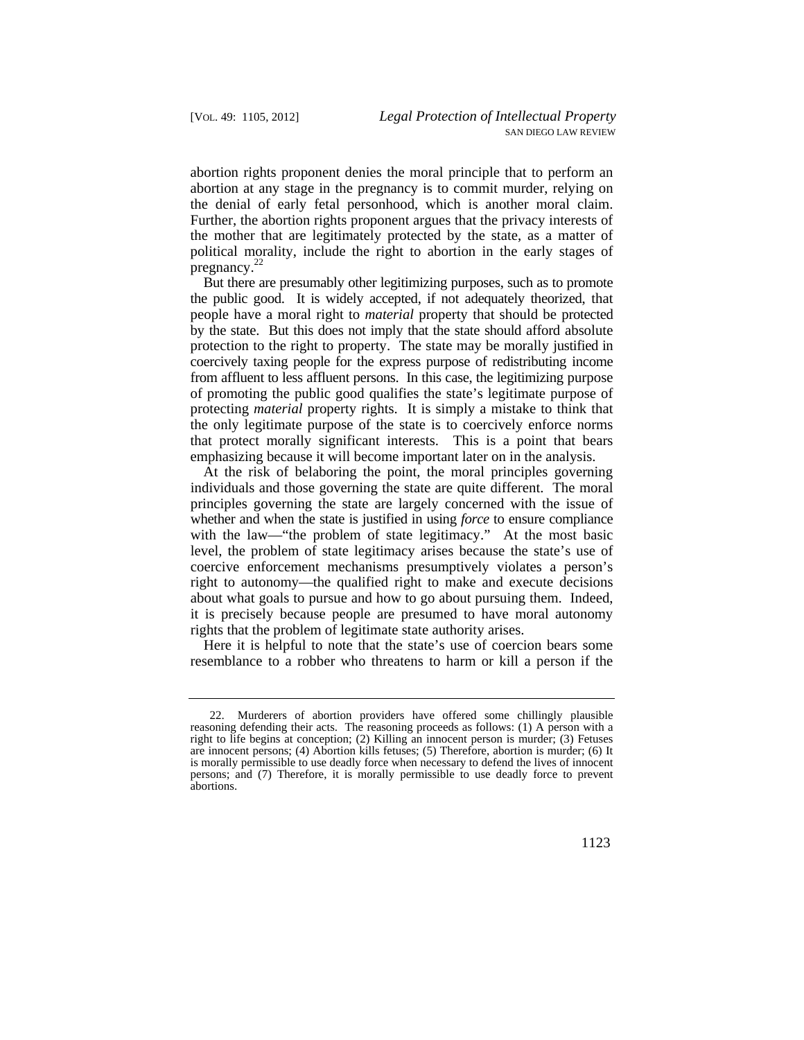abortion rights proponent denies the moral principle that to perform an abortion at any stage in the pregnancy is to commit murder, relying on the denial of early fetal personhood, which is another moral claim. Further, the abortion rights proponent argues that the privacy interests of the mother that are legitimately protected by the state, as a matter of political morality, include the right to abortion in the early stages of pregnancy.[22]

But there are presumably other legitimizing purposes, such as to promote the public good. It is widely accepted, if not adequately theorized, that people have a moral right to *material* property that should be protected by the state. But this does not imply that the state should afford absolute protection to the right to property. The state may be morally justified in coercively taxing people for the express purpose of redistributing income from affluent to less affluent persons. In this case, the legitimizing purpose of promoting the public good qualifies the state's legitimate purpose of protecting *material* property rights. It is simply a mistake to think that the only legitimate purpose of the state is to coercively enforce norms that protect morally significant interests. This is a point that bears emphasizing because it will become important later on in the analysis.

At the risk of belaboring the point, the moral principles governing individuals and those governing the state are quite different. The moral principles governing the state are largely concerned with the issue of whether and when the state is justified in using *force* to ensure compliance with the law—"the problem of state legitimacy." At the most basic level, the problem of state legitimacy arises because the state's use of coercive enforcement mechanisms presumptively violates a person's right to autonomy—the qualified right to make and execute decisions about what goals to pursue and how to go about pursuing them. Indeed, it is precisely because people are presumed to have moral autonomy rights that the problem of legitimate state authority arises.

Here it is helpful to note that the state's use of coercion bears some resemblance to a robber who threatens to harm or kill a person if the

---

22. Murderers of abortion providers have offered some chillingly plausible reasoning defending their acts. The reasoning proceeds as follows: (1) A person with a right to life begins at conception; (2) Killing an innocent person is murder; (3) Fetuses are innocent persons; (4) Abortion kills fetuses; (5) Therefore, abortion is murder; (6) It is morally permissible to use deadly force when necessary to defend the lives of innocent persons; and (7) Therefore, it is morally permissible to use deadly force to prevent abortions.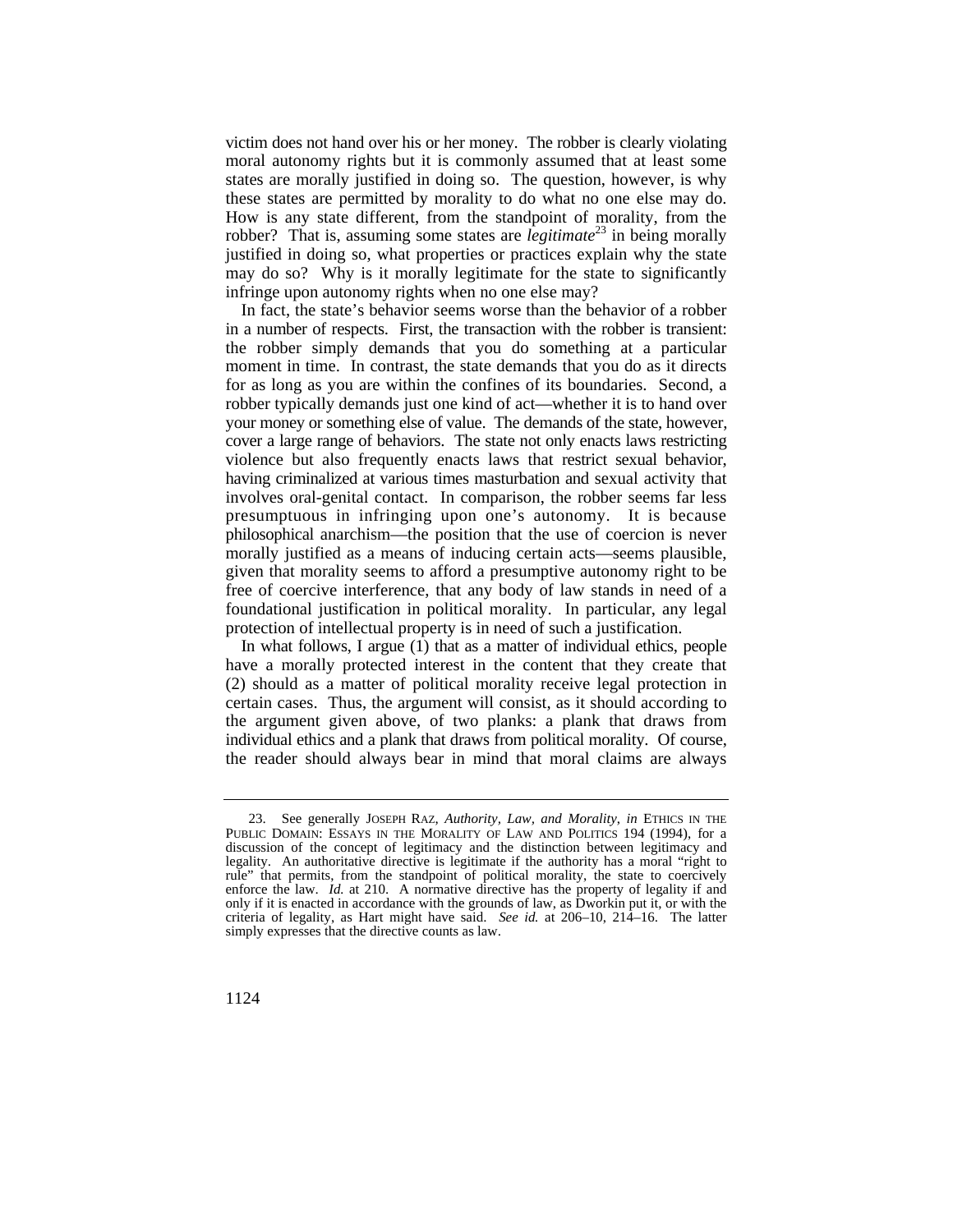victim does not hand over his or her money. The robber is clearly violating moral autonomy rights but it is commonly assumed that at least some states are morally justified in doing so. The question, however, is why these states are permitted by morality to do what no one else may do. How is any state different, from the standpoint of morality, from the robber? That is, assuming some states are *legitimate*[23] in being morally justified in doing so, what properties or practices explain why the state may do so? Why is it morally legitimate for the state to significantly infringe upon autonomy rights when no one else may?

In fact, the state's behavior seems worse than the behavior of a robber in a number of respects. First, the transaction with the robber is transient: the robber simply demands that you do something at a particular moment in time. In contrast, the state demands that you do as it directs for as long as you are within the confines of its boundaries. Second, a robber typically demands just one kind of act—whether it is to hand over your money or something else of value. The demands of the state, however, cover a large range of behaviors. The state not only enacts laws restricting violence but also frequently enacts laws that restrict sexual behavior, having criminalized at various times masturbation and sexual activity that involves oral-genital contact. In comparison, the robber seems far less presumptuous in infringing upon one's autonomy. It is because philosophical anarchism—the position that the use of coercion is never morally justified as a means of inducing certain acts—seems plausible, given that morality seems to afford a presumptive autonomy right to be free of coercive interference, that any body of law stands in need of a foundational justification in political morality. In particular, any legal protection of intellectual property is in need of such a justification.

In what follows, I argue (1) that as a matter of individual ethics, people have a morally protected interest in the content that they create that (2) should as a matter of political morality receive legal protection in certain cases. Thus, the argument will consist, as it should according to the argument given above, of two planks: a plank that draws from individual ethics and a plank that draws from political morality. Of course, the reader should always bear in mind that moral claims are always

---

23. See generally JOSEPH RAZ, *Authority, Law, and Morality*, *in* ETHICS IN THE PUBLIC DOMAIN: ESSAYS IN THE MORALITY OF LAW AND POLITICS 194 (1994), for a discussion of the concept of legitimacy and the distinction between legitimacy and legality. An authoritative directive is legitimate if the authority has a moral "right to rule" that permits, from the standpoint of political morality, the state to coercively enforce the law. *Id.* at 210. A normative directive has the property of legality if and only if it is enacted in accordance with the grounds of law, as Dworkin put it, or with the criteria of legality, as Hart might have said. *See id.* at 206–10, 214–16. The latter simply expresses that the directive counts as law.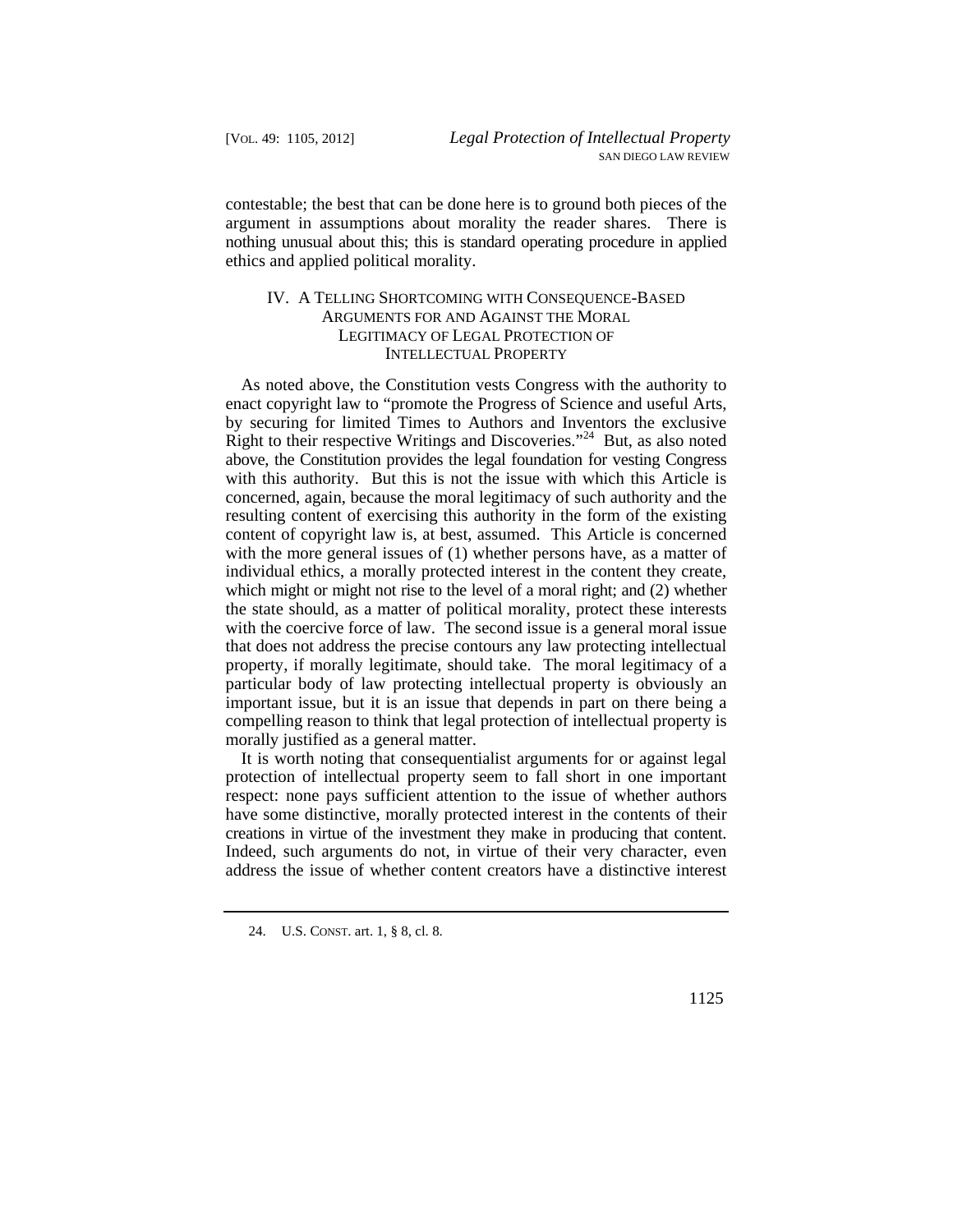contestable; the best that can be done here is to ground both pieces of the argument in assumptions about morality the reader shares. There is nothing unusual about this; this is standard operating procedure in applied ethics and applied political morality.

## IV. A TELLING SHORTCOMING WITH CONSEQUENCE-BASED ARGUMENTS FOR AND AGAINST THE MORAL LEGITIMACY OF LEGAL PROTECTION OF INTELLECTUAL PROPERTY

As noted above, the Constitution vests Congress with the authority to enact copyright law to "promote the Progress of Science and useful Arts, by securing for limited Times to Authors and Inventors the exclusive Right to their respective Writings and Discoveries."[24] But, as also noted above, the Constitution provides the legal foundation for vesting Congress with this authority. But this is not the issue with which this Article is concerned, again, because the moral legitimacy of such authority and the resulting content of exercising this authority in the form of the existing content of copyright law is, at best, assumed. This Article is concerned with the more general issues of (1) whether persons have, as a matter of individual ethics, a morally protected interest in the content they create, which might or might not rise to the level of a moral right; and (2) whether the state should, as a matter of political morality, protect these interests with the coercive force of law. The second issue is a general moral issue that does not address the precise contours any law protecting intellectual property, if morally legitimate, should take. The moral legitimacy of a particular body of law protecting intellectual property is obviously an important issue, but it is an issue that depends in part on there being a compelling reason to think that legal protection of intellectual property is morally justified as a general matter.

It is worth noting that consequentialist arguments for or against legal protection of intellectual property seem to fall short in one important respect: none pays sufficient attention to the issue of whether authors have some distinctive, morally protected interest in the contents of their creations in virtue of the investment they make in producing that content. Indeed, such arguments do not, in virtue of their very character, even address the issue of whether content creators have a distinctive interest

---

24. U.S. CONST. art. 1, § 8, cl. 8.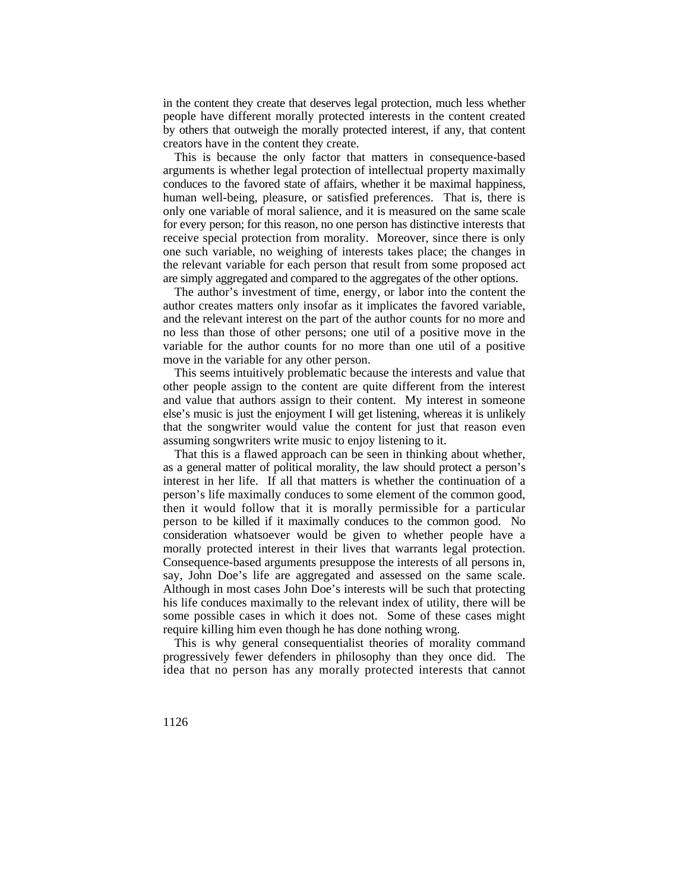in the content they create that deserves legal protection, much less whether people have different morally protected interests in the content created by others that outweigh the morally protected interest, if any, that content creators have in the content they create.

This is because the only factor that matters in consequence-based arguments is whether legal protection of intellectual property maximally conduces to the favored state of affairs, whether it be maximal happiness, human well-being, pleasure, or satisfied preferences. That is, there is only one variable of moral salience, and it is measured on the same scale for every person; for this reason, no one person has distinctive interests that receive special protection from morality. Moreover, since there is only one such variable, no weighing of interests takes place; the changes in the relevant variable for each person that result from some proposed act are simply aggregated and compared to the aggregates of the other options.

The author's investment of time, energy, or labor into the content the author creates matters only insofar as it implicates the favored variable, and the relevant interest on the part of the author counts for no more and no less than those of other persons; one util of a positive move in the variable for the author counts for no more than one util of a positive move in the variable for any other person.

This seems intuitively problematic because the interests and value that other people assign to the content are quite different from the interest and value that authors assign to their content. My interest in someone else's music is just the enjoyment I will get listening, whereas it is unlikely that the songwriter would value the content for just that reason even assuming songwriters write music to enjoy listening to it.

That this is a flawed approach can be seen in thinking about whether, as a general matter of political morality, the law should protect a person's interest in her life. If all that matters is whether the continuation of a person's life maximally conduces to some element of the common good, then it would follow that it is morally permissible for a particular person to be killed if it maximally conduces to the common good. No consideration whatsoever would be given to whether people have a morally protected interest in their lives that warrants legal protection. Consequence-based arguments presuppose the interests of all persons in, say, John Doe's life are aggregated and assessed on the same scale. Although in most cases John Doe's interests will be such that protecting his life conduces maximally to the relevant index of utility, there will be some possible cases in which it does not. Some of these cases might require killing him even though he has done nothing wrong.

This is why general consequentialist theories of morality command progressively fewer defenders in philosophy than they once did. The idea that no person has any morally protected interests that cannot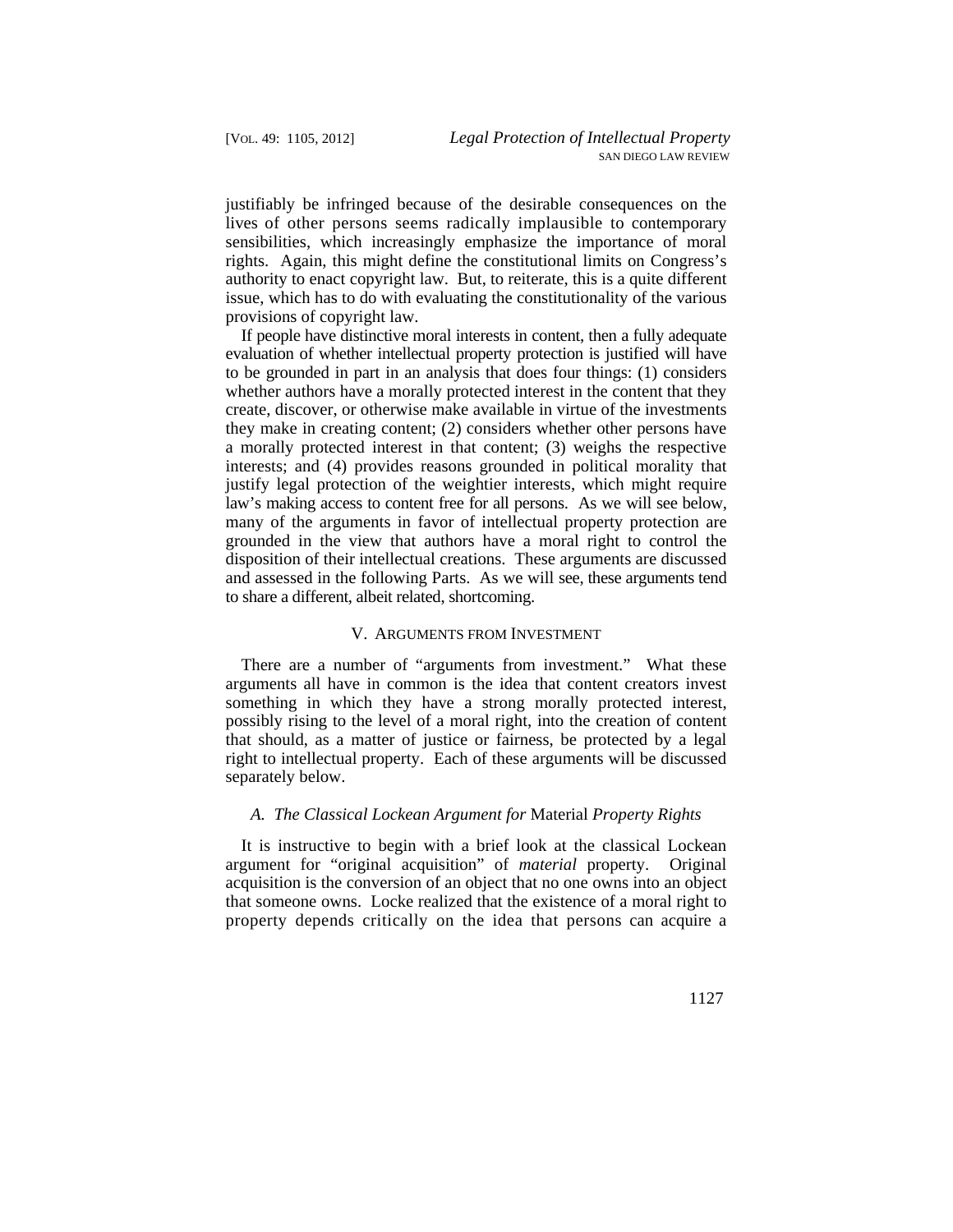justifiably be infringed because of the desirable consequences on the lives of other persons seems radically implausible to contemporary sensibilities, which increasingly emphasize the importance of moral rights. Again, this might define the constitutional limits on Congress's authority to enact copyright law. But, to reiterate, this is a quite different issue, which has to do with evaluating the constitutionality of the various provisions of copyright law.

If people have distinctive moral interests in content, then a fully adequate evaluation of whether intellectual property protection is justified will have to be grounded in part in an analysis that does four things: (1) considers whether authors have a morally protected interest in the content that they create, discover, or otherwise make available in virtue of the investments they make in creating content; (2) considers whether other persons have a morally protected interest in that content; (3) weighs the respective interests; and (4) provides reasons grounded in political morality that justify legal protection of the weightier interests, which might require law's making access to content free for all persons. As we will see below, many of the arguments in favor of intellectual property protection are grounded in the view that authors have a moral right to control the disposition of their intellectual creations. These arguments are discussed and assessed in the following Parts. As we will see, these arguments tend to share a different, albeit related, shortcoming.

## V. Arguments from Investment

There are a number of "arguments from investment." What these arguments all have in common is the idea that content creators invest something in which they have a strong morally protected interest, possibly rising to the level of a moral right, into the creation of content that should, as a matter of justice or fairness, be protected by a legal right to intellectual property. Each of these arguments will be discussed separately below.

### *A. The Classical Lockean Argument for* Material *Property Rights*

It is instructive to begin with a brief look at the classical Lockean argument for "original acquisition" of *material* property. Original acquisition is the conversion of an object that no one owns into an object that someone owns. Locke realized that the existence of a moral right to property depends critically on the idea that persons can acquire a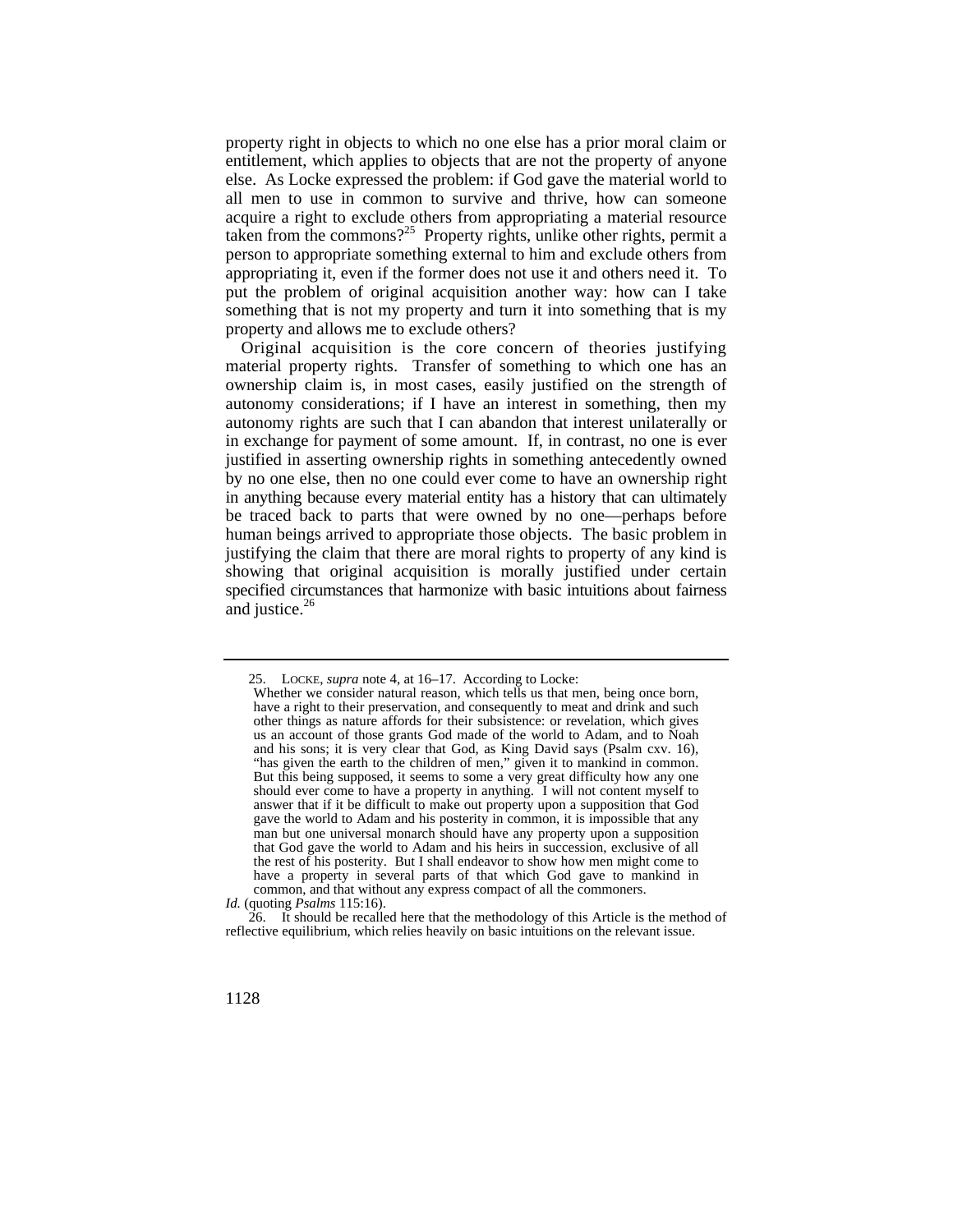property right in objects to which no one else has a prior moral claim or entitlement, which applies to objects that are not the property of anyone else. As Locke expressed the problem: if God gave the material world to all men to use in common to survive and thrive, how can someone acquire a right to exclude others from appropriating a material resource taken from the commons?[25] Property rights, unlike other rights, permit a person to appropriate something external to him and exclude others from appropriating it, even if the former does not use it and others need it. To put the problem of original acquisition another way: how can I take something that is not my property and turn it into something that is my property and allows me to exclude others?

Original acquisition is the core concern of theories justifying material property rights. Transfer of something to which one has an ownership claim is, in most cases, easily justified on the strength of autonomy considerations; if I have an interest in something, then my autonomy rights are such that I can abandon that interest unilaterally or in exchange for payment of some amount. If, in contrast, no one is ever justified in asserting ownership rights in something antecedently owned by no one else, then no one could ever come to have an ownership right in anything because every material entity has a history that can ultimately be traced back to parts that were owned by no one—perhaps before human beings arrived to appropriate those objects. The basic problem in justifying the claim that there are moral rights to property of any kind is showing that original acquisition is morally justified under certain specified circumstances that harmonize with basic intuitions about fairness and justice.[26]

---

25. LOCKE, *supra* note 4, at 16–17. According to Locke:

> Whether we consider natural reason, which tells us that men, being once born, have a right to their preservation, and consequently to meat and drink and such other things as nature affords for their subsistence: or revelation, which gives us an account of those grants God made of the world to Adam, and to Noah and his sons; it is very clear that God, as King David says (Psalm cxv. 16), "has given the earth to the children of men," given it to mankind in common. But this being supposed, it seems to some a very great difficulty how any one should ever come to have a property in anything. I will not content myself to answer that if it be difficult to make out property upon a supposition that God gave the world to Adam and his posterity in common, it is impossible that any man but one universal monarch should have any property upon a supposition that God gave the world to Adam and his heirs in succession, exclusive of all the rest of his posterity. But I shall endeavor to show how men might come to have a property in several parts of that which God gave to mankind in common, and that without any express compact of all the commoners.

*Id.* (quoting *Psalms* 115:16).

26. It should be recalled here that the methodology of this Article is the method of reflective equilibrium, which relies heavily on basic intuitions on the relevant issue.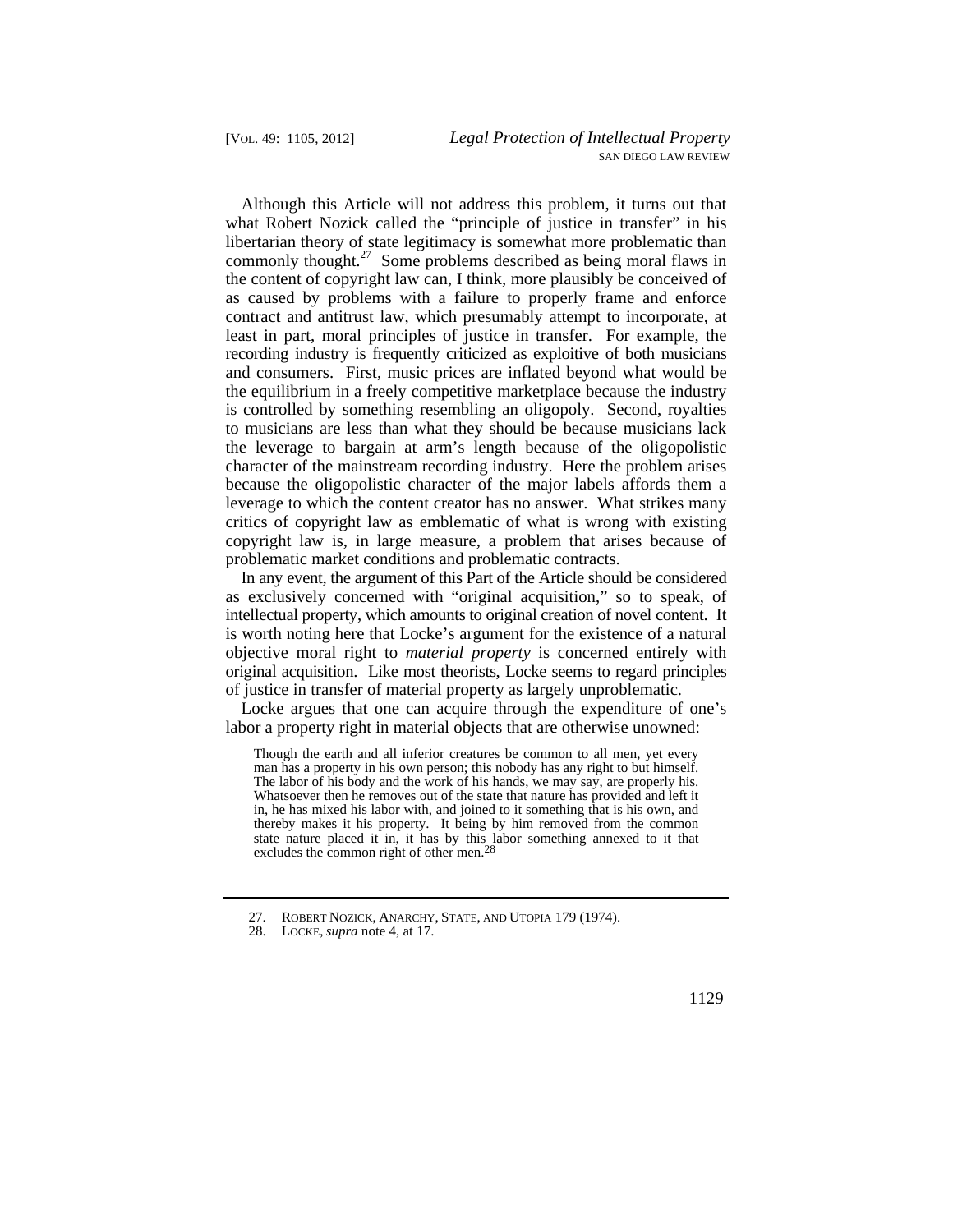Although this Article will not address this problem, it turns out that what Robert Nozick called the "principle of justice in transfer" in his libertarian theory of state legitimacy is somewhat more problematic than commonly thought.[27] Some problems described as being moral flaws in the content of copyright law can, I think, more plausibly be conceived of as caused by problems with a failure to properly frame and enforce contract and antitrust law, which presumably attempt to incorporate, at least in part, moral principles of justice in transfer. For example, the recording industry is frequently criticized as exploitive of both musicians and consumers. First, music prices are inflated beyond what would be the equilibrium in a freely competitive marketplace because the industry is controlled by something resembling an oligopoly. Second, royalties to musicians are less than what they should be because musicians lack the leverage to bargain at arm's length because of the oligopolistic character of the mainstream recording industry. Here the problem arises because the oligopolistic character of the major labels affords them a leverage to which the content creator has no answer. What strikes many critics of copyright law as emblematic of what is wrong with existing copyright law is, in large measure, a problem that arises because of problematic market conditions and problematic contracts.

In any event, the argument of this Part of the Article should be considered as exclusively concerned with "original acquisition," so to speak, of intellectual property, which amounts to original creation of novel content. It is worth noting here that Locke's argument for the existence of a natural objective moral right to *material property* is concerned entirely with original acquisition. Like most theorists, Locke seems to regard principles of justice in transfer of material property as largely unproblematic.

Locke argues that one can acquire through the expenditure of one's labor a property right in material objects that are otherwise unowned:

> Though the earth and all inferior creatures be common to all men, yet every man has a property in his own person; this nobody has any right to but himself. The labor of his body and the work of his hands, we may say, are properly his. Whatsoever then he removes out of the state that nature has provided and left it in, he has mixed his labor with, and joined to it something that is his own, and thereby makes it his property. It being by him removed from the common state nature placed it in, it has by this labor something annexed to it that excludes the common right of other men.[28]

---

27. ROBERT NOZICK, ANARCHY, STATE, AND UTOPIA 179 (1974).
28. LOCKE, *supra* note 4, at 17.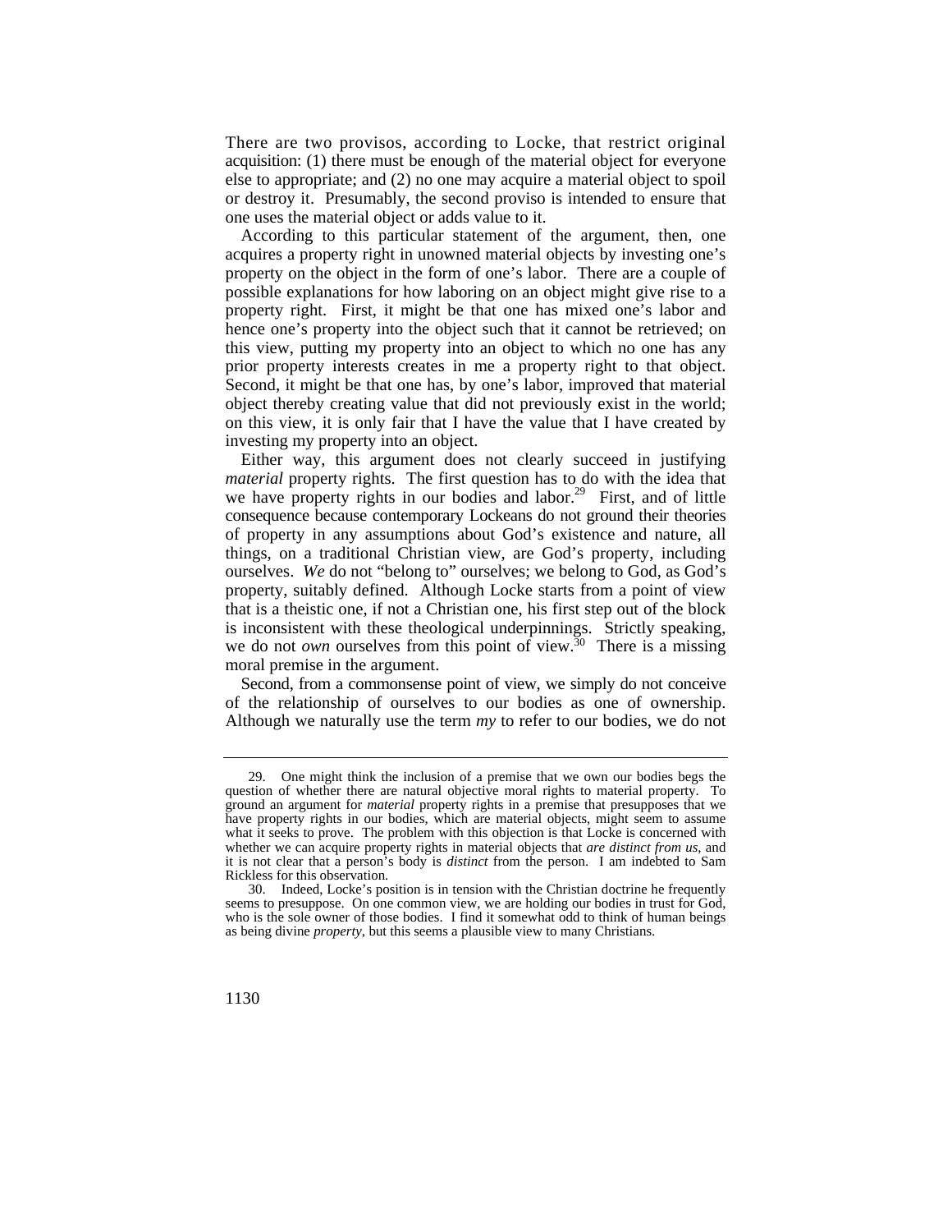There are two provisos, according to Locke, that restrict original acquisition: (1) there must be enough of the material object for everyone else to appropriate; and (2) no one may acquire a material object to spoil or destroy it. Presumably, the second proviso is intended to ensure that one uses the material object or adds value to it.

According to this particular statement of the argument, then, one acquires a property right in unowned material objects by investing one's property on the object in the form of one's labor. There are a couple of possible explanations for how laboring on an object might give rise to a property right. First, it might be that one has mixed one's labor and hence one's property into the object such that it cannot be retrieved; on this view, putting my property into an object to which no one has any prior property interests creates in me a property right to that object. Second, it might be that one has, by one's labor, improved that material object thereby creating value that did not previously exist in the world; on this view, it is only fair that I have the value that I have created by investing my property into an object.

Either way, this argument does not clearly succeed in justifying *material* property rights. The first question has to do with the idea that we have property rights in our bodies and labor.[29] First, and of little consequence because contemporary Lockeans do not ground their theories of property in any assumptions about God's existence and nature, all things, on a traditional Christian view, are God's property, including ourselves. *We* do not "belong to" ourselves; we belong to God, as God's property, suitably defined. Although Locke starts from a point of view that is a theistic one, if not a Christian one, his first step out of the block is inconsistent with these theological underpinnings. Strictly speaking, we do not *own* ourselves from this point of view.[30] There is a missing moral premise in the argument.

Second, from a commonsense point of view, we simply do not conceive of the relationship of ourselves to our bodies as one of ownership. Although we naturally use the term *my* to refer to our bodies, we do not

---

29. One might think the inclusion of a premise that we own our bodies begs the question of whether there are natural objective moral rights to material property. To ground an argument for *material* property rights in a premise that presupposes that we have property rights in our bodies, which are material objects, might seem to assume what it seeks to prove. The problem with this objection is that Locke is concerned with whether we can acquire property rights in material objects that *are distinct from us*, and it is not clear that a person's body is *distinct* from the person. I am indebted to Sam Rickless for this observation.

30. Indeed, Locke's position is in tension with the Christian doctrine he frequently seems to presuppose. On one common view, we are holding our bodies in trust for God, who is the sole owner of those bodies. I find it somewhat odd to think of human beings as being divine *property*, but this seems a plausible view to many Christians.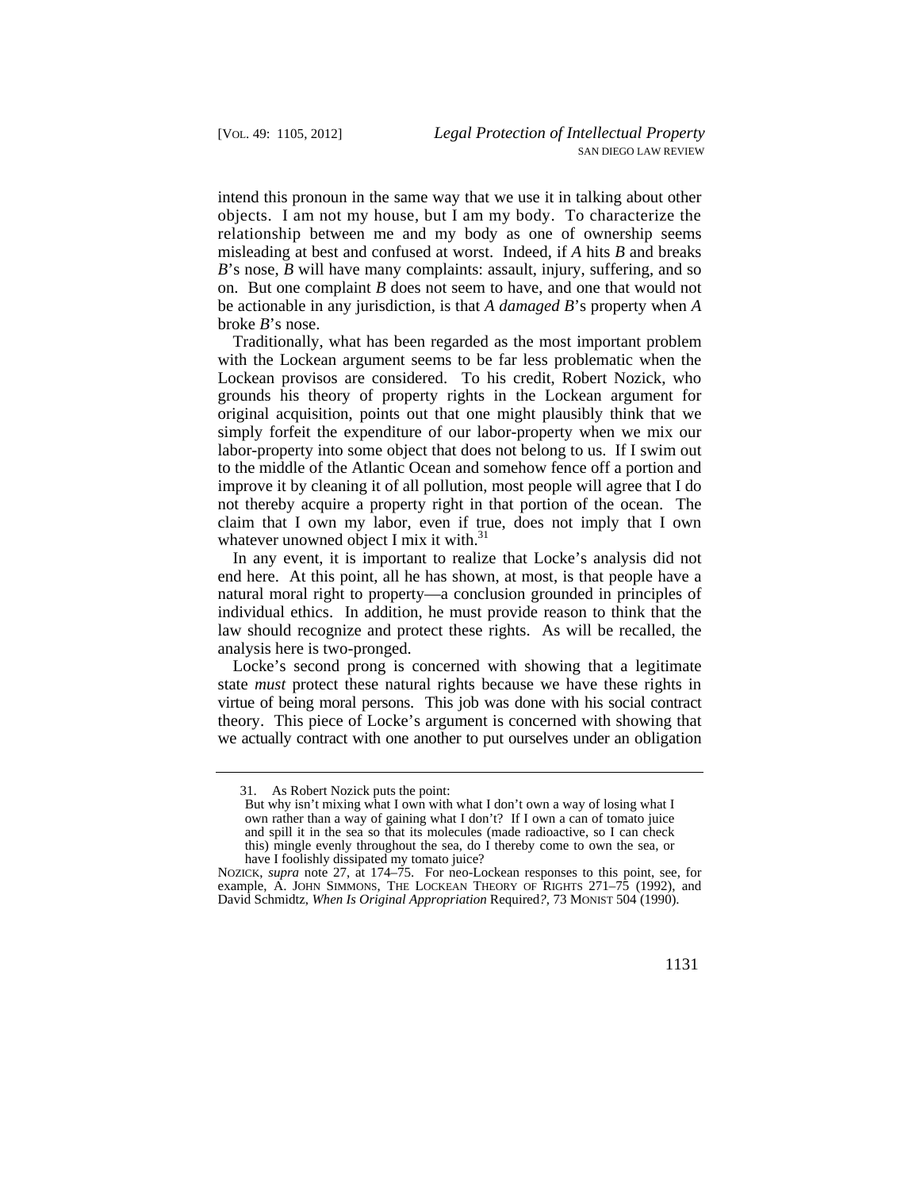intend this pronoun in the same way that we use it in talking about other objects. I am not my house, but I am my body. To characterize the relationship between me and my body as one of ownership seems misleading at best and confused at worst. Indeed, if *A* hits *B* and breaks *B*'s nose, *B* will have many complaints: assault, injury, suffering, and so on. But one complaint *B* does not seem to have, and one that would not be actionable in any jurisdiction, is that *A damaged B*'s property when *A* broke *B*'s nose.

Traditionally, what has been regarded as the most important problem with the Lockean argument seems to be far less problematic when the Lockean provisos are considered. To his credit, Robert Nozick, who grounds his theory of property rights in the Lockean argument for original acquisition, points out that one might plausibly think that we simply forfeit the expenditure of our labor-property when we mix our labor-property into some object that does not belong to us. If I swim out to the middle of the Atlantic Ocean and somehow fence off a portion and improve it by cleaning it of all pollution, most people will agree that I do not thereby acquire a property right in that portion of the ocean. The claim that I own my labor, even if true, does not imply that I own whatever unowned object I mix it with.[31]

In any event, it is important to realize that Locke's analysis did not end here. At this point, all he has shown, at most, is that people have a natural moral right to property—a conclusion grounded in principles of individual ethics. In addition, he must provide reason to think that the law should recognize and protect these rights. As will be recalled, the analysis here is two-pronged.

Locke's second prong is concerned with showing that a legitimate state *must* protect these natural rights because we have these rights in virtue of being moral persons. This job was done with his social contract theory. This piece of Locke's argument is concerned with showing that we actually contract with one another to put ourselves under an obligation

---

31. As Robert Nozick puts the point:

> But why isn't mixing what I own with what I don't own a way of losing what I own rather than a way of gaining what I don't? If I own a can of tomato juice and spill it in the sea so that its molecules (made radioactive, so I can check this) mingle evenly throughout the sea, do I thereby come to own the sea, or have I foolishly dissipated my tomato juice?

NOZICK, *supra* note 27, at 174–75. For neo-Lockean responses to this point, see, for example, A. JOHN SIMMONS, THE LOCKEAN THEORY OF RIGHTS 271–75 (1992), and David Schmidtz, *When Is Original Appropriation* Required*?*, 73 MONIST 504 (1990).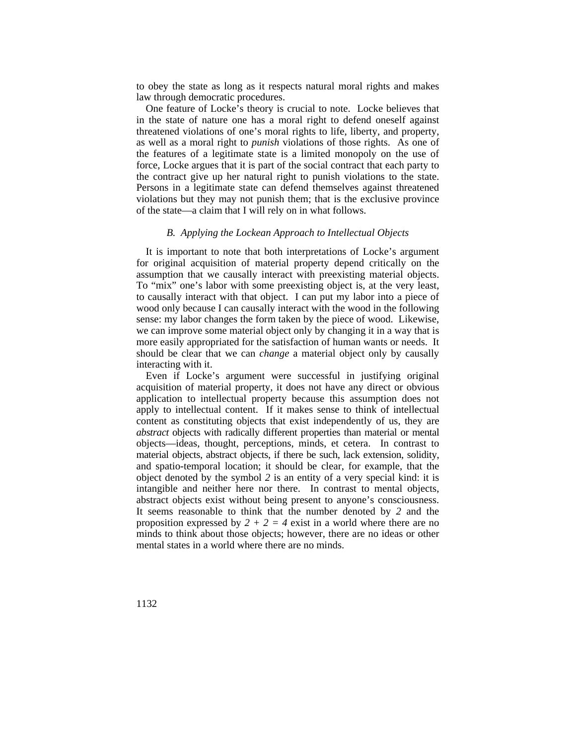to obey the state as long as it respects natural moral rights and makes law through democratic procedures.

One feature of Locke's theory is crucial to note. Locke believes that in the state of nature one has a moral right to defend oneself against threatened violations of one's moral rights to life, liberty, and property, as well as a moral right to *punish* violations of those rights. As one of the features of a legitimate state is a limited monopoly on the use of force, Locke argues that it is part of the social contract that each party to the contract give up her natural right to punish violations to the state. Persons in a legitimate state can defend themselves against threatened violations but they may not punish them; that is the exclusive province of the state—a claim that I will rely on in what follows.

### *B. Applying the Lockean Approach to Intellectual Objects*

It is important to note that both interpretations of Locke's argument for original acquisition of material property depend critically on the assumption that we causally interact with preexisting material objects. To "mix" one's labor with some preexisting object is, at the very least, to causally interact with that object. I can put my labor into a piece of wood only because I can causally interact with the wood in the following sense: my labor changes the form taken by the piece of wood. Likewise, we can improve some material object only by changing it in a way that is more easily appropriated for the satisfaction of human wants or needs. It should be clear that we can *change* a material object only by causally interacting with it.

Even if Locke's argument were successful in justifying original acquisition of material property, it does not have any direct or obvious application to intellectual property because this assumption does not apply to intellectual content. If it makes sense to think of intellectual content as constituting objects that exist independently of us, they are *abstract* objects with radically different properties than material or mental objects—ideas, thought, perceptions, minds, et cetera. In contrast to material objects, abstract objects, if there be such, lack extension, solidity, and spatio-temporal location; it should be clear, for example, that the object denoted by the symbol *2* is an entity of a very special kind: it is intangible and neither here nor there. In contrast to mental objects, abstract objects exist without being present to anyone's consciousness. It seems reasonable to think that the number denoted by *2* and the proposition expressed by $2 + 2 = 4$ exist in a world where there are no minds to think about those objects; however, there are no ideas or other mental states in a world where there are no minds.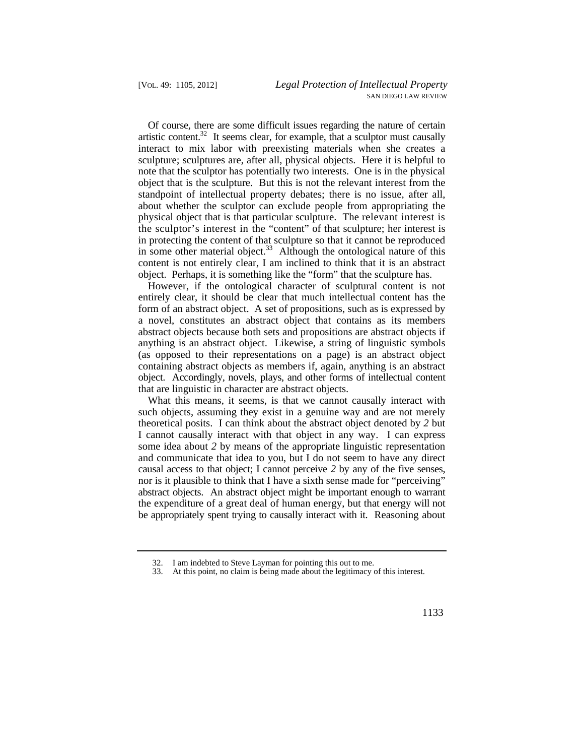Of course, there are some difficult issues regarding the nature of certain artistic content.[32] It seems clear, for example, that a sculptor must causally interact to mix labor with preexisting materials when she creates a sculpture; sculptures are, after all, physical objects. Here it is helpful to note that the sculptor has potentially two interests. One is in the physical object that is the sculpture. But this is not the relevant interest from the standpoint of intellectual property debates; there is no issue, after all, about whether the sculptor can exclude people from appropriating the physical object that is that particular sculpture. The relevant interest is the sculptor's interest in the "content" of that sculpture; her interest is in protecting the content of that sculpture so that it cannot be reproduced in some other material object.[33] Although the ontological nature of this content is not entirely clear, I am inclined to think that it is an abstract object. Perhaps, it is something like the "form" that the sculpture has.

However, if the ontological character of sculptural content is not entirely clear, it should be clear that much intellectual content has the form of an abstract object. A set of propositions, such as is expressed by a novel, constitutes an abstract object that contains as its members abstract objects because both sets and propositions are abstract objects if anything is an abstract object. Likewise, a string of linguistic symbols (as opposed to their representations on a page) is an abstract object containing abstract objects as members if, again, anything is an abstract object. Accordingly, novels, plays, and other forms of intellectual content that are linguistic in character are abstract objects.

What this means, it seems, is that we cannot causally interact with such objects, assuming they exist in a genuine way and are not merely theoretical posits. I can think about the abstract object denoted by *2* but I cannot causally interact with that object in any way. I can express some idea about *2* by means of the appropriate linguistic representation and communicate that idea to you, but I do not seem to have any direct causal access to that object; I cannot perceive *2* by any of the five senses, nor is it plausible to think that I have a sixth sense made for "perceiving" abstract objects. An abstract object might be important enough to warrant the expenditure of a great deal of human energy, but that energy will not be appropriately spent trying to causally interact with it. Reasoning about

32. I am indebted to Steve Layman for pointing this out to me.

33. At this point, no claim is being made about the legitimacy of this interest.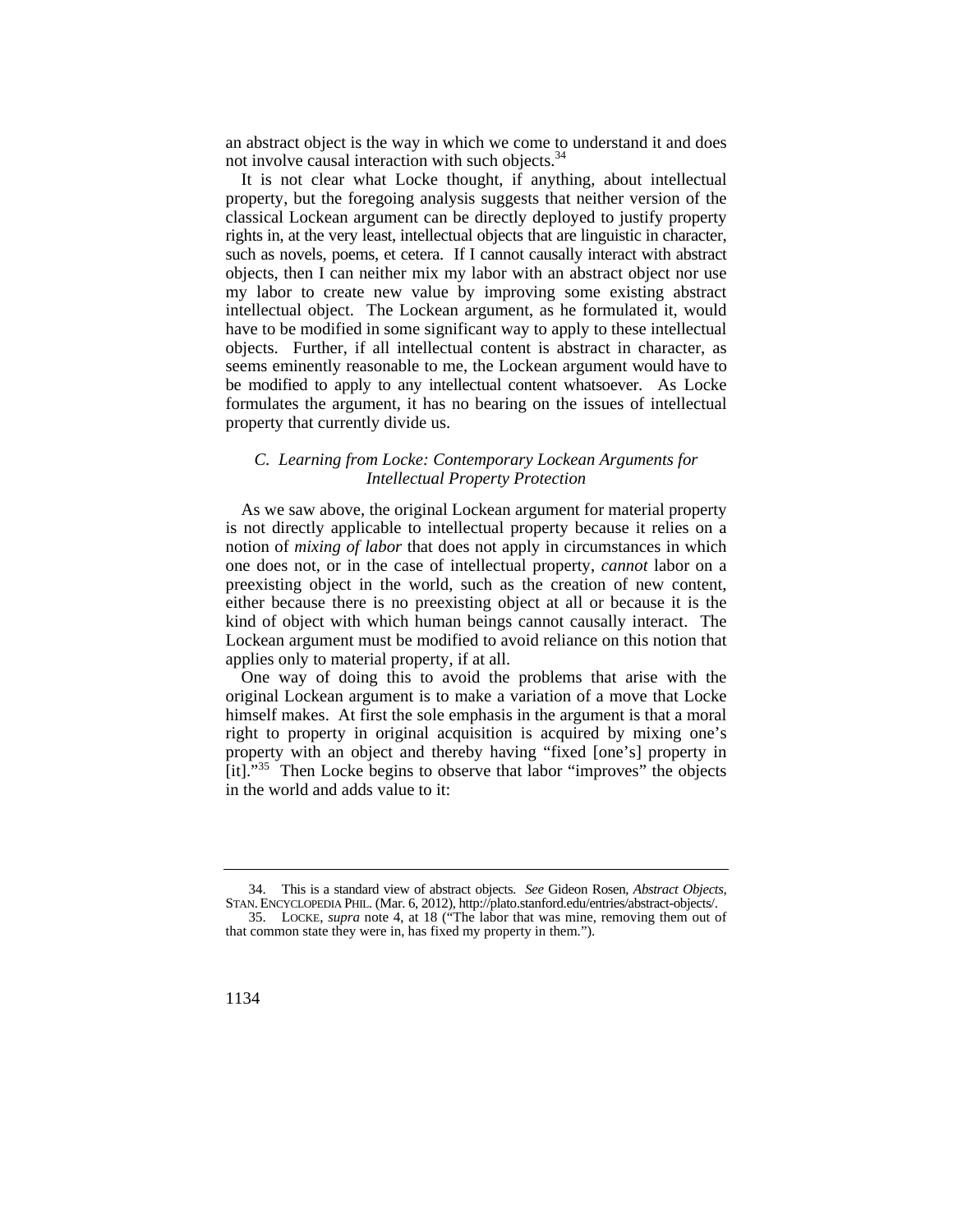an abstract object is the way in which we come to understand it and does not involve causal interaction with such objects.[34]

It is not clear what Locke thought, if anything, about intellectual property, but the foregoing analysis suggests that neither version of the classical Lockean argument can be directly deployed to justify property rights in, at the very least, intellectual objects that are linguistic in character, such as novels, poems, et cetera. If I cannot causally interact with abstract objects, then I can neither mix my labor with an abstract object nor use my labor to create new value by improving some existing abstract intellectual object. The Lockean argument, as he formulated it, would have to be modified in some significant way to apply to these intellectual objects. Further, if all intellectual content is abstract in character, as seems eminently reasonable to me, the Lockean argument would have to be modified to apply to any intellectual content whatsoever. As Locke formulates the argument, it has no bearing on the issues of intellectual property that currently divide us.

### *C. Learning from Locke: Contemporary Lockean Arguments for Intellectual Property Protection*

As we saw above, the original Lockean argument for material property is not directly applicable to intellectual property because it relies on a notion of *mixing of labor* that does not apply in circumstances in which one does not, or in the case of intellectual property, *cannot* labor on a preexisting object in the world, such as the creation of new content, either because there is no preexisting object at all or because it is the kind of object with which human beings cannot causally interact. The Lockean argument must be modified to avoid reliance on this notion that applies only to material property, if at all.

One way of doing this to avoid the problems that arise with the original Lockean argument is to make a variation of a move that Locke himself makes. At first the sole emphasis in the argument is that a moral right to property in original acquisition is acquired by mixing one's property with an object and thereby having "fixed [one's] property in [it]."[35] Then Locke begins to observe that labor "improves" the objects in the world and adds value to it:

---

34. This is a standard view of abstract objects. *See* Gideon Rosen, *Abstract Objects*, STAN. ENCYCLOPEDIA PHIL. (Mar. 6, 2012), http://plato.stanford.edu/entries/abstract-objects/.

35. LOCKE, *supra* note 4, at 18 ("The labor that was mine, removing them out of that common state they were in, has fixed my property in them.").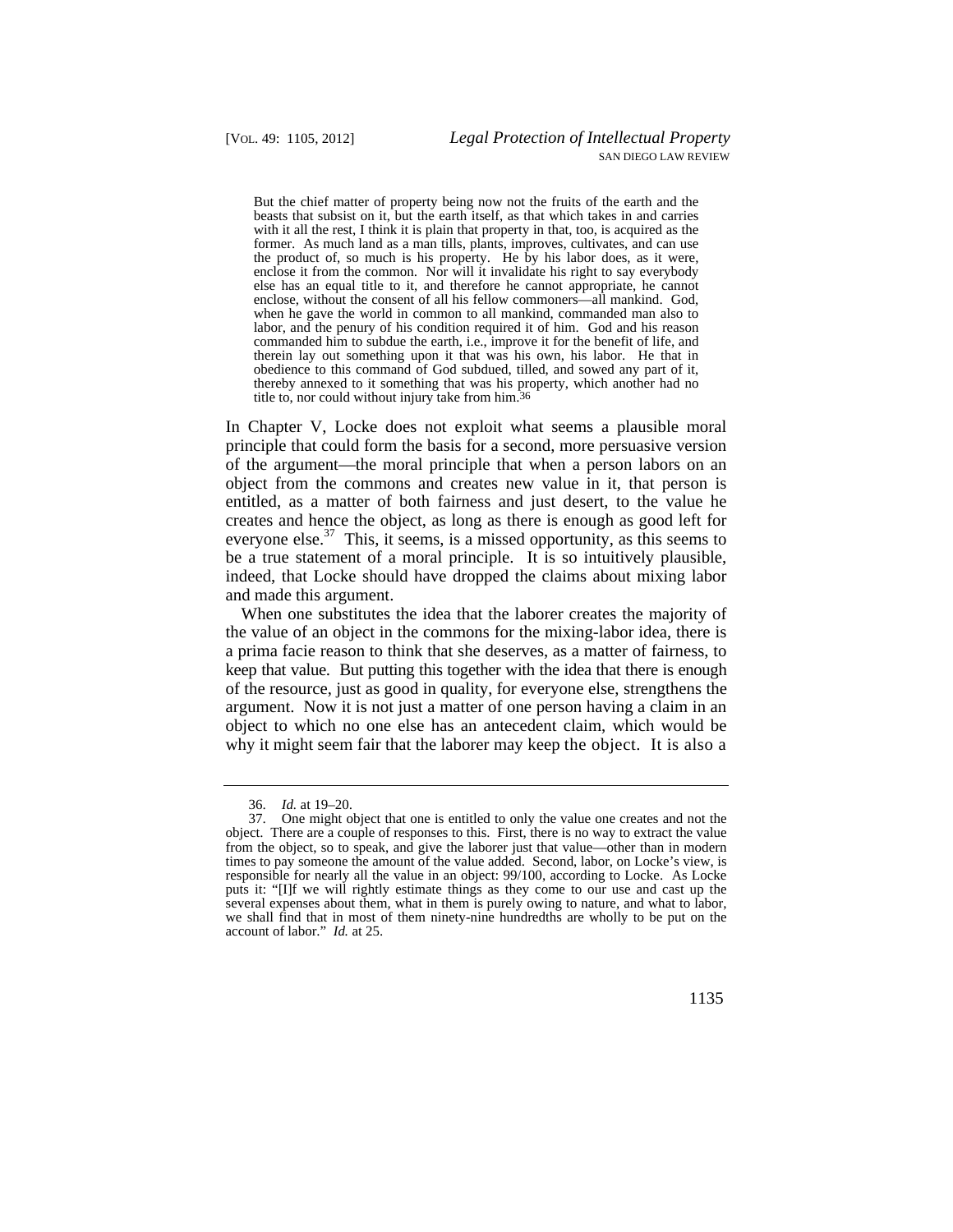> But the chief matter of property being now not the fruits of the earth and the beasts that subsist on it, but the earth itself, as that which takes in and carries with it all the rest, I think it is plain that property in that, too, is acquired as the former. As much land as a man tills, plants, improves, cultivates, and can use the product of, so much is his property. He by his labor does, as it were, enclose it from the common. Nor will it invalidate his right to say everybody else has an equal title to it, and therefore he cannot appropriate, he cannot enclose, without the consent of all his fellow commoners—all mankind. God, when he gave the world in common to all mankind, commanded man also to labor, and the penury of his condition required it of him. God and his reason commanded him to subdue the earth, i.e., improve it for the benefit of life, and therein lay out something upon it that was his own, his labor. He that in obedience to this command of God subdued, tilled, and sowed any part of it, thereby annexed to it something that was his property, which another had no title to, nor could without injury take from him.[36]

In Chapter V, Locke does not exploit what seems a plausible moral principle that could form the basis for a second, more persuasive version of the argument—the moral principle that when a person labors on an object from the commons and creates new value in it, that person is entitled, as a matter of both fairness and just desert, to the value he creates and hence the object, as long as there is enough as good left for everyone else.[37] This, it seems, is a missed opportunity, as this seems to be a true statement of a moral principle. It is so intuitively plausible, indeed, that Locke should have dropped the claims about mixing labor and made this argument.

When one substitutes the idea that the laborer creates the majority of the value of an object in the commons for the mixing-labor idea, there is a prima facie reason to think that she deserves, as a matter of fairness, to keep that value. But putting this together with the idea that there is enough of the resource, just as good in quality, for everyone else, strengthens the argument. Now it is not just a matter of one person having a claim in an object to which no one else has an antecedent claim, which would be why it might seem fair that the laborer may keep the object. It is also a

---

36. *Id.* at 19–20.

37. One might object that one is entitled to only the value one creates and not the object. There are a couple of responses to this. First, there is no way to extract the value from the object, so to speak, and give the laborer just that value—other than in modern times to pay someone the amount of the value added. Second, labor, on Locke's view, is responsible for nearly all the value in an object: 99/100, according to Locke. As Locke puts it: "[I]f we will rightly estimate things as they come to our use and cast up the several expenses about them, what in them is purely owing to nature, and what to labor, we shall find that in most of them ninety-nine hundredths are wholly to be put on the account of labor." *Id.* at 25.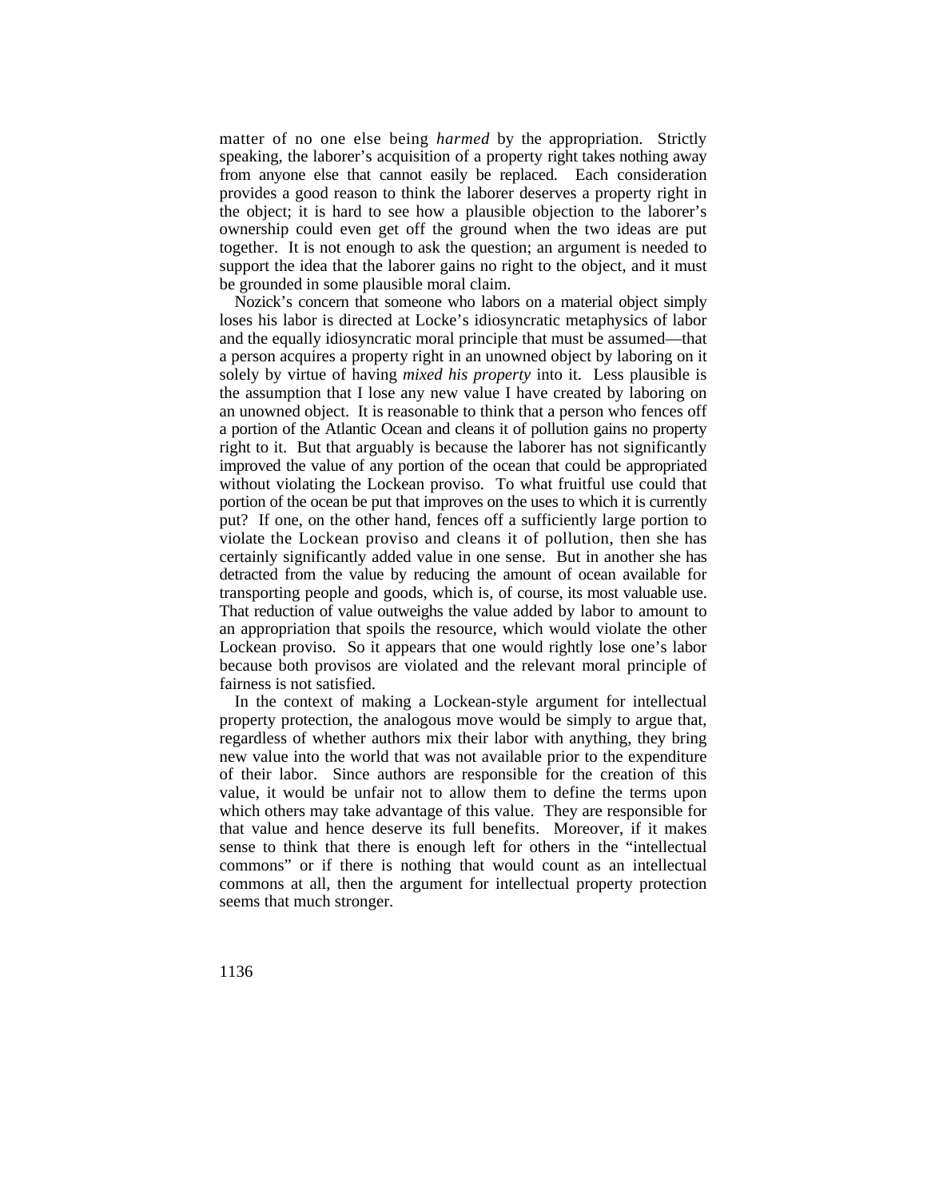matter of no one else being *harmed* by the appropriation. Strictly speaking, the laborer's acquisition of a property right takes nothing away from anyone else that cannot easily be replaced. Each consideration provides a good reason to think the laborer deserves a property right in the object; it is hard to see how a plausible objection to the laborer's ownership could even get off the ground when the two ideas are put together. It is not enough to ask the question; an argument is needed to support the idea that the laborer gains no right to the object, and it must be grounded in some plausible moral claim.

Nozick's concern that someone who labors on a material object simply loses his labor is directed at Locke's idiosyncratic metaphysics of labor and the equally idiosyncratic moral principle that must be assumed—that a person acquires a property right in an unowned object by laboring on it solely by virtue of having *mixed his property* into it. Less plausible is the assumption that I lose any new value I have created by laboring on an unowned object. It is reasonable to think that a person who fences off a portion of the Atlantic Ocean and cleans it of pollution gains no property right to it. But that arguably is because the laborer has not significantly improved the value of any portion of the ocean that could be appropriated without violating the Lockean proviso. To what fruitful use could that portion of the ocean be put that improves on the uses to which it is currently put? If one, on the other hand, fences off a sufficiently large portion to violate the Lockean proviso and cleans it of pollution, then she has certainly significantly added value in one sense. But in another she has detracted from the value by reducing the amount of ocean available for transporting people and goods, which is, of course, its most valuable use. That reduction of value outweighs the value added by labor to amount to an appropriation that spoils the resource, which would violate the other Lockean proviso. So it appears that one would rightly lose one's labor because both provisos are violated and the relevant moral principle of fairness is not satisfied.

In the context of making a Lockean-style argument for intellectual property protection, the analogous move would be simply to argue that, regardless of whether authors mix their labor with anything, they bring new value into the world that was not available prior to the expenditure of their labor. Since authors are responsible for the creation of this value, it would be unfair not to allow them to define the terms upon which others may take advantage of this value. They are responsible for that value and hence deserve its full benefits. Moreover, if it makes sense to think that there is enough left for others in the "intellectual commons" or if there is nothing that would count as an intellectual commons at all, then the argument for intellectual property protection seems that much stronger.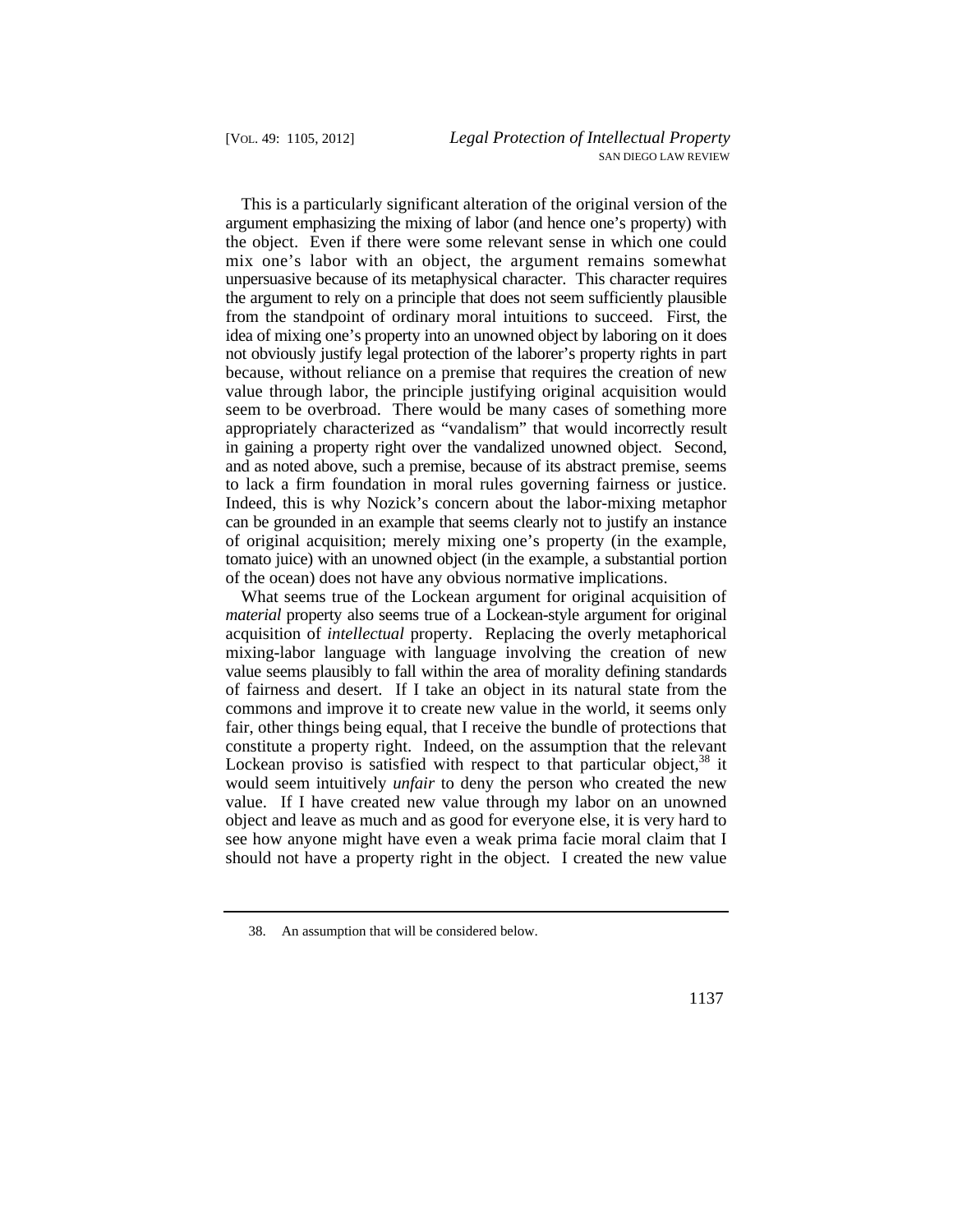This is a particularly significant alteration of the original version of the argument emphasizing the mixing of labor (and hence one's property) with the object. Even if there were some relevant sense in which one could mix one's labor with an object, the argument remains somewhat unpersuasive because of its metaphysical character. This character requires the argument to rely on a principle that does not seem sufficiently plausible from the standpoint of ordinary moral intuitions to succeed. First, the idea of mixing one's property into an unowned object by laboring on it does not obviously justify legal protection of the laborer's property rights in part because, without reliance on a premise that requires the creation of new value through labor, the principle justifying original acquisition would seem to be overbroad. There would be many cases of something more appropriately characterized as "vandalism" that would incorrectly result in gaining a property right over the vandalized unowned object. Second, and as noted above, such a premise, because of its abstract premise, seems to lack a firm foundation in moral rules governing fairness or justice. Indeed, this is why Nozick's concern about the labor-mixing metaphor can be grounded in an example that seems clearly not to justify an instance of original acquisition; merely mixing one's property (in the example, tomato juice) with an unowned object (in the example, a substantial portion of the ocean) does not have any obvious normative implications.

What seems true of the Lockean argument for original acquisition of *material* property also seems true of a Lockean-style argument for original acquisition of *intellectual* property. Replacing the overly metaphorical mixing-labor language with language involving the creation of new value seems plausibly to fall within the area of morality defining standards of fairness and desert. If I take an object in its natural state from the commons and improve it to create new value in the world, it seems only fair, other things being equal, that I receive the bundle of protections that constitute a property right. Indeed, on the assumption that the relevant Lockean proviso is satisfied with respect to that particular object,[38] it would seem intuitively *unfair* to deny the person who created the new value. If I have created new value through my labor on an unowned object and leave as much and as good for everyone else, it is very hard to see how anyone might have even a weak prima facie moral claim that I should not have a property right in the object. I created the new value

38. An assumption that will be considered below.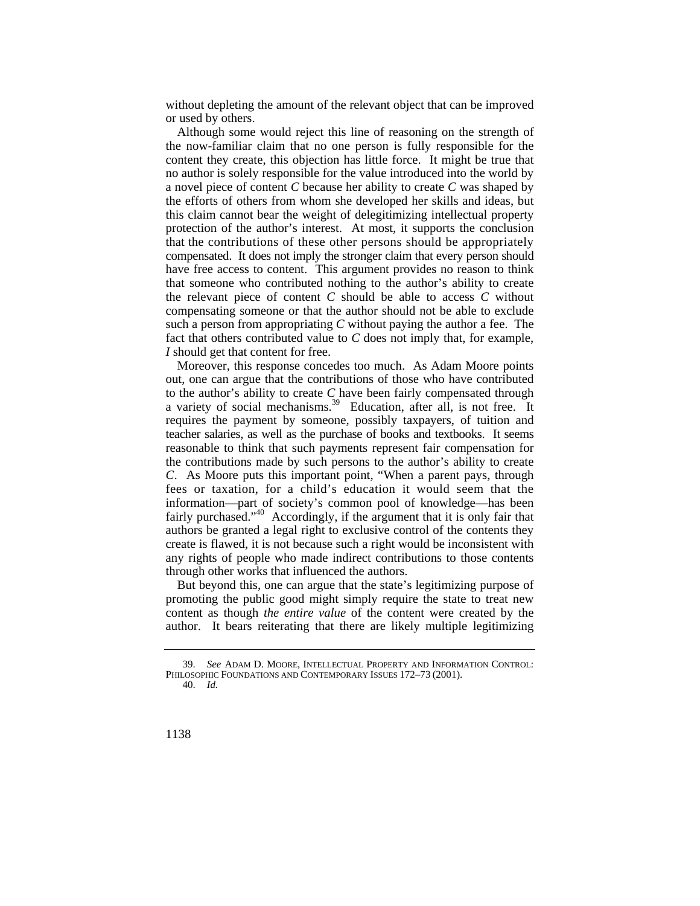without depleting the amount of the relevant object that can be improved or used by others.

Although some would reject this line of reasoning on the strength of the now-familiar claim that no one person is fully responsible for the content they create, this objection has little force. It might be true that no author is solely responsible for the value introduced into the world by a novel piece of content *C* because her ability to create *C* was shaped by the efforts of others from whom she developed her skills and ideas, but this claim cannot bear the weight of delegitimizing intellectual property protection of the author's interest. At most, it supports the conclusion that the contributions of these other persons should be appropriately compensated. It does not imply the stronger claim that every person should have free access to content. This argument provides no reason to think that someone who contributed nothing to the author's ability to create the relevant piece of content *C* should be able to access *C* without compensating someone or that the author should not be able to exclude such a person from appropriating *C* without paying the author a fee. The fact that others contributed value to *C* does not imply that, for example, *I* should get that content for free.

Moreover, this response concedes too much. As Adam Moore points out, one can argue that the contributions of those who have contributed to the author's ability to create *C* have been fairly compensated through a variety of social mechanisms.[39] Education, after all, is not free. It requires the payment by someone, possibly taxpayers, of tuition and teacher salaries, as well as the purchase of books and textbooks. It seems reasonable to think that such payments represent fair compensation for the contributions made by such persons to the author's ability to create *C*. As Moore puts this important point, "When a parent pays, through fees or taxation, for a child's education it would seem that the information—part of society's common pool of knowledge—has been fairly purchased."[40] Accordingly, if the argument that it is only fair that authors be granted a legal right to exclusive control of the contents they create is flawed, it is not because such a right would be inconsistent with any rights of people who made indirect contributions to those contents through other works that influenced the authors.

But beyond this, one can argue that the state's legitimizing purpose of promoting the public good might simply require the state to treat new content as though *the entire value* of the content were created by the author. It bears reiterating that there are likely multiple legitimizing

39. *See* ADAM D. MOORE, INTELLECTUAL PROPERTY AND INFORMATION CONTROL: PHILOSOPHIC FOUNDATIONS AND CONTEMPORARY ISSUES 172–73 (2001).

40. *Id.*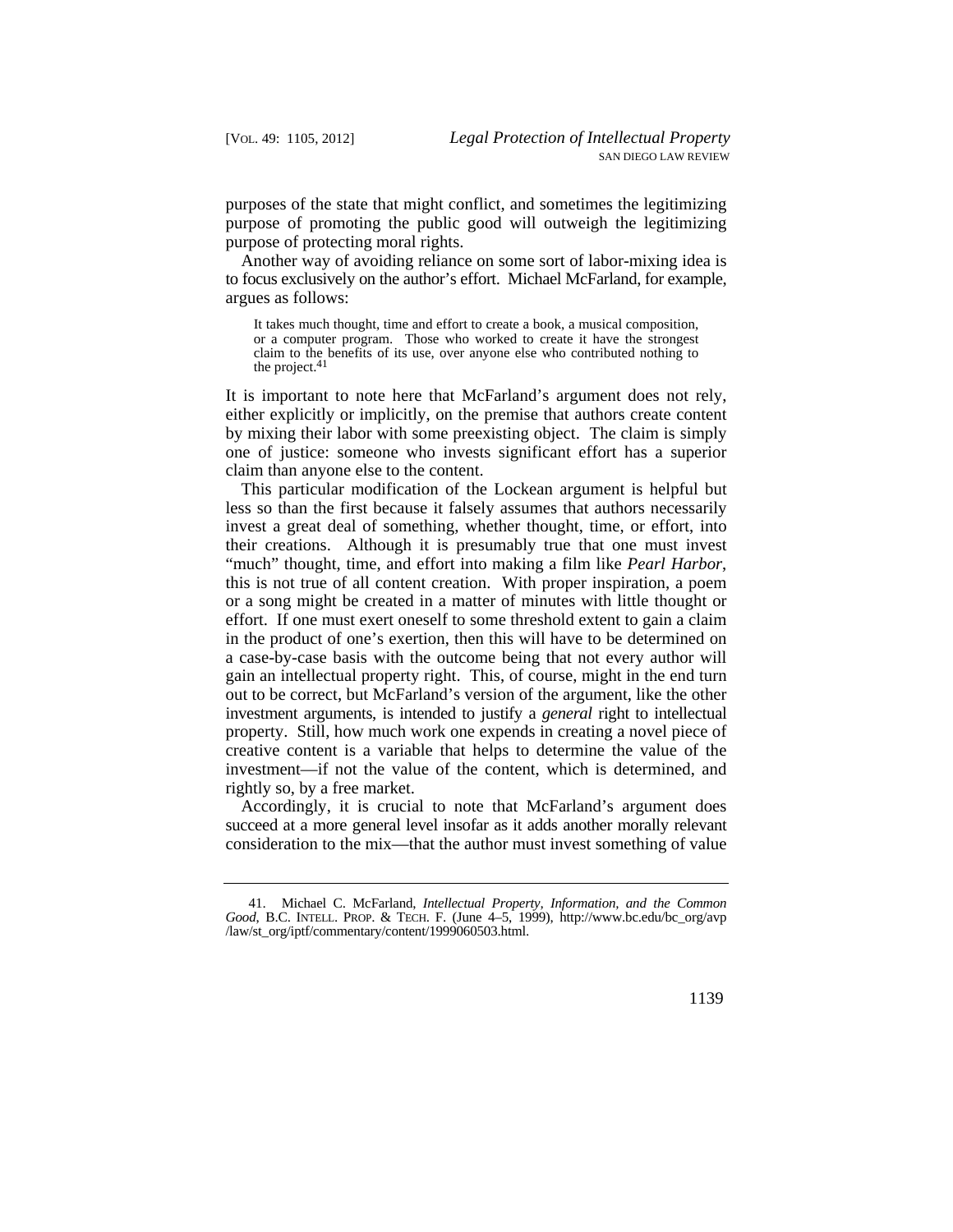purposes of the state that might conflict, and sometimes the legitimizing purpose of promoting the public good will outweigh the legitimizing purpose of protecting moral rights.

Another way of avoiding reliance on some sort of labor-mixing idea is to focus exclusively on the author's effort. Michael McFarland, for example, argues as follows:

> It takes much thought, time and effort to create a book, a musical composition, or a computer program. Those who worked to create it have the strongest claim to the benefits of its use, over anyone else who contributed nothing to the project.[41]

It is important to note here that McFarland's argument does not rely, either explicitly or implicitly, on the premise that authors create content by mixing their labor with some preexisting object. The claim is simply one of justice: someone who invests significant effort has a superior claim than anyone else to the content.

This particular modification of the Lockean argument is helpful but less so than the first because it falsely assumes that authors necessarily invest a great deal of something, whether thought, time, or effort, into their creations. Although it is presumably true that one must invest "much" thought, time, and effort into making a film like *Pearl Harbor*, this is not true of all content creation. With proper inspiration, a poem or a song might be created in a matter of minutes with little thought or effort. If one must exert oneself to some threshold extent to gain a claim in the product of one's exertion, then this will have to be determined on a case-by-case basis with the outcome being that not every author will gain an intellectual property right. This, of course, might in the end turn out to be correct, but McFarland's version of the argument, like the other investment arguments, is intended to justify a *general* right to intellectual property. Still, how much work one expends in creating a novel piece of creative content is a variable that helps to determine the value of the investment—if not the value of the content, which is determined, and rightly so, by a free market.

Accordingly, it is crucial to note that McFarland's argument does succeed at a more general level insofar as it adds another morally relevant consideration to the mix—that the author must invest something of value

---

41. Michael C. McFarland, *Intellectual Property, Information, and the Common Good*, B.C. INTELL. PROP. & TECH. F. (June 4–5, 1999), http://www.bc.edu/bc_org/avp/law/st_org/iptf/commentary/content/1999060503.html.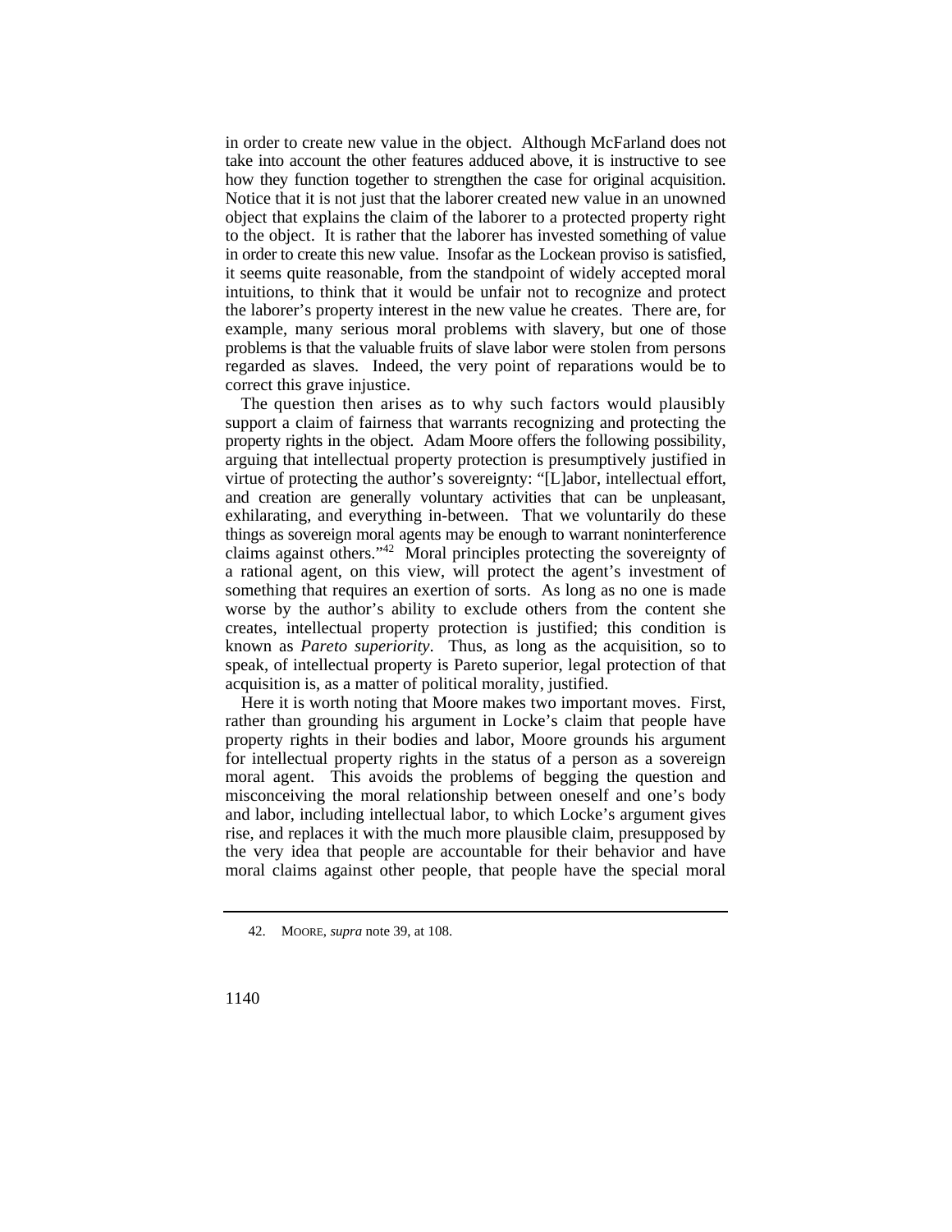in order to create new value in the object. Although McFarland does not take into account the other features adduced above, it is instructive to see how they function together to strengthen the case for original acquisition. Notice that it is not just that the laborer created new value in an unowned object that explains the claim of the laborer to a protected property right to the object. It is rather that the laborer has invested something of value in order to create this new value. Insofar as the Lockean proviso is satisfied, it seems quite reasonable, from the standpoint of widely accepted moral intuitions, to think that it would be unfair not to recognize and protect the laborer's property interest in the new value he creates. There are, for example, many serious moral problems with slavery, but one of those problems is that the valuable fruits of slave labor were stolen from persons regarded as slaves. Indeed, the very point of reparations would be to correct this grave injustice.

The question then arises as to why such factors would plausibly support a claim of fairness that warrants recognizing and protecting the property rights in the object. Adam Moore offers the following possibility, arguing that intellectual property protection is presumptively justified in virtue of protecting the author's sovereignty: "[L]abor, intellectual effort, and creation are generally voluntary activities that can be unpleasant, exhilarating, and everything in-between. That we voluntarily do these things as sovereign moral agents may be enough to warrant noninterference claims against others."[42] Moral principles protecting the sovereignty of a rational agent, on this view, will protect the agent's investment of something that requires an exertion of sorts. As long as no one is made worse by the author's ability to exclude others from the content she creates, intellectual property protection is justified; this condition is known as *Pareto superiority*. Thus, as long as the acquisition, so to speak, of intellectual property is Pareto superior, legal protection of that acquisition is, as a matter of political morality, justified.

Here it is worth noting that Moore makes two important moves. First, rather than grounding his argument in Locke's claim that people have property rights in their bodies and labor, Moore grounds his argument for intellectual property rights in the status of a person as a sovereign moral agent. This avoids the problems of begging the question and misconceiving the moral relationship between oneself and one's body and labor, including intellectual labor, to which Locke's argument gives rise, and replaces it with the much more plausible claim, presupposed by the very idea that people are accountable for their behavior and have moral claims against other people, that people have the special moral

---

42. MOORE, *supra* note 39, at 108.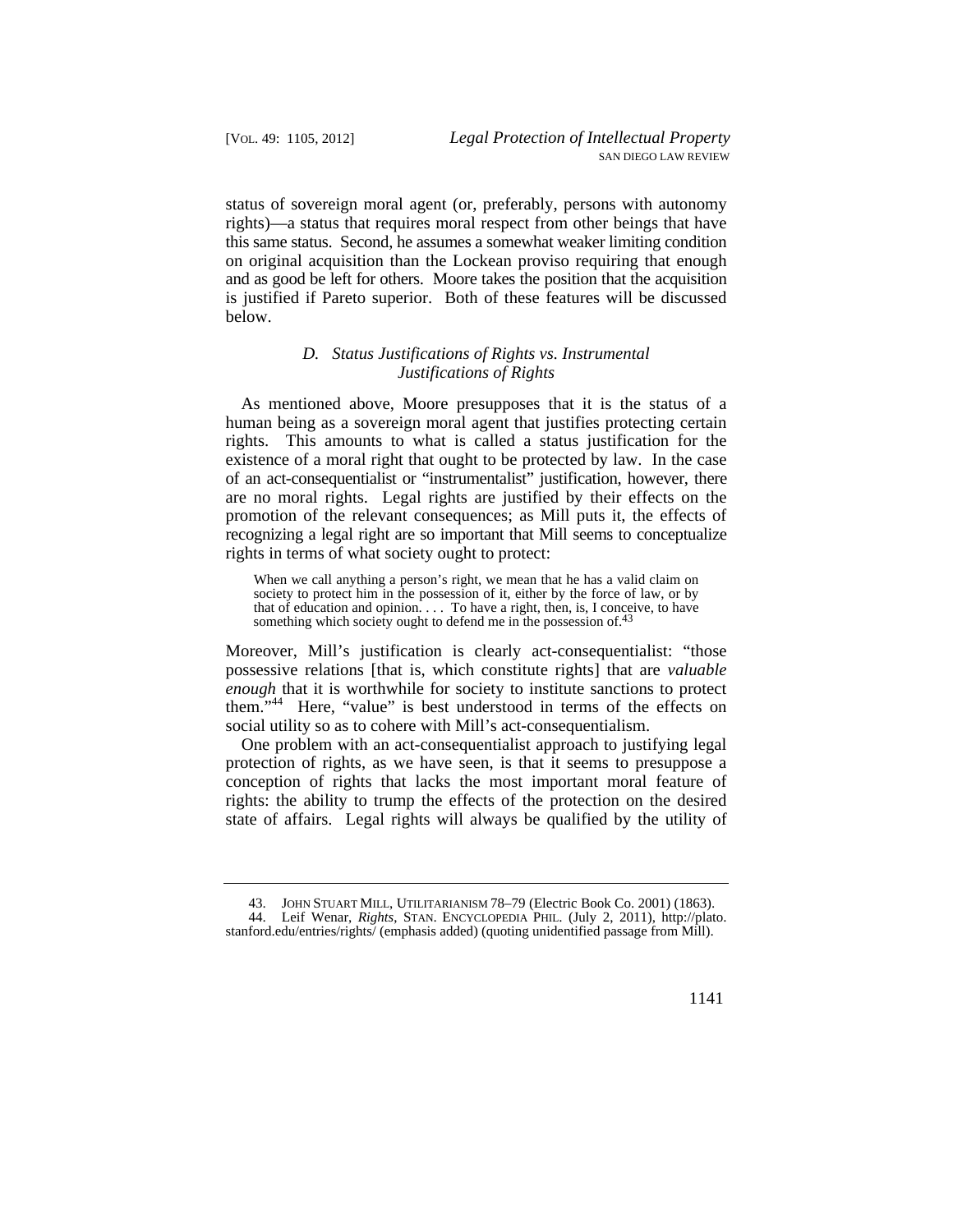status of sovereign moral agent (or, preferably, persons with autonomy rights)—a status that requires moral respect from other beings that have this same status. Second, he assumes a somewhat weaker limiting condition on original acquisition than the Lockean proviso requiring that enough and as good be left for others. Moore takes the position that the acquisition is justified if Pareto superior. Both of these features will be discussed below.

### *D. Status Justifications of Rights vs. Instrumental Justifications of Rights*

As mentioned above, Moore presupposes that it is the status of a human being as a sovereign moral agent that justifies protecting certain rights. This amounts to what is called a status justification for the existence of a moral right that ought to be protected by law. In the case of an act-consequentialist or "instrumentalist" justification, however, there are no moral rights. Legal rights are justified by their effects on the promotion of the relevant consequences; as Mill puts it, the effects of recognizing a legal right are so important that Mill seems to conceptualize rights in terms of what society ought to protect:

> When we call anything a person's right, we mean that he has a valid claim on society to protect him in the possession of it, either by the force of law, or by that of education and opinion. . . . To have a right, then, is, I conceive, to have something which society ought to defend me in the possession of.[43]

Moreover, Mill's justification is clearly act-consequentialist: "those possessive relations [that is, which constitute rights] that are *valuable enough* that it is worthwhile for society to institute sanctions to protect them."[44] Here, "value" is best understood in terms of the effects on social utility so as to cohere with Mill's act-consequentialism.

One problem with an act-consequentialist approach to justifying legal protection of rights, as we have seen, is that it seems to presuppose a conception of rights that lacks the most important moral feature of rights: the ability to trump the effects of the protection on the desired state of affairs. Legal rights will always be qualified by the utility of

---

43. JOHN STUART MILL, UTILITARIANISM 78–79 (Electric Book Co. 2001) (1863).

44. Leif Wenar, *Rights*, STAN. ENCYCLOPEDIA PHIL. (July 2, 2011), http://plato.stanford.edu/entries/rights/ (emphasis added) (quoting unidentified passage from Mill).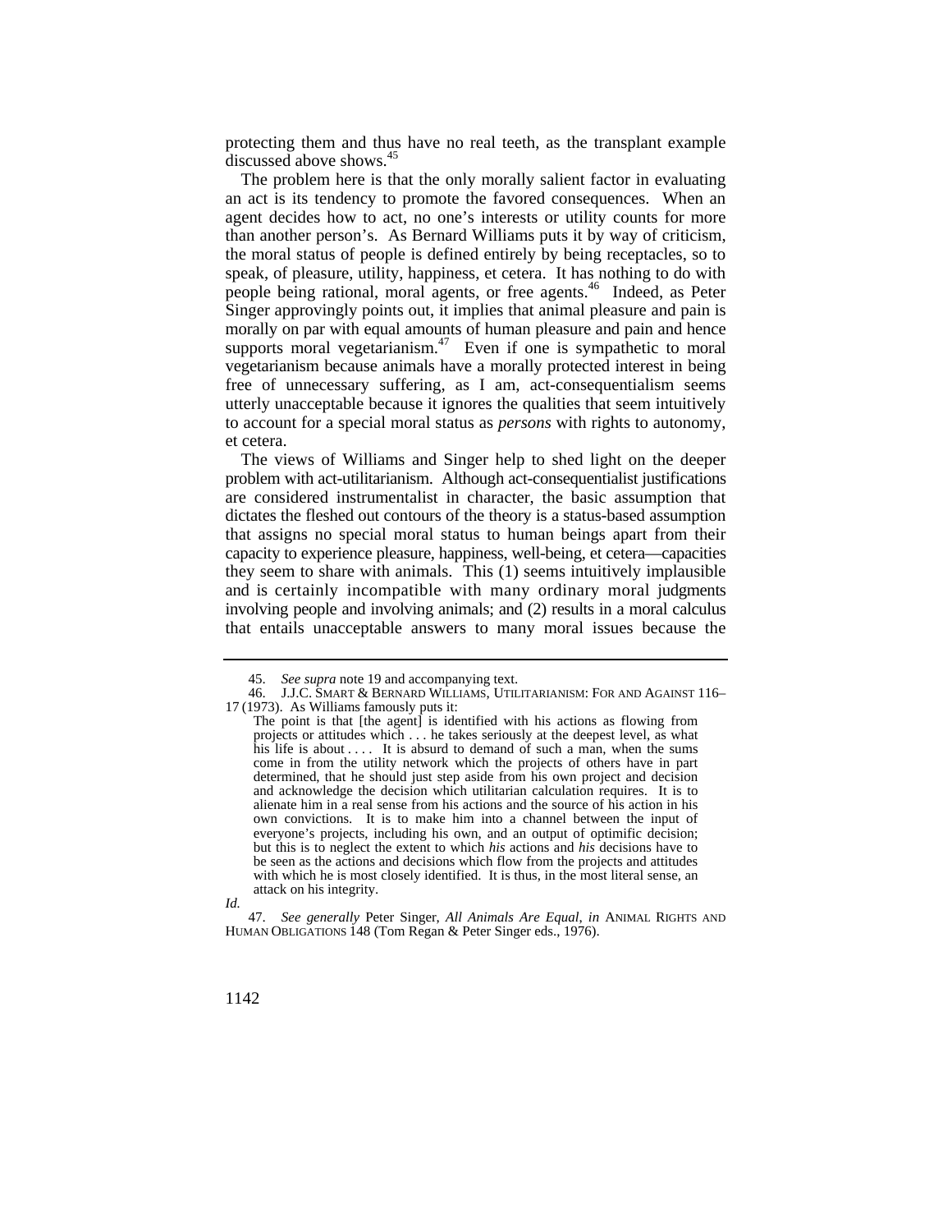protecting them and thus have no real teeth, as the transplant example discussed above shows.[45]

The problem here is that the only morally salient factor in evaluating an act is its tendency to promote the favored consequences. When an agent decides how to act, no one's interests or utility counts for more than another person's. As Bernard Williams puts it by way of criticism, the moral status of people is defined entirely by being receptacles, so to speak, of pleasure, utility, happiness, et cetera. It has nothing to do with people being rational, moral agents, or free agents.[46] Indeed, as Peter Singer approvingly points out, it implies that animal pleasure and pain is morally on par with equal amounts of human pleasure and pain and hence supports moral vegetarianism.[47] Even if one is sympathetic to moral vegetarianism because animals have a morally protected interest in being free of unnecessary suffering, as I am, act-consequentialism seems utterly unacceptable because it ignores the qualities that seem intuitively to account for a special moral status as *persons* with rights to autonomy, et cetera.

The views of Williams and Singer help to shed light on the deeper problem with act-utilitarianism. Although act-consequentialist justifications are considered instrumentalist in character, the basic assumption that dictates the fleshed out contours of the theory is a status-based assumption that assigns no special moral status to human beings apart from their capacity to experience pleasure, happiness, well-being, et cetera—capacities they seem to share with animals. This (1) seems intuitively implausible and is certainly incompatible with many ordinary moral judgments involving people and involving animals; and (2) results in a moral calculus that entails unacceptable answers to many moral issues because the

---

45. *See supra* note 19 and accompanying text.

46. J.J.C. SMART & BERNARD WILLIAMS, UTILITARIANISM: FOR AND AGAINST 116–17 (1973). As Williams famously puts it:

> The point is that [the agent] is identified with his actions as flowing from projects or attitudes which . . . he takes seriously at the deepest level, as what his life is about . . . . It is absurd to demand of such a man, when the sums come in from the utility network which the projects of others have in part determined, that he should just step aside from his own project and decision and acknowledge the decision which utilitarian calculation requires. It is to alienate him in a real sense from his actions and the source of his action in his own convictions. It is to make him into a channel between the input of everyone's projects, including his own, and an output of optimific decision; but this is to neglect the extent to which *his* actions and *his* decisions have to be seen as the actions and decisions which flow from the projects and attitudes with which he is most closely identified. It is thus, in the most literal sense, an attack on his integrity.

*Id.*

47. *See generally* Peter Singer, *All Animals Are Equal*, *in* ANIMAL RIGHTS AND HUMAN OBLIGATIONS 148 (Tom Regan & Peter Singer eds., 1976).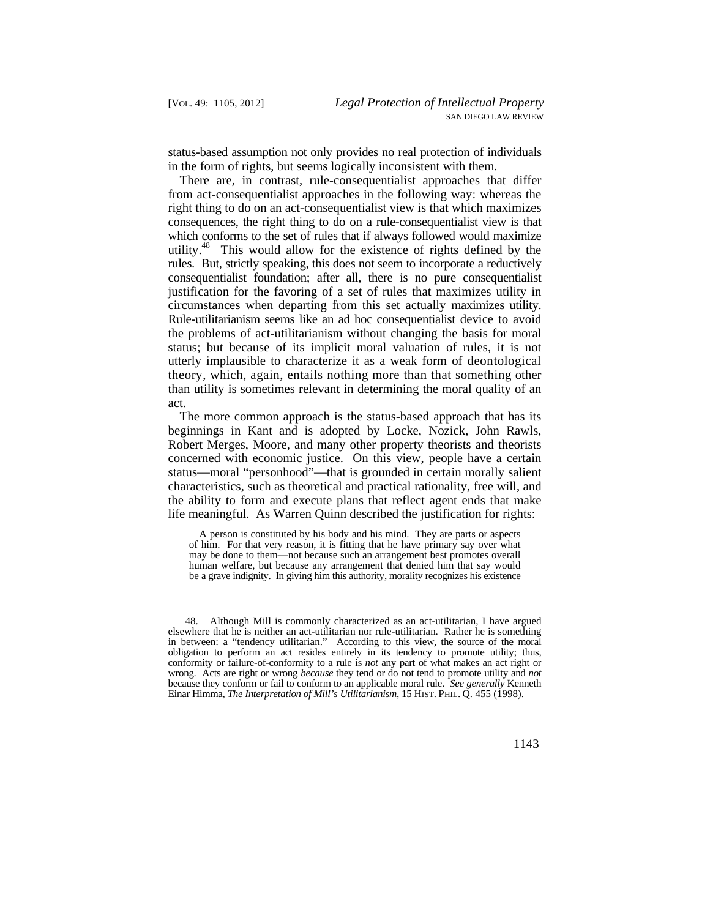status-based assumption not only provides no real protection of individuals in the form of rights, but seems logically inconsistent with them.

There are, in contrast, rule-consequentialist approaches that differ from act-consequentialist approaches in the following way: whereas the right thing to do on an act-consequentialist view is that which maximizes consequences, the right thing to do on a rule-consequentialist view is that which conforms to the set of rules that if always followed would maximize utility.[48] This would allow for the existence of rights defined by the rules. But, strictly speaking, this does not seem to incorporate a reductively consequentialist foundation; after all, there is no pure consequentialist justification for the favoring of a set of rules that maximizes utility in circumstances when departing from this set actually maximizes utility. Rule-utilitarianism seems like an ad hoc consequentialist device to avoid the problems of act-utilitarianism without changing the basis for moral status; but because of its implicit moral valuation of rules, it is not utterly implausible to characterize it as a weak form of deontological theory, which, again, entails nothing more than that something other than utility is sometimes relevant in determining the moral quality of an act.

The more common approach is the status-based approach that has its beginnings in Kant and is adopted by Locke, Nozick, John Rawls, Robert Merges, Moore, and many other property theorists and theorists concerned with economic justice. On this view, people have a certain status—moral "personhood"—that is grounded in certain morally salient characteristics, such as theoretical and practical rationality, free will, and the ability to form and execute plans that reflect agent ends that make life meaningful. As Warren Quinn described the justification for rights:

> A person is constituted by his body and his mind. They are parts or aspects of him. For that very reason, it is fitting that he have primary say over what may be done to them—not because such an arrangement best promotes overall human welfare, but because any arrangement that denied him that say would be a grave indignity. In giving him this authority, morality recognizes his existence

---

48. Although Mill is commonly characterized as an act-utilitarian, I have argued elsewhere that he is neither an act-utilitarian nor rule-utilitarian. Rather he is something in between: a "tendency utilitarian." According to this view, the source of the moral obligation to perform an act resides entirely in its tendency to promote utility; thus, conformity or failure-of-conformity to a rule is *not* any part of what makes an act right or wrong. Acts are right or wrong *because* they tend or do not tend to promote utility and *not* because they conform or fail to conform to an applicable moral rule. *See generally* Kenneth Einar Himma, *The Interpretation of Mill's Utilitarianism*, 15 HIST. PHIL. Q. 455 (1998).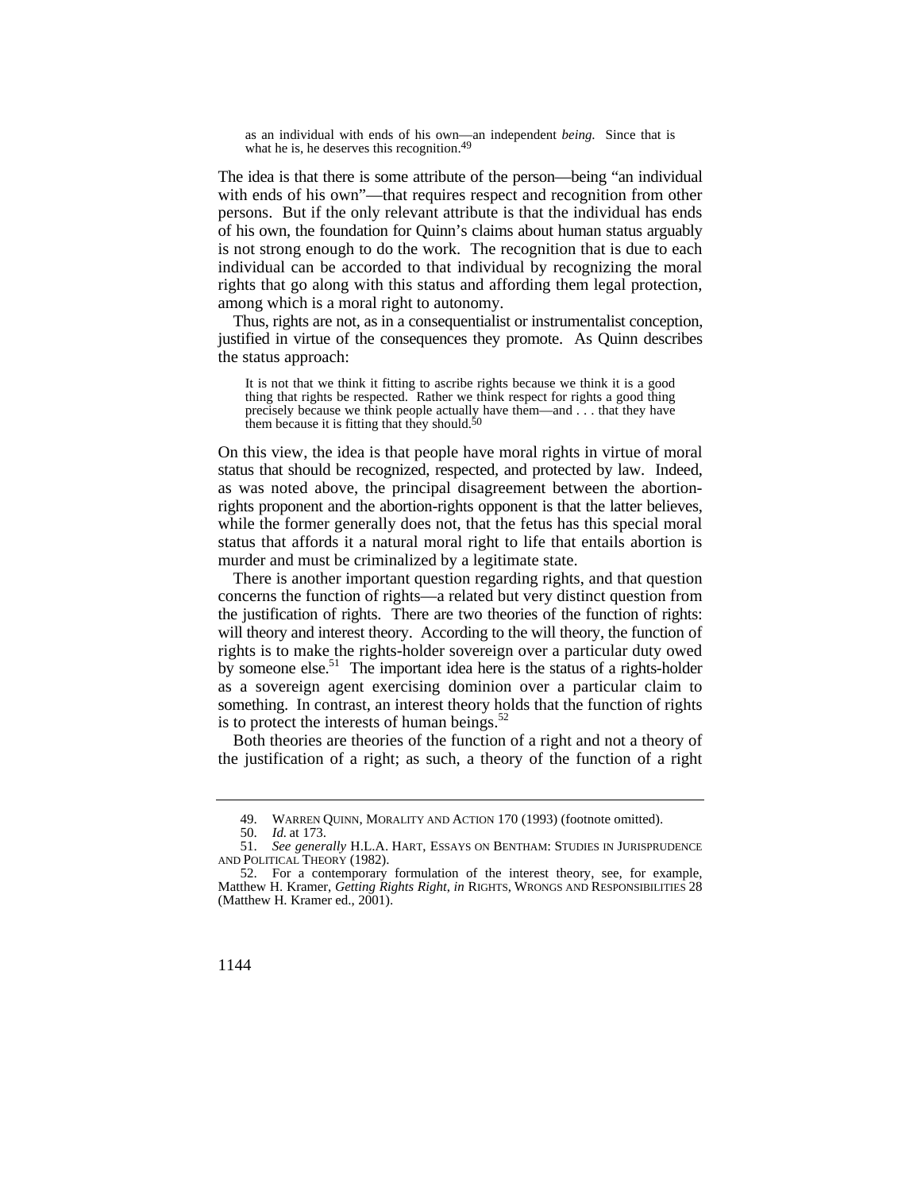> as an individual with ends of his own—an independent *being*. Since that is what he is, he deserves this recognition.[49]

The idea is that there is some attribute of the person—being "an individual with ends of his own"—that requires respect and recognition from other persons. But if the only relevant attribute is that the individual has ends of his own, the foundation for Quinn's claims about human status arguably is not strong enough to do the work. The recognition that is due to each individual can be accorded to that individual by recognizing the moral rights that go along with this status and affording them legal protection, among which is a moral right to autonomy.

Thus, rights are not, as in a consequentialist or instrumentalist conception, justified in virtue of the consequences they promote. As Quinn describes the status approach:

> It is not that we think it fitting to ascribe rights because we think it is a good thing that rights be respected. Rather we think respect for rights a good thing precisely because we think people actually have them—and . . . that they have them because it is fitting that they should.[50]

On this view, the idea is that people have moral rights in virtue of moral status that should be recognized, respected, and protected by law. Indeed, as was noted above, the principal disagreement between the abortion-rights proponent and the abortion-rights opponent is that the latter believes, while the former generally does not, that the fetus has this special moral status that affords it a natural moral right to life that entails abortion is murder and must be criminalized by a legitimate state.

There is another important question regarding rights, and that question concerns the function of rights—a related but very distinct question from the justification of rights. There are two theories of the function of rights: will theory and interest theory. According to the will theory, the function of rights is to make the rights-holder sovereign over a particular duty owed by someone else.[51] The important idea here is the status of a rights-holder as a sovereign agent exercising dominion over a particular claim to something. In contrast, an interest theory holds that the function of rights is to protect the interests of human beings.[52]

Both theories are theories of the function of a right and not a theory of the justification of a right; as such, a theory of the function of a right

---

49. WARREN QUINN, MORALITY AND ACTION 170 (1993) (footnote omitted).

50. *Id.* at 173.

51. *See generally* H.L.A. HART, ESSAYS ON BENTHAM: STUDIES IN JURISPRUDENCE AND POLITICAL THEORY (1982).

52. For a contemporary formulation of the interest theory, see, for example, Matthew H. Kramer, *Getting Rights Right*, *in* RIGHTS, WRONGS AND RESPONSIBILITIES 28 (Matthew H. Kramer ed., 2001).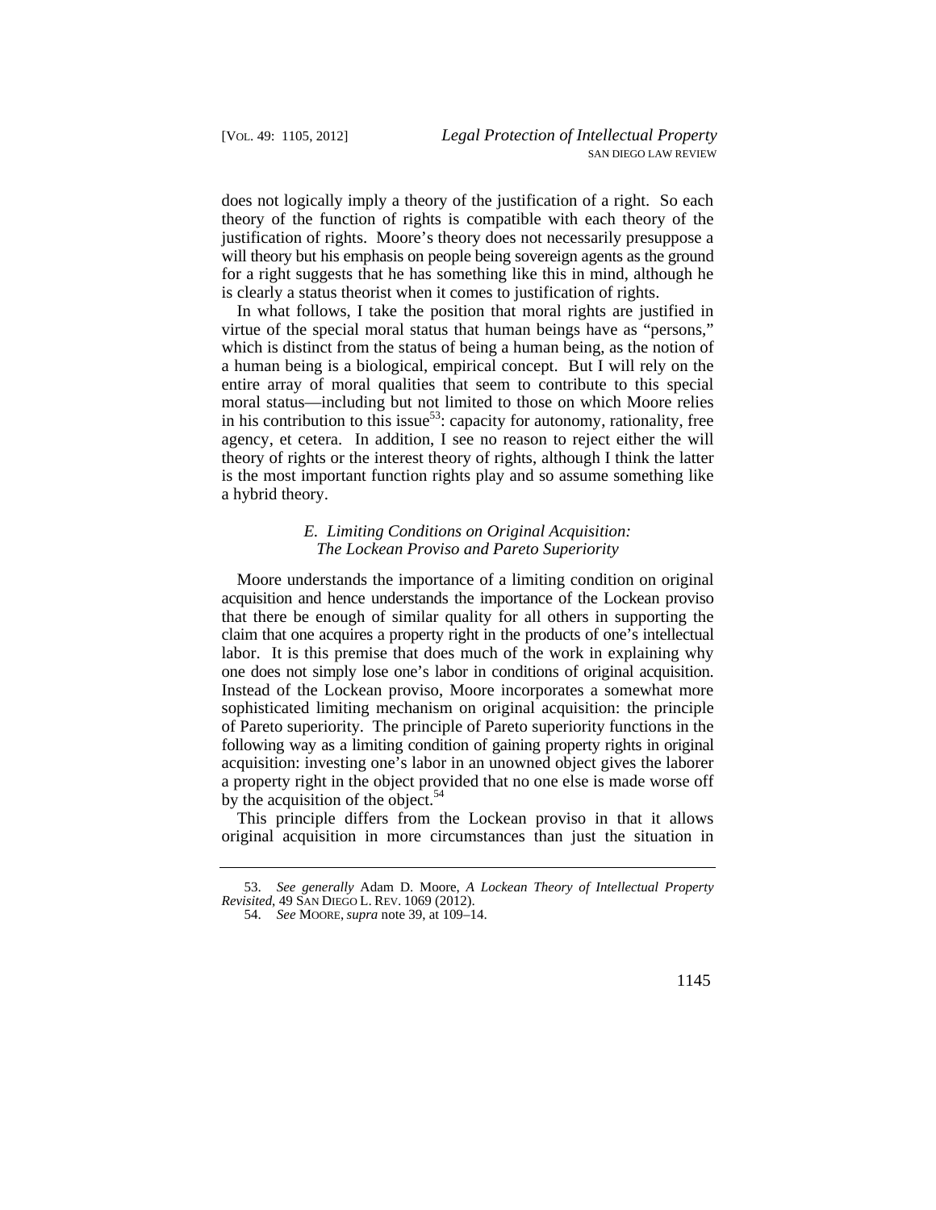does not logically imply a theory of the justification of a right. So each theory of the function of rights is compatible with each theory of the justification of rights. Moore's theory does not necessarily presuppose a will theory but his emphasis on people being sovereign agents as the ground for a right suggests that he has something like this in mind, although he is clearly a status theorist when it comes to justification of rights.

In what follows, I take the position that moral rights are justified in virtue of the special moral status that human beings have as "persons," which is distinct from the status of being a human being, as the notion of a human being is a biological, empirical concept. But I will rely on the entire array of moral qualities that seem to contribute to this special moral status—including but not limited to those on which Moore relies in his contribution to this issue[53]: capacity for autonomy, rationality, free agency, et cetera. In addition, I see no reason to reject either the will theory of rights or the interest theory of rights, although I think the latter is the most important function rights play and so assume something like a hybrid theory.

### *E. Limiting Conditions on Original Acquisition: The Lockean Proviso and Pareto Superiority*

Moore understands the importance of a limiting condition on original acquisition and hence understands the importance of the Lockean proviso that there be enough of similar quality for all others in supporting the claim that one acquires a property right in the products of one's intellectual labor. It is this premise that does much of the work in explaining why one does not simply lose one's labor in conditions of original acquisition. Instead of the Lockean proviso, Moore incorporates a somewhat more sophisticated limiting mechanism on original acquisition: the principle of Pareto superiority. The principle of Pareto superiority functions in the following way as a limiting condition of gaining property rights in original acquisition: investing one's labor in an unowned object gives the laborer a property right in the object provided that no one else is made worse off by the acquisition of the object.[54]

This principle differs from the Lockean proviso in that it allows original acquisition in more circumstances than just the situation in

---

53. *See generally* Adam D. Moore, *A Lockean Theory of Intellectual Property Revisited*, 49 SAN DIEGO L. REV. 1069 (2012).

54. *See* MOORE, *supra* note 39, at 109–14.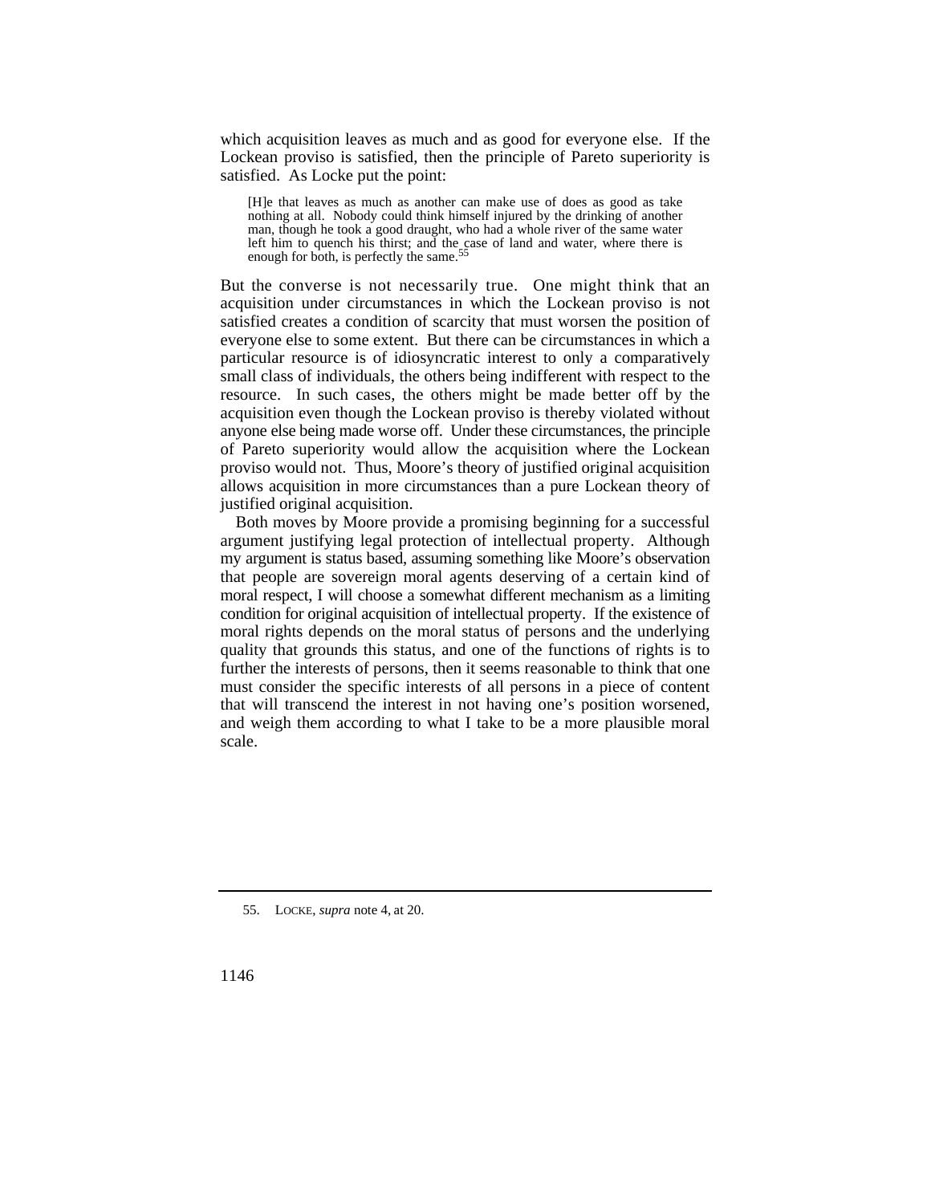which acquisition leaves as much and as good for everyone else. If the Lockean proviso is satisfied, then the principle of Pareto superiority is satisfied. As Locke put the point:

> [H]e that leaves as much as another can make use of does as good as take nothing at all. Nobody could think himself injured by the drinking of another man, though he took a good draught, who had a whole river of the same water left him to quench his thirst; and the case of land and water, where there is enough for both, is perfectly the same.[55]

But the converse is not necessarily true. One might think that an acquisition under circumstances in which the Lockean proviso is not satisfied creates a condition of scarcity that must worsen the position of everyone else to some extent. But there can be circumstances in which a particular resource is of idiosyncratic interest to only a comparatively small class of individuals, the others being indifferent with respect to the resource. In such cases, the others might be made better off by the acquisition even though the Lockean proviso is thereby violated without anyone else being made worse off. Under these circumstances, the principle of Pareto superiority would allow the acquisition where the Lockean proviso would not. Thus, Moore's theory of justified original acquisition allows acquisition in more circumstances than a pure Lockean theory of justified original acquisition.

Both moves by Moore provide a promising beginning for a successful argument justifying legal protection of intellectual property. Although my argument is status based, assuming something like Moore's observation that people are sovereign moral agents deserving of a certain kind of moral respect, I will choose a somewhat different mechanism as a limiting condition for original acquisition of intellectual property. If the existence of moral rights depends on the moral status of persons and the underlying quality that grounds this status, and one of the functions of rights is to further the interests of persons, then it seems reasonable to think that one must consider the specific interests of all persons in a piece of content that will transcend the interest in not having one's position worsened, and weigh them according to what I take to be a more plausible moral scale.

---

55. LOCKE, *supra* note 4, at 20.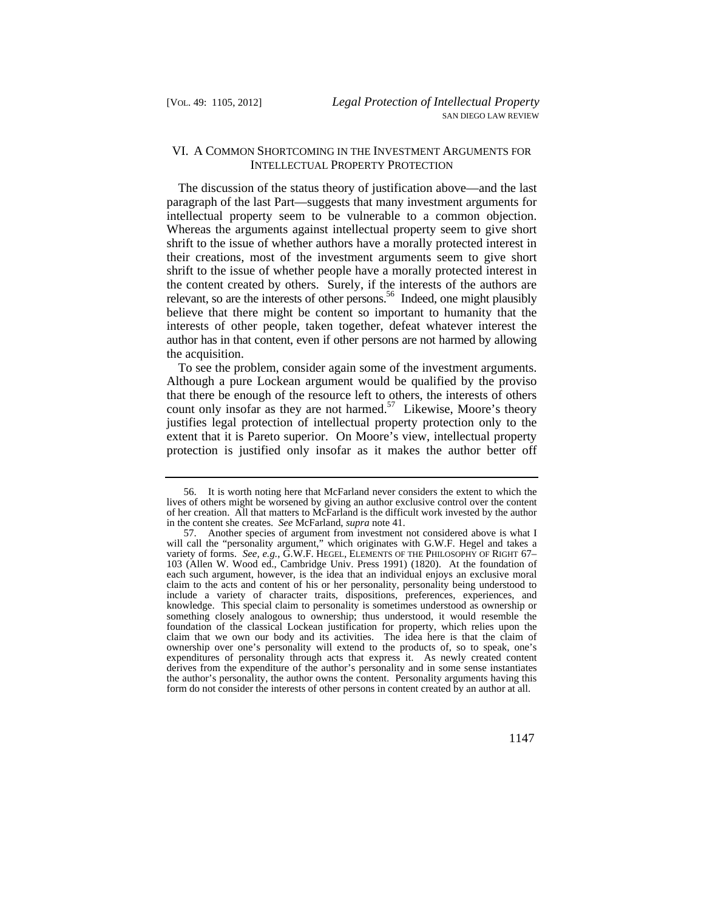## VI. A COMMON SHORTCOMING IN THE INVESTMENT ARGUMENTS FOR INTELLECTUAL PROPERTY PROTECTION

The discussion of the status theory of justification above—and the last paragraph of the last Part—suggests that many investment arguments for intellectual property seem to be vulnerable to a common objection. Whereas the arguments against intellectual property seem to give short shrift to the issue of whether authors have a morally protected interest in their creations, most of the investment arguments seem to give short shrift to the issue of whether people have a morally protected interest in the content created by others. Surely, if the interests of the authors are relevant, so are the interests of other persons.[56] Indeed, one might plausibly believe that there might be content so important to humanity that the interests of other people, taken together, defeat whatever interest the author has in that content, even if other persons are not harmed by allowing the acquisition.

To see the problem, consider again some of the investment arguments. Although a pure Lockean argument would be qualified by the proviso that there be enough of the resource left to others, the interests of others count only insofar as they are not harmed.[57] Likewise, Moore's theory justifies legal protection of intellectual property protection only to the extent that it is Pareto superior. On Moore's view, intellectual property protection is justified only insofar as it makes the author better off

---

56. It is worth noting here that McFarland never considers the extent to which the lives of others might be worsened by giving an author exclusive control over the content of her creation. All that matters to McFarland is the difficult work invested by the author in the content she creates. *See* McFarland, *supra* note 41.

57. Another species of argument from investment not considered above is what I will call the "personality argument," which originates with G.W.F. Hegel and takes a variety of forms. *See, e.g.*, G.W.F. HEGEL, ELEMENTS OF THE PHILOSOPHY OF RIGHT 67–103 (Allen W. Wood ed., Cambridge Univ. Press 1991) (1820). At the foundation of each such argument, however, is the idea that an individual enjoys an exclusive moral claim to the acts and content of his or her personality, personality being understood to include a variety of character traits, dispositions, preferences, experiences, and knowledge. This special claim to personality is sometimes understood as ownership or something closely analogous to ownership; thus understood, it would resemble the foundation of the classical Lockean justification for property, which relies upon the claim that we own our body and its activities. The idea here is that the claim of ownership over one's personality will extend to the products of, so to speak, one's expenditures of personality through acts that express it. As newly created content derives from the expenditure of the author's personality and in some sense instantiates the author's personality, the author owns the content. Personality arguments having this form do not consider the interests of other persons in content created by an author at all.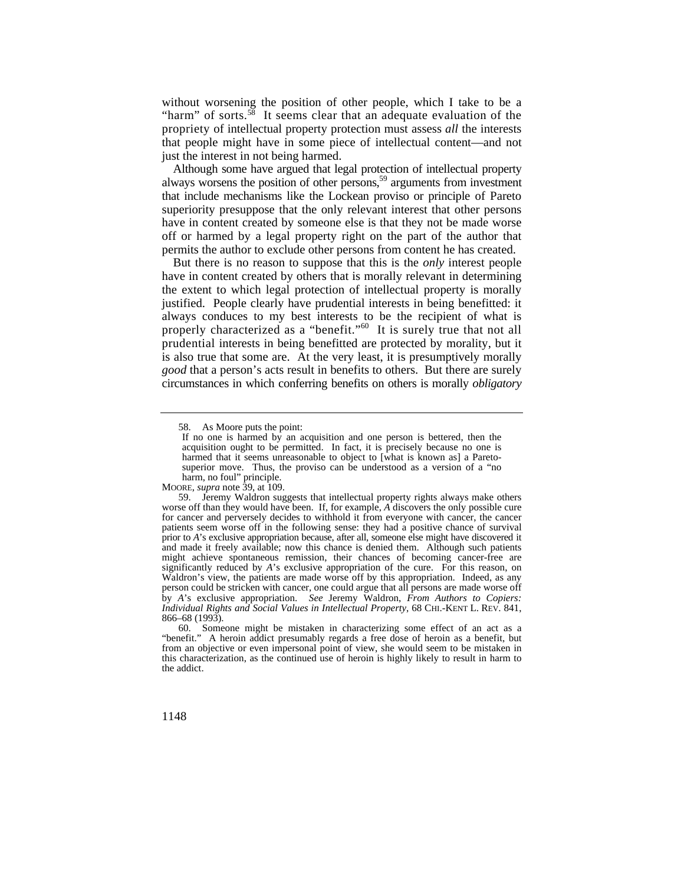without worsening the position of other people, which I take to be a "harm" of sorts.[58] It seems clear that an adequate evaluation of the propriety of intellectual property protection must assess *all* the interests that people might have in some piece of intellectual content—and not just the interest in not being harmed.

Although some have argued that legal protection of intellectual property always worsens the position of other persons,[59] arguments from investment that include mechanisms like the Lockean proviso or principle of Pareto superiority presuppose that the only relevant interest that other persons have in content created by someone else is that they not be made worse off or harmed by a legal property right on the part of the author that permits the author to exclude other persons from content he has created.

But there is no reason to suppose that this is the *only* interest people have in content created by others that is morally relevant in determining the extent to which legal protection of intellectual property is morally justified. People clearly have prudential interests in being benefitted: it always conduces to my best interests to be the recipient of what is properly characterized as a "benefit."[60] It is surely true that not all prudential interests in being benefitted are protected by morality, but it is also true that some are. At the very least, it is presumptively morally *good* that a person's acts result in benefits to others. But there are surely circumstances in which conferring benefits on others is morally *obligatory*

---

58. As Moore puts the point:

> If no one is harmed by an acquisition and one person is bettered, then the acquisition ought to be permitted. In fact, it is precisely because no one is harmed that it seems unreasonable to object to [what is known as] a Pareto-superior move. Thus, the proviso can be understood as a version of a "no harm, no foul" principle.

MOORE, *supra* note 39, at 109.

59. Jeremy Waldron suggests that intellectual property rights always make others worse off than they would have been. If, for example, *A* discovers the only possible cure for cancer and perversely decides to withhold it from everyone with cancer, the cancer patients seem worse off in the following sense: they had a positive chance of survival prior to *A*'s exclusive appropriation because, after all, someone else might have discovered it and made it freely available; now this chance is denied them. Although such patients might achieve spontaneous remission, their chances of becoming cancer-free are significantly reduced by *A*'s exclusive appropriation of the cure. For this reason, on Waldron's view, the patients are made worse off by this appropriation. Indeed, as any person could be stricken with cancer, one could argue that all persons are made worse off by *A*'s exclusive appropriation. *See* Jeremy Waldron, *From Authors to Copiers: Individual Rights and Social Values in Intellectual Property*, 68 CHI.-KENT L. REV. 841, 866–68 (1993).

60. Someone might be mistaken in characterizing some effect of an act as a "benefit." A heroin addict presumably regards a free dose of heroin as a benefit, but from an objective or even impersonal point of view, she would seem to be mistaken in this characterization, as the continued use of heroin is highly likely to result in harm to the addict.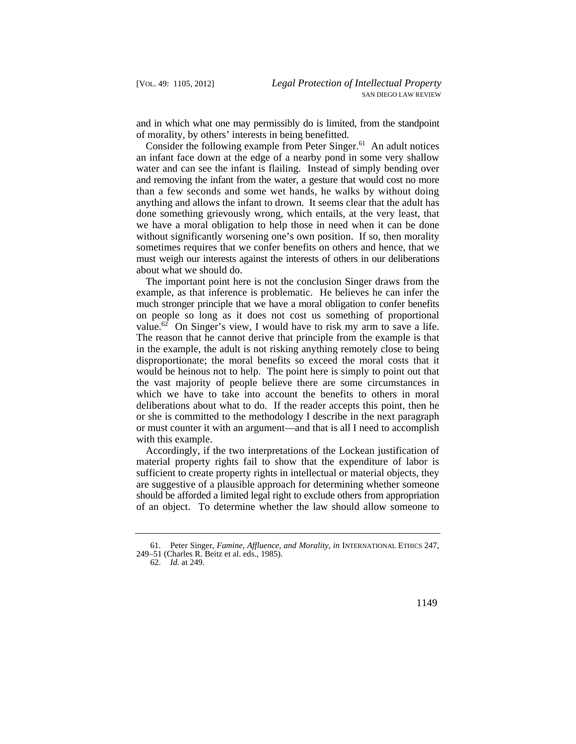and in which what one may permissibly do is limited, from the standpoint of morality, by others' interests in being benefitted.

Consider the following example from Peter Singer.[61] An adult notices an infant face down at the edge of a nearby pond in some very shallow water and can see the infant is flailing. Instead of simply bending over and removing the infant from the water, a gesture that would cost no more than a few seconds and some wet hands, he walks by without doing anything and allows the infant to drown. It seems clear that the adult has done something grievously wrong, which entails, at the very least, that we have a moral obligation to help those in need when it can be done without significantly worsening one's own position. If so, then morality sometimes requires that we confer benefits on others and hence, that we must weigh our interests against the interests of others in our deliberations about what we should do.

The important point here is not the conclusion Singer draws from the example, as that inference is problematic. He believes he can infer the much stronger principle that we have a moral obligation to confer benefits on people so long as it does not cost us something of proportional value.[62] On Singer's view, I would have to risk my arm to save a life. The reason that he cannot derive that principle from the example is that in the example, the adult is not risking anything remotely close to being disproportionate; the moral benefits so exceed the moral costs that it would be heinous not to help. The point here is simply to point out that the vast majority of people believe there are some circumstances in which we have to take into account the benefits to others in moral deliberations about what to do. If the reader accepts this point, then he or she is committed to the methodology I describe in the next paragraph or must counter it with an argument—and that is all I need to accomplish with this example.

Accordingly, if the two interpretations of the Lockean justification of material property rights fail to show that the expenditure of labor is sufficient to create property rights in intellectual or material objects, they are suggestive of a plausible approach for determining whether someone should be afforded a limited legal right to exclude others from appropriation of an object. To determine whether the law should allow someone to

61. Peter Singer, *Famine, Affluence, and Morality*, *in* INTERNATIONAL ETHICS 247, 249–51 (Charles R. Beitz et al. eds., 1985).

62. *Id.* at 249.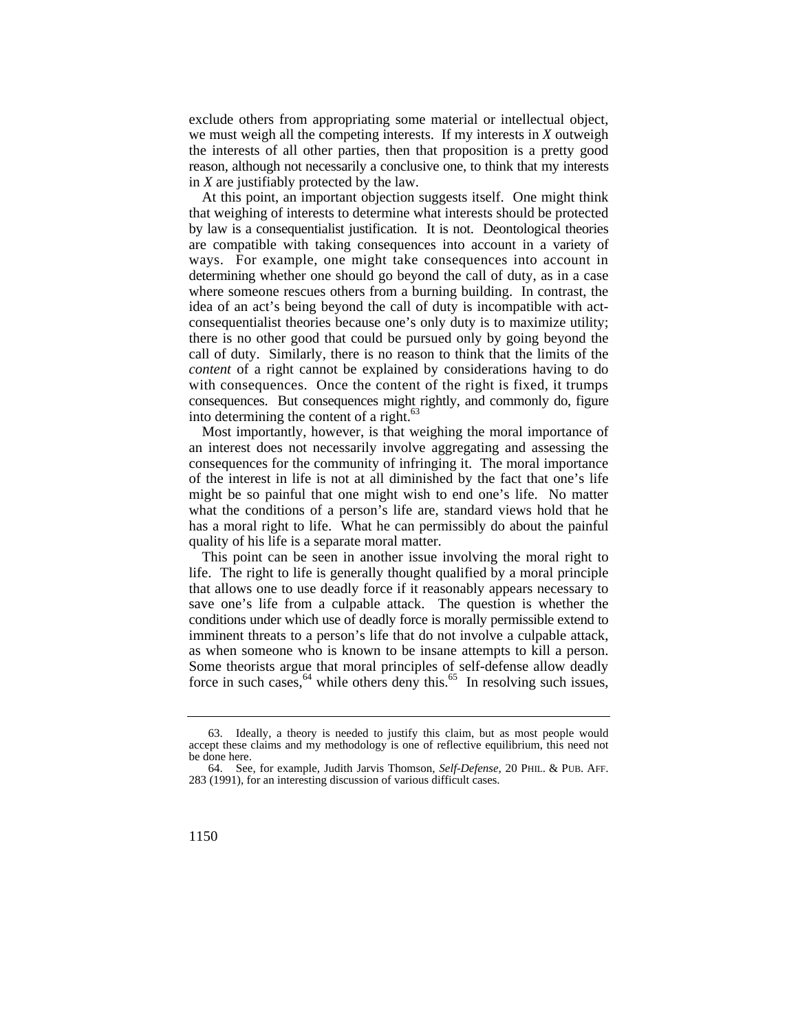exclude others from appropriating some material or intellectual object, we must weigh all the competing interests. If my interests in *X* outweigh the interests of all other parties, then that proposition is a pretty good reason, although not necessarily a conclusive one, to think that my interests in *X* are justifiably protected by the law.

At this point, an important objection suggests itself. One might think that weighing of interests to determine what interests should be protected by law is a consequentialist justification. It is not. Deontological theories are compatible with taking consequences into account in a variety of ways. For example, one might take consequences into account in determining whether one should go beyond the call of duty, as in a case where someone rescues others from a burning building. In contrast, the idea of an act's being beyond the call of duty is incompatible with act-consequentialist theories because one's only duty is to maximize utility; there is no other good that could be pursued only by going beyond the call of duty. Similarly, there is no reason to think that the limits of the *content* of a right cannot be explained by considerations having to do with consequences. Once the content of the right is fixed, it trumps consequences. But consequences might rightly, and commonly do, figure into determining the content of a right.[63]

Most importantly, however, is that weighing the moral importance of an interest does not necessarily involve aggregating and assessing the consequences for the community of infringing it. The moral importance of the interest in life is not at all diminished by the fact that one's life might be so painful that one might wish to end one's life. No matter what the conditions of a person's life are, standard views hold that he has a moral right to life. What he can permissibly do about the painful quality of his life is a separate moral matter.

This point can be seen in another issue involving the moral right to life. The right to life is generally thought qualified by a moral principle that allows one to use deadly force if it reasonably appears necessary to save one's life from a culpable attack. The question is whether the conditions under which use of deadly force is morally permissible extend to imminent threats to a person's life that do not involve a culpable attack, as when someone who is known to be insane attempts to kill a person. Some theorists argue that moral principles of self-defense allow deadly force in such cases,[64] while others deny this.[65] In resolving such issues,

---

63. Ideally, a theory is needed to justify this claim, but as most people would accept these claims and my methodology is one of reflective equilibrium, this need not be done here.

64. See, for example, Judith Jarvis Thomson, *Self-Defense*, 20 PHIL. & PUB. AFF. 283 (1991), for an interesting discussion of various difficult cases.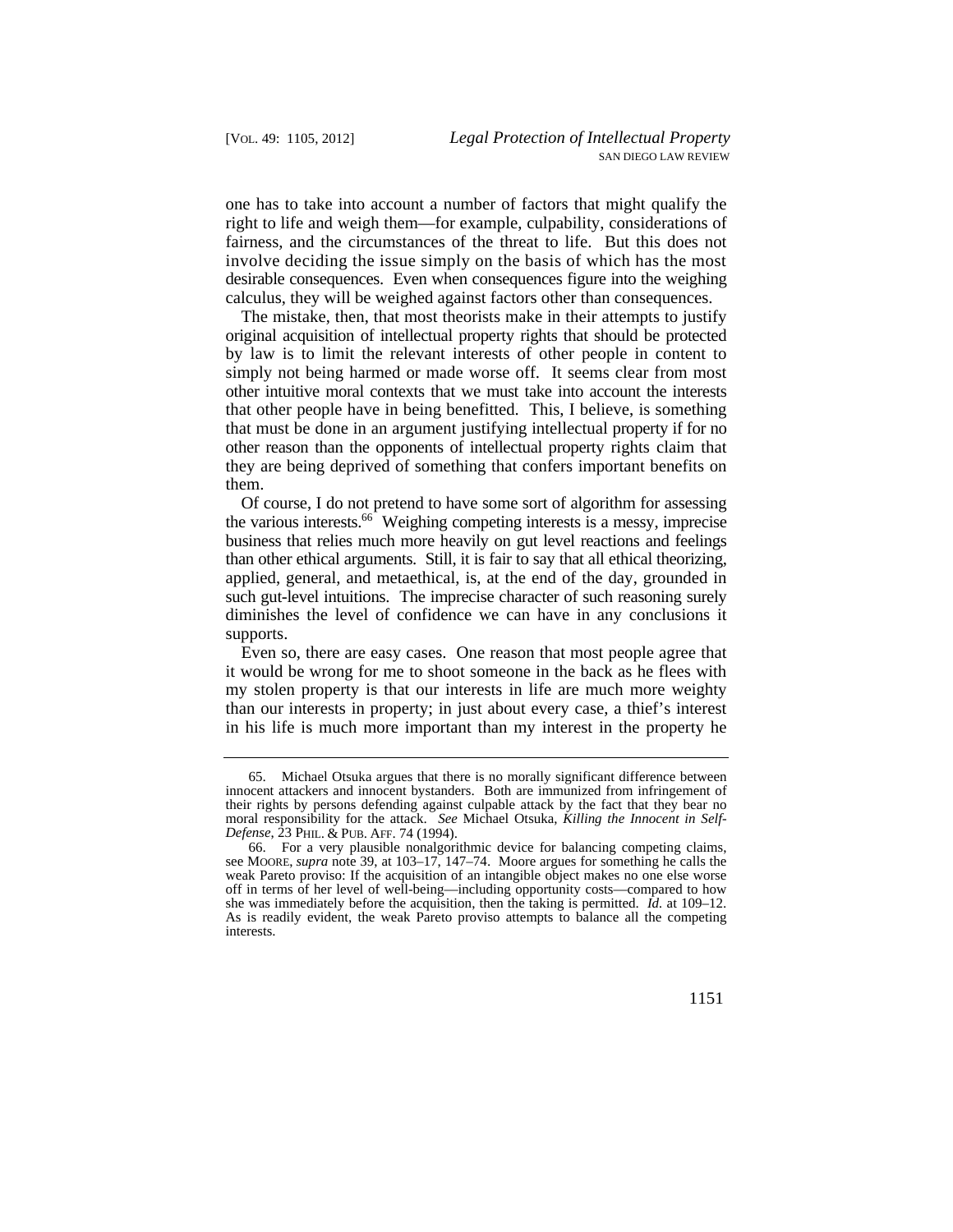one has to take into account a number of factors that might qualify the right to life and weigh them—for example, culpability, considerations of fairness, and the circumstances of the threat to life. But this does not involve deciding the issue simply on the basis of which has the most desirable consequences. Even when consequences figure into the weighing calculus, they will be weighed against factors other than consequences.

The mistake, then, that most theorists make in their attempts to justify original acquisition of intellectual property rights that should be protected by law is to limit the relevant interests of other people in content to simply not being harmed or made worse off. It seems clear from most other intuitive moral contexts that we must take into account the interests that other people have in being benefitted. This, I believe, is something that must be done in an argument justifying intellectual property if for no other reason than the opponents of intellectual property rights claim that they are being deprived of something that confers important benefits on them.

Of course, I do not pretend to have some sort of algorithm for assessing the various interests.[66] Weighing competing interests is a messy, imprecise business that relies much more heavily on gut level reactions and feelings than other ethical arguments. Still, it is fair to say that all ethical theorizing, applied, general, and metaethical, is, at the end of the day, grounded in such gut-level intuitions. The imprecise character of such reasoning surely diminishes the level of confidence we can have in any conclusions it supports.

Even so, there are easy cases. One reason that most people agree that it would be wrong for me to shoot someone in the back as he flees with my stolen property is that our interests in life are much more weighty than our interests in property; in just about every case, a thief's interest in his life is much more important than my interest in the property he

---

65. Michael Otsuka argues that there is no morally significant difference between innocent attackers and innocent bystanders. Both are immunized from infringement of their rights by persons defending against culpable attack by the fact that they bear no moral responsibility for the attack. *See* Michael Otsuka, *Killing the Innocent in Self-Defense*, 23 PHIL. & PUB. AFF. 74 (1994).

66. For a very plausible nonalgorithmic device for balancing competing claims, see MOORE, *supra* note 39, at 103–17, 147–74. Moore argues for something he calls the weak Pareto proviso: If the acquisition of an intangible object makes no one else worse off in terms of her level of well-being—including opportunity costs—compared to how she was immediately before the acquisition, then the taking is permitted. *Id.* at 109–12. As is readily evident, the weak Pareto proviso attempts to balance all the competing interests.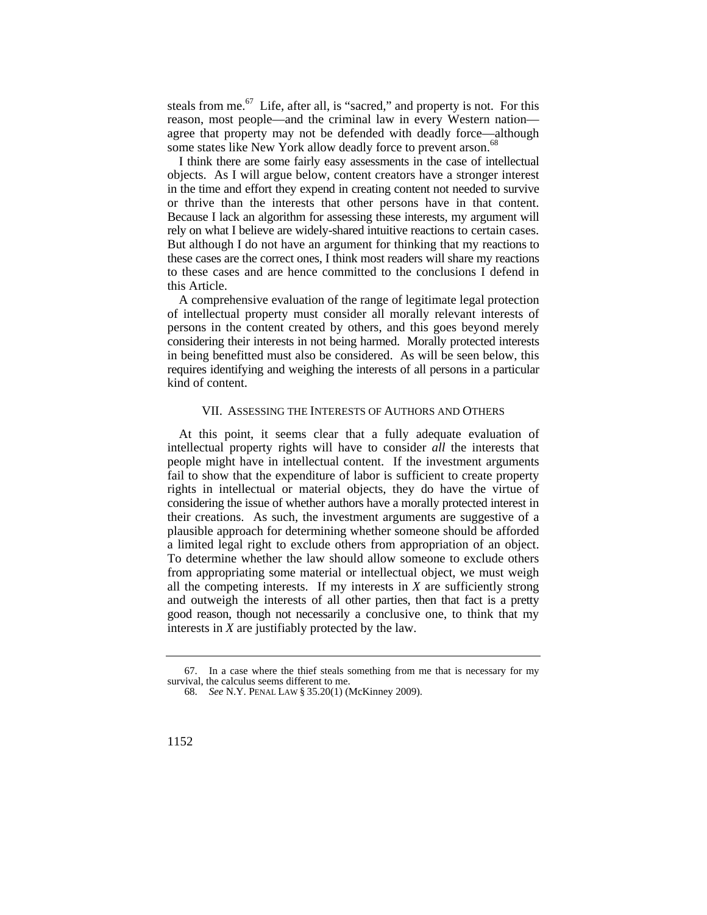steals from me.[67] Life, after all, is "sacred," and property is not. For this reason, most people—and the criminal law in every Western nation—agree that property may not be defended with deadly force—although some states like New York allow deadly force to prevent arson.[68]

I think there are some fairly easy assessments in the case of intellectual objects. As I will argue below, content creators have a stronger interest in the time and effort they expend in creating content not needed to survive or thrive than the interests that other persons have in that content. Because I lack an algorithm for assessing these interests, my argument will rely on what I believe are widely-shared intuitive reactions to certain cases. But although I do not have an argument for thinking that my reactions to these cases are the correct ones, I think most readers will share my reactions to these cases and are hence committed to the conclusions I defend in this Article.

A comprehensive evaluation of the range of legitimate legal protection of intellectual property must consider all morally relevant interests of persons in the content created by others, and this goes beyond merely considering their interests in not being harmed. Morally protected interests in being benefitted must also be considered. As will be seen below, this requires identifying and weighing the interests of all persons in a particular kind of content.

## VII. Assessing the Interests of Authors and Others

At this point, it seems clear that a fully adequate evaluation of intellectual property rights will have to consider *all* the interests that people might have in intellectual content. If the investment arguments fail to show that the expenditure of labor is sufficient to create property rights in intellectual or material objects, they do have the virtue of considering the issue of whether authors have a morally protected interest in their creations. As such, the investment arguments are suggestive of a plausible approach for determining whether someone should be afforded a limited legal right to exclude others from appropriation of an object. To determine whether the law should allow someone to exclude others from appropriating some material or intellectual object, we must weigh all the competing interests. If my interests in *X* are sufficiently strong and outweigh the interests of all other parties, then that fact is a pretty good reason, though not necessarily a conclusive one, to think that my interests in *X* are justifiably protected by the law.

---

67. In a case where the thief steals something from me that is necessary for my survival, the calculus seems different to me.

68. *See* N.Y. Penal Law § 35.20(1) (McKinney 2009).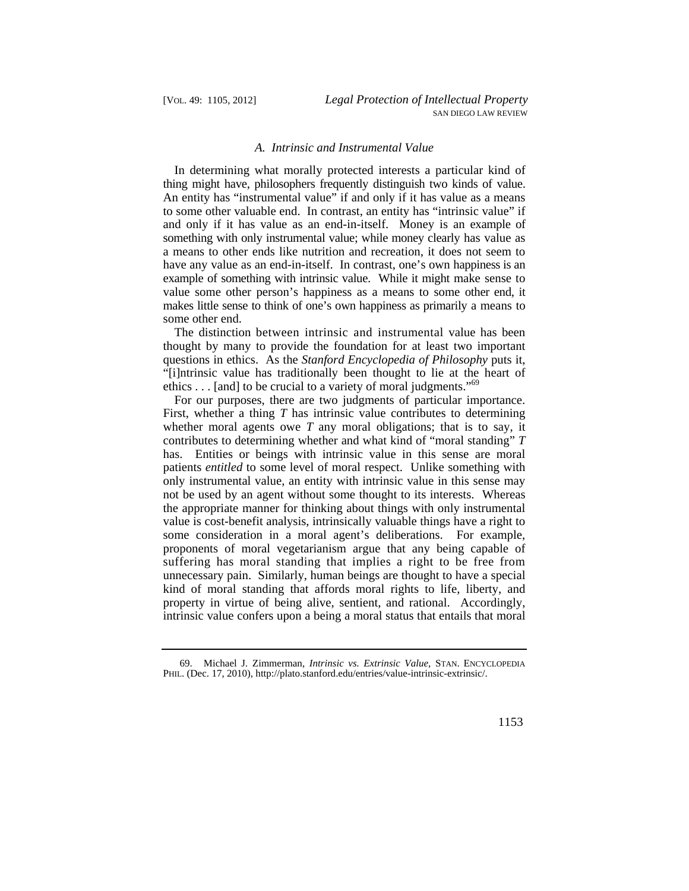### *A. Intrinsic and Instrumental Value*

In determining what morally protected interests a particular kind of thing might have, philosophers frequently distinguish two kinds of value. An entity has "instrumental value" if and only if it has value as a means to some other valuable end. In contrast, an entity has "intrinsic value" if and only if it has value as an end-in-itself. Money is an example of something with only instrumental value; while money clearly has value as a means to other ends like nutrition and recreation, it does not seem to have any value as an end-in-itself. In contrast, one's own happiness is an example of something with intrinsic value. While it might make sense to value some other person's happiness as a means to some other end, it makes little sense to think of one's own happiness as primarily a means to some other end.

The distinction between intrinsic and instrumental value has been thought by many to provide the foundation for at least two important questions in ethics. As the *Stanford Encyclopedia of Philosophy* puts it, "[i]ntrinsic value has traditionally been thought to lie at the heart of ethics . . . [and] to be crucial to a variety of moral judgments."[69]

For our purposes, there are two judgments of particular importance. First, whether a thing *T* has intrinsic value contributes to determining whether moral agents owe *T* any moral obligations; that is to say, it contributes to determining whether and what kind of "moral standing" *T* has. Entities or beings with intrinsic value in this sense are moral patients *entitled* to some level of moral respect. Unlike something with only instrumental value, an entity with intrinsic value in this sense may not be used by an agent without some thought to its interests. Whereas the appropriate manner for thinking about things with only instrumental value is cost-benefit analysis, intrinsically valuable things have a right to some consideration in a moral agent's deliberations. For example, proponents of moral vegetarianism argue that any being capable of suffering has moral standing that implies a right to be free from unnecessary pain. Similarly, human beings are thought to have a special kind of moral standing that affords moral rights to life, liberty, and property in virtue of being alive, sentient, and rational. Accordingly, intrinsic value confers upon a being a moral status that entails that moral

69. Michael J. Zimmerman, *Intrinsic vs. Extrinsic Value*, STAN. ENCYCLOPEDIA PHIL. (Dec. 17, 2010), http://plato.stanford.edu/entries/value-intrinsic-extrinsic/.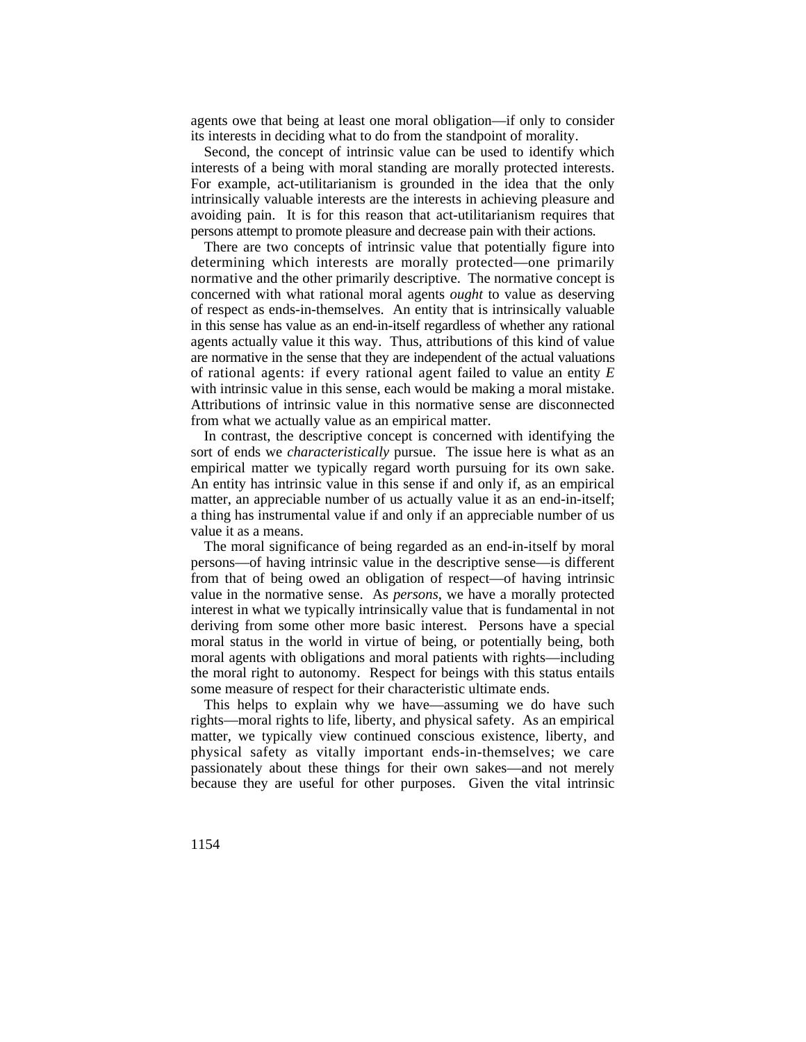agents owe that being at least one moral obligation—if only to consider its interests in deciding what to do from the standpoint of morality.

Second, the concept of intrinsic value can be used to identify which interests of a being with moral standing are morally protected interests. For example, act-utilitarianism is grounded in the idea that the only intrinsically valuable interests are the interests in achieving pleasure and avoiding pain. It is for this reason that act-utilitarianism requires that persons attempt to promote pleasure and decrease pain with their actions.

There are two concepts of intrinsic value that potentially figure into determining which interests are morally protected—one primarily normative and the other primarily descriptive. The normative concept is concerned with what rational moral agents *ought* to value as deserving of respect as ends-in-themselves. An entity that is intrinsically valuable in this sense has value as an end-in-itself regardless of whether any rational agents actually value it this way. Thus, attributions of this kind of value are normative in the sense that they are independent of the actual valuations of rational agents: if every rational agent failed to value an entity *E* with intrinsic value in this sense, each would be making a moral mistake. Attributions of intrinsic value in this normative sense are disconnected from what we actually value as an empirical matter.

In contrast, the descriptive concept is concerned with identifying the sort of ends we *characteristically* pursue. The issue here is what as an empirical matter we typically regard worth pursuing for its own sake. An entity has intrinsic value in this sense if and only if, as an empirical matter, an appreciable number of us actually value it as an end-in-itself; a thing has instrumental value if and only if an appreciable number of us value it as a means.

The moral significance of being regarded as an end-in-itself by moral persons—of having intrinsic value in the descriptive sense—is different from that of being owed an obligation of respect—of having intrinsic value in the normative sense. As *persons*, we have a morally protected interest in what we typically intrinsically value that is fundamental in not deriving from some other more basic interest. Persons have a special moral status in the world in virtue of being, or potentially being, both moral agents with obligations and moral patients with rights—including the moral right to autonomy. Respect for beings with this status entails some measure of respect for their characteristic ultimate ends.

This helps to explain why we have—assuming we do have such rights—moral rights to life, liberty, and physical safety. As an empirical matter, we typically view continued conscious existence, liberty, and physical safety as vitally important ends-in-themselves; we care passionately about these things for their own sakes—and not merely because they are useful for other purposes. Given the vital intrinsic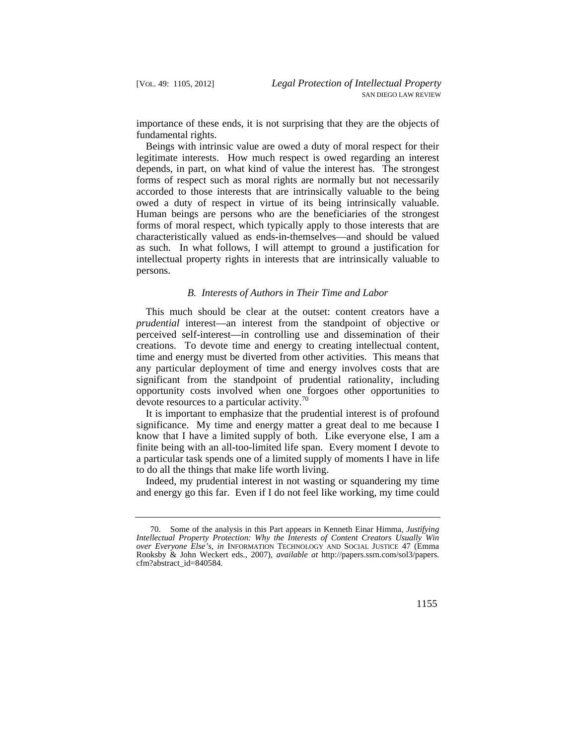importance of these ends, it is not surprising that they are the objects of fundamental rights.

Beings with intrinsic value are owed a duty of moral respect for their legitimate interests. How much respect is owed regarding an interest depends, in part, on what kind of value the interest has. The strongest forms of respect such as moral rights are normally but not necessarily accorded to those interests that are intrinsically valuable to the being owed a duty of respect in virtue of its being intrinsically valuable. Human beings are persons who are the beneficiaries of the strongest forms of moral respect, which typically apply to those interests that are characteristically valued as ends-in-themselves—and should be valued as such. In what follows, I will attempt to ground a justification for intellectual property rights in interests that are intrinsically valuable to persons.

### *B. Interests of Authors in Their Time and Labor*

This much should be clear at the outset: content creators have a *prudential* interest—an interest from the standpoint of objective or perceived self-interest—in controlling use and dissemination of their creations. To devote time and energy to creating intellectual content, time and energy must be diverted from other activities. This means that any particular deployment of time and energy involves costs that are significant from the standpoint of prudential rationality, including opportunity costs involved when one forgoes other opportunities to devote resources to a particular activity.[70]

It is important to emphasize that the prudential interest is of profound significance. My time and energy matter a great deal to me because I know that I have a limited supply of both. Like everyone else, I am a finite being with an all-too-limited life span. Every moment I devote to a particular task spends one of a limited supply of moments I have in life to do all the things that make life worth living.

Indeed, my prudential interest in not wasting or squandering my time and energy go this far. Even if I do not feel like working, my time could

---

70. Some of the analysis in this Part appears in Kenneth Einar Himma, *Justifying Intellectual Property Protection: Why the Interests of Content Creators Usually Win over Everyone Else's*, *in* INFORMATION TECHNOLOGY AND SOCIAL JUSTICE 47 (Emma Rooksby & John Weckert eds., 2007), *available at* http://papers.ssrn.com/sol3/papers.cfm?abstract_id=840584.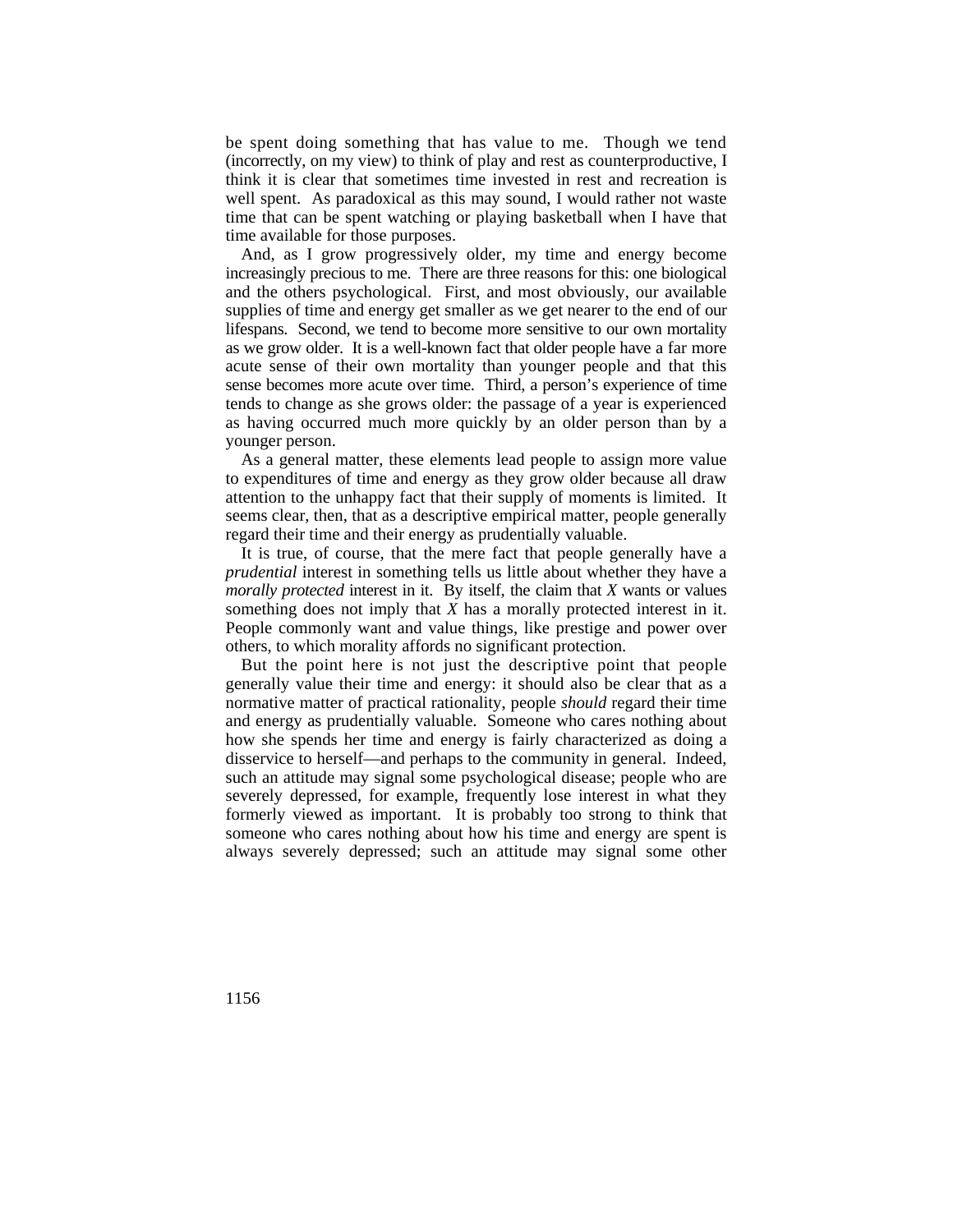be spent doing something that has value to me. Though we tend (incorrectly, on my view) to think of play and rest as counterproductive, I think it is clear that sometimes time invested in rest and recreation is well spent. As paradoxical as this may sound, I would rather not waste time that can be spent watching or playing basketball when I have that time available for those purposes.

And, as I grow progressively older, my time and energy become increasingly precious to me. There are three reasons for this: one biological and the others psychological. First, and most obviously, our available supplies of time and energy get smaller as we get nearer to the end of our lifespans. Second, we tend to become more sensitive to our own mortality as we grow older. It is a well-known fact that older people have a far more acute sense of their own mortality than younger people and that this sense becomes more acute over time. Third, a person's experience of time tends to change as she grows older: the passage of a year is experienced as having occurred much more quickly by an older person than by a younger person.

As a general matter, these elements lead people to assign more value to expenditures of time and energy as they grow older because all draw attention to the unhappy fact that their supply of moments is limited. It seems clear, then, that as a descriptive empirical matter, people generally regard their time and their energy as prudentially valuable.

It is true, of course, that the mere fact that people generally have a *prudential* interest in something tells us little about whether they have a *morally protected* interest in it. By itself, the claim that *X* wants or values something does not imply that *X* has a morally protected interest in it. People commonly want and value things, like prestige and power over others, to which morality affords no significant protection.

But the point here is not just the descriptive point that people generally value their time and energy: it should also be clear that as a normative matter of practical rationality, people *should* regard their time and energy as prudentially valuable. Someone who cares nothing about how she spends her time and energy is fairly characterized as doing a disservice to herself—and perhaps to the community in general. Indeed, such an attitude may signal some psychological disease; people who are severely depressed, for example, frequently lose interest in what they formerly viewed as important. It is probably too strong to think that someone who cares nothing about how his time and energy are spent is always severely depressed; such an attitude may signal some other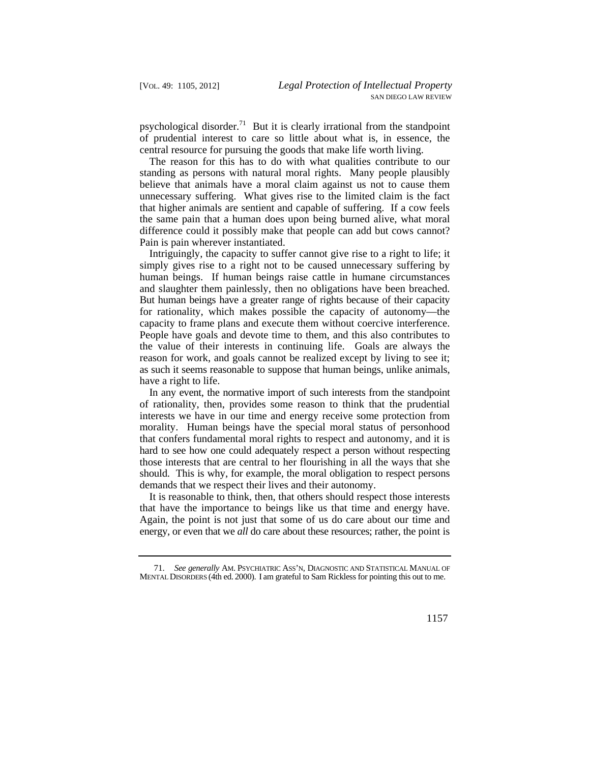psychological disorder.[71] But it is clearly irrational from the standpoint of prudential interest to care so little about what is, in essence, the central resource for pursuing the goods that make life worth living.

The reason for this has to do with what qualities contribute to our standing as persons with natural moral rights. Many people plausibly believe that animals have a moral claim against us not to cause them unnecessary suffering. What gives rise to the limited claim is the fact that higher animals are sentient and capable of suffering. If a cow feels the same pain that a human does upon being burned alive, what moral difference could it possibly make that people can add but cows cannot? Pain is pain wherever instantiated.

Intriguingly, the capacity to suffer cannot give rise to a right to life; it simply gives rise to a right not to be caused unnecessary suffering by human beings. If human beings raise cattle in humane circumstances and slaughter them painlessly, then no obligations have been breached. But human beings have a greater range of rights because of their capacity for rationality, which makes possible the capacity of autonomy—the capacity to frame plans and execute them without coercive interference. People have goals and devote time to them, and this also contributes to the value of their interests in continuing life. Goals are always the reason for work, and goals cannot be realized except by living to see it; as such it seems reasonable to suppose that human beings, unlike animals, have a right to life.

In any event, the normative import of such interests from the standpoint of rationality, then, provides some reason to think that the prudential interests we have in our time and energy receive some protection from morality. Human beings have the special moral status of personhood that confers fundamental moral rights to respect and autonomy, and it is hard to see how one could adequately respect a person without respecting those interests that are central to her flourishing in all the ways that she should. This is why, for example, the moral obligation to respect persons demands that we respect their lives and their autonomy.

It is reasonable to think, then, that others should respect those interests that have the importance to beings like us that time and energy have. Again, the point is not just that some of us do care about our time and energy, or even that we *all* do care about these resources; rather, the point is

---

71. *See generally* AM. PSYCHIATRIC ASS'N, DIAGNOSTIC AND STATISTICAL MANUAL OF MENTAL DISORDERS (4th ed. 2000). I am grateful to Sam Rickless for pointing this out to me.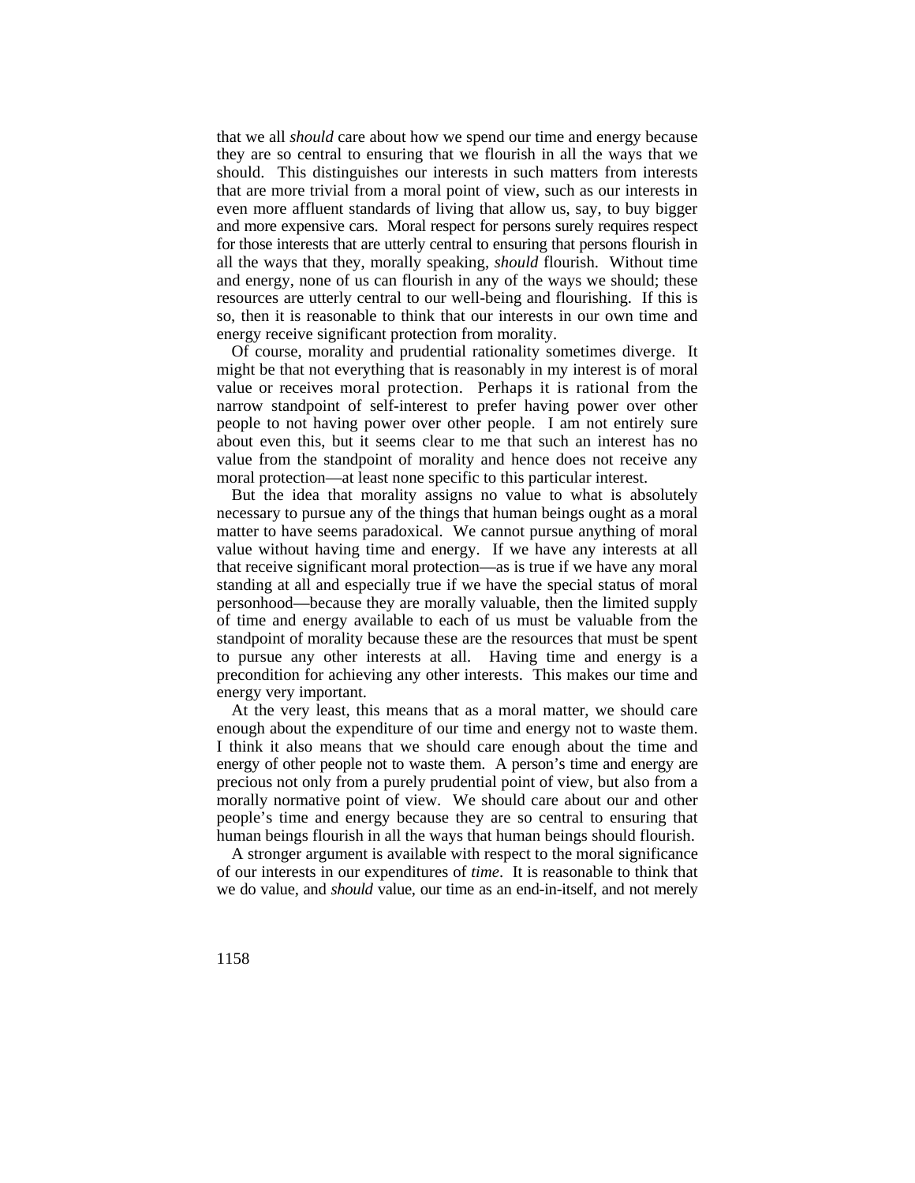that we all *should* care about how we spend our time and energy because they are so central to ensuring that we flourish in all the ways that we should. This distinguishes our interests in such matters from interests that are more trivial from a moral point of view, such as our interests in even more affluent standards of living that allow us, say, to buy bigger and more expensive cars. Moral respect for persons surely requires respect for those interests that are utterly central to ensuring that persons flourish in all the ways that they, morally speaking, *should* flourish. Without time and energy, none of us can flourish in any of the ways we should; these resources are utterly central to our well-being and flourishing. If this is so, then it is reasonable to think that our interests in our own time and energy receive significant protection from morality.

Of course, morality and prudential rationality sometimes diverge. It might be that not everything that is reasonably in my interest is of moral value or receives moral protection. Perhaps it is rational from the narrow standpoint of self-interest to prefer having power over other people to not having power over other people. I am not entirely sure about even this, but it seems clear to me that such an interest has no value from the standpoint of morality and hence does not receive any moral protection—at least none specific to this particular interest.

But the idea that morality assigns no value to what is absolutely necessary to pursue any of the things that human beings ought as a moral matter to have seems paradoxical. We cannot pursue anything of moral value without having time and energy. If we have any interests at all that receive significant moral protection—as is true if we have any moral standing at all and especially true if we have the special status of moral personhood—because they are morally valuable, then the limited supply of time and energy available to each of us must be valuable from the standpoint of morality because these are the resources that must be spent to pursue any other interests at all. Having time and energy is a precondition for achieving any other interests. This makes our time and energy very important.

At the very least, this means that as a moral matter, we should care enough about the expenditure of our time and energy not to waste them. I think it also means that we should care enough about the time and energy of other people not to waste them. A person's time and energy are precious not only from a purely prudential point of view, but also from a morally normative point of view. We should care about our and other people's time and energy because they are so central to ensuring that human beings flourish in all the ways that human beings should flourish.

A stronger argument is available with respect to the moral significance of our interests in our expenditures of *time*. It is reasonable to think that we do value, and *should* value, our time as an end-in-itself, and not merely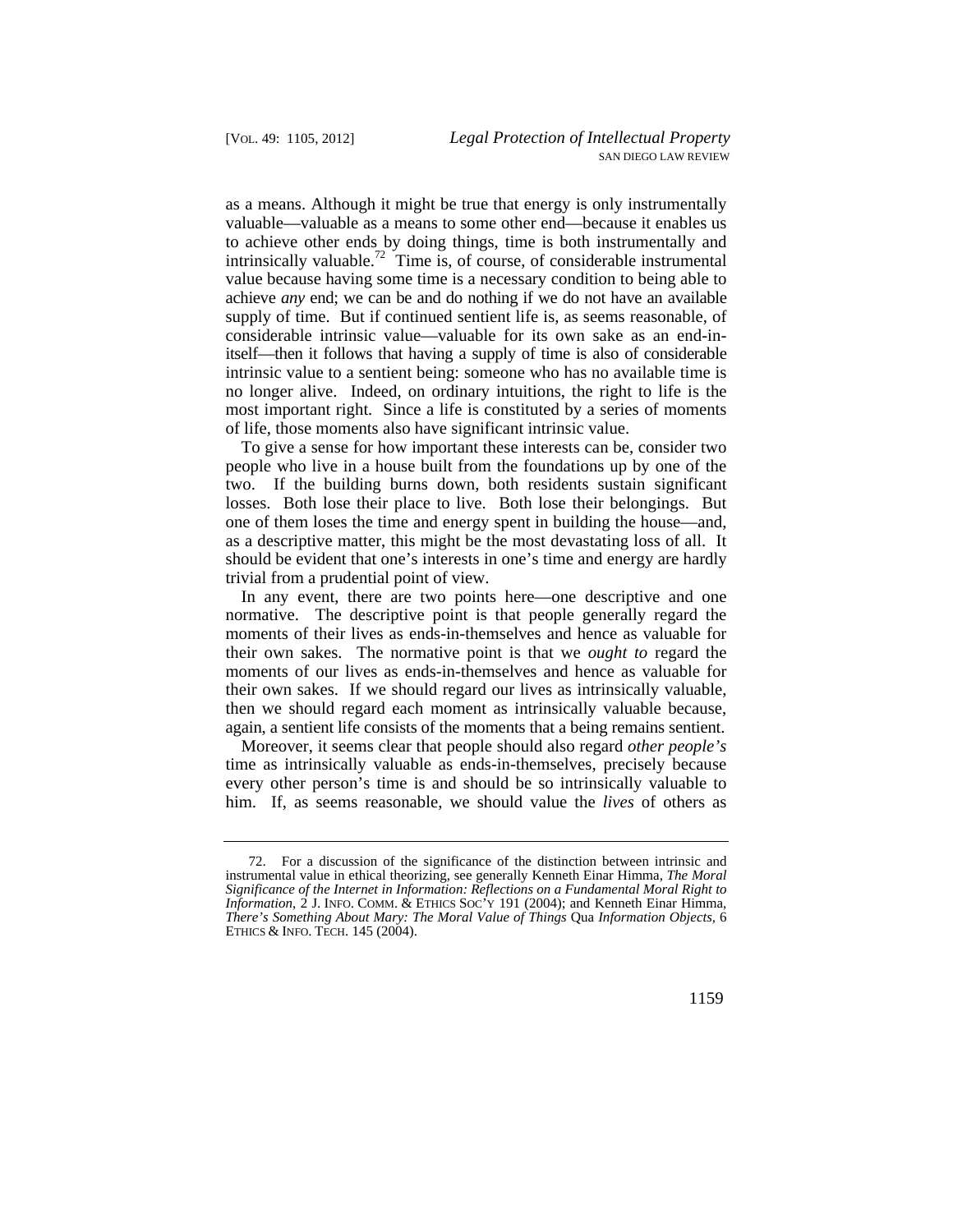as a means. Although it might be true that energy is only instrumentally valuable—valuable as a means to some other end—because it enables us to achieve other ends by doing things, time is both instrumentally and intrinsically valuable.[72] Time is, of course, of considerable instrumental value because having some time is a necessary condition to being able to achieve *any* end; we can be and do nothing if we do not have an available supply of time. But if continued sentient life is, as seems reasonable, of considerable intrinsic value—valuable for its own sake as an end-in-itself—then it follows that having a supply of time is also of considerable intrinsic value to a sentient being: someone who has no available time is no longer alive. Indeed, on ordinary intuitions, the right to life is the most important right. Since a life is constituted by a series of moments of life, those moments also have significant intrinsic value.

To give a sense for how important these interests can be, consider two people who live in a house built from the foundations up by one of the two. If the building burns down, both residents sustain significant losses. Both lose their place to live. Both lose their belongings. But one of them loses the time and energy spent in building the house—and, as a descriptive matter, this might be the most devastating loss of all. It should be evident that one's interests in one's time and energy are hardly trivial from a prudential point of view.

In any event, there are two points here—one descriptive and one normative. The descriptive point is that people generally regard the moments of their lives as ends-in-themselves and hence as valuable for their own sakes. The normative point is that we *ought to* regard the moments of our lives as ends-in-themselves and hence as valuable for their own sakes. If we should regard our lives as intrinsically valuable, then we should regard each moment as intrinsically valuable because, again, a sentient life consists of the moments that a being remains sentient.

Moreover, it seems clear that people should also regard *other people's* time as intrinsically valuable as ends-in-themselves, precisely because every other person's time is and should be so intrinsically valuable to him. If, as seems reasonable, we should value the *lives* of others as

---

72. For a discussion of the significance of the distinction between intrinsic and instrumental value in ethical theorizing, see generally Kenneth Einar Himma, *The Moral Significance of the Internet in Information: Reflections on a Fundamental Moral Right to Information*, 2 J. INFO. COMM. & ETHICS SOC'Y 191 (2004); and Kenneth Einar Himma, *There's Something About Mary: The Moral Value of Things* Qua *Information Objects*, 6 ETHICS & INFO. TECH. 145 (2004).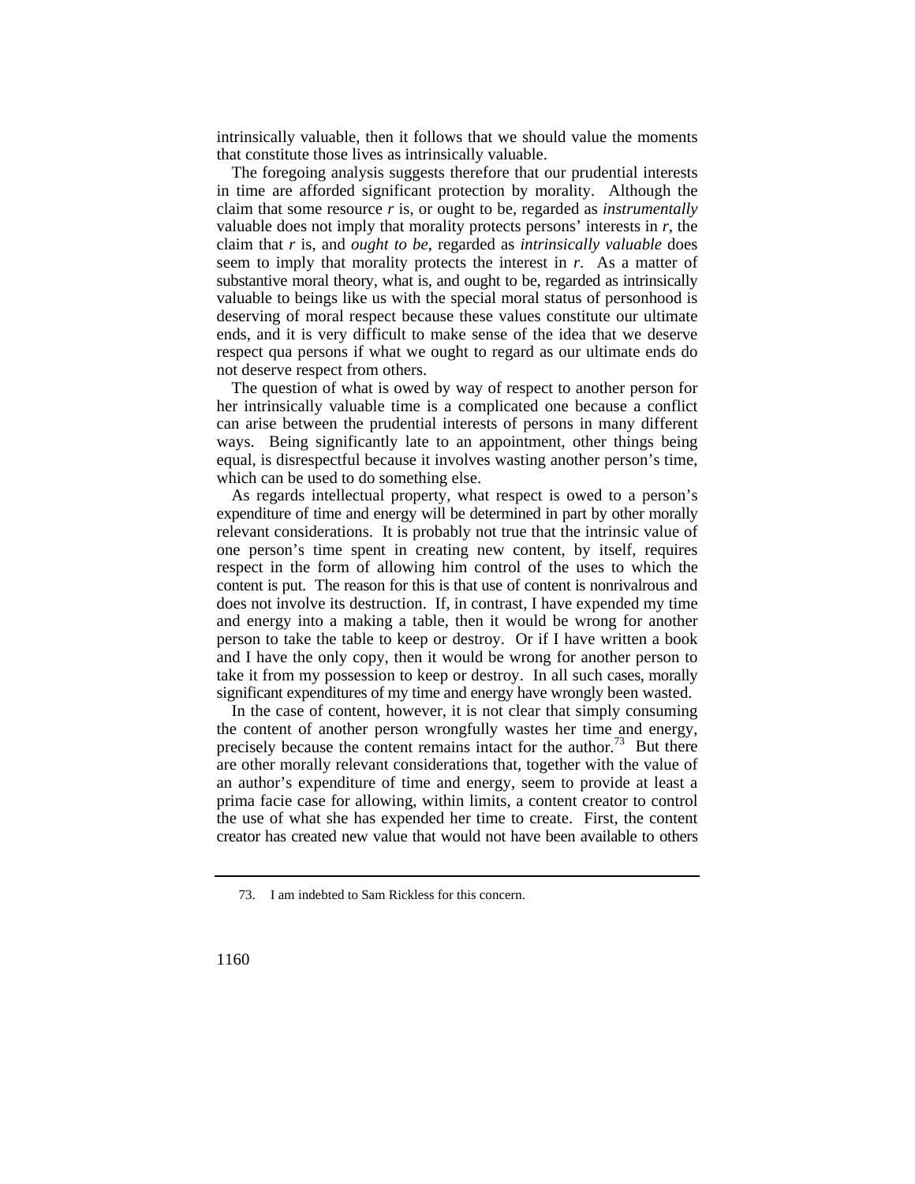intrinsically valuable, then it follows that we should value the moments that constitute those lives as intrinsically valuable.

The foregoing analysis suggests therefore that our prudential interests in time are afforded significant protection by morality. Although the claim that some resource *r* is, or ought to be, regarded as *instrumentally* valuable does not imply that morality protects persons' interests in *r*, the claim that *r* is, and *ought to be*, regarded as *intrinsically valuable* does seem to imply that morality protects the interest in *r*. As a matter of substantive moral theory, what is, and ought to be, regarded as intrinsically valuable to beings like us with the special moral status of personhood is deserving of moral respect because these values constitute our ultimate ends, and it is very difficult to make sense of the idea that we deserve respect qua persons if what we ought to regard as our ultimate ends do not deserve respect from others.

The question of what is owed by way of respect to another person for her intrinsically valuable time is a complicated one because a conflict can arise between the prudential interests of persons in many different ways. Being significantly late to an appointment, other things being equal, is disrespectful because it involves wasting another person's time, which can be used to do something else.

As regards intellectual property, what respect is owed to a person's expenditure of time and energy will be determined in part by other morally relevant considerations. It is probably not true that the intrinsic value of one person's time spent in creating new content, by itself, requires respect in the form of allowing him control of the uses to which the content is put. The reason for this is that use of content is nonrivalrous and does not involve its destruction. If, in contrast, I have expended my time and energy into a making a table, then it would be wrong for another person to take the table to keep or destroy. Or if I have written a book and I have the only copy, then it would be wrong for another person to take it from my possession to keep or destroy. In all such cases, morally significant expenditures of my time and energy have wrongly been wasted.

In the case of content, however, it is not clear that simply consuming the content of another person wrongfully wastes her time and energy, precisely because the content remains intact for the author.[73] But there are other morally relevant considerations that, together with the value of an author's expenditure of time and energy, seem to provide at least a prima facie case for allowing, within limits, a content creator to control the use of what she has expended her time to create. First, the content creator has created new value that would not have been available to others

---

73. I am indebted to Sam Rickless for this concern.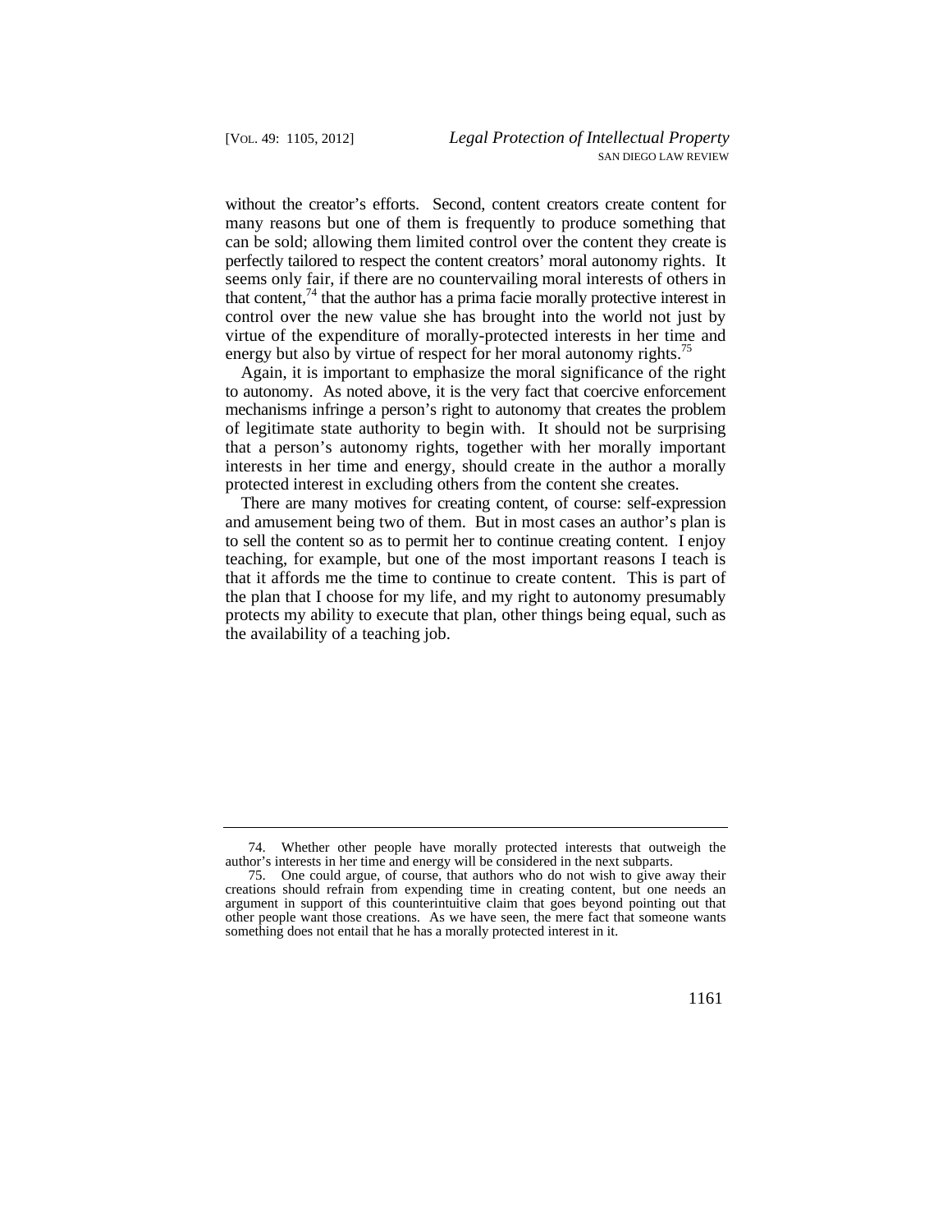without the creator's efforts. Second, content creators create content for many reasons but one of them is frequently to produce something that can be sold; allowing them limited control over the content they create is perfectly tailored to respect the content creators' moral autonomy rights. It seems only fair, if there are no countervailing moral interests of others in that content,[74] that the author has a prima facie morally protective interest in control over the new value she has brought into the world not just by virtue of the expenditure of morally-protected interests in her time and energy but also by virtue of respect for her moral autonomy rights.[75]

Again, it is important to emphasize the moral significance of the right to autonomy. As noted above, it is the very fact that coercive enforcement mechanisms infringe a person's right to autonomy that creates the problem of legitimate state authority to begin with. It should not be surprising that a person's autonomy rights, together with her morally important interests in her time and energy, should create in the author a morally protected interest in excluding others from the content she creates.

There are many motives for creating content, of course: self-expression and amusement being two of them. But in most cases an author's plan is to sell the content so as to permit her to continue creating content. I enjoy teaching, for example, but one of the most important reasons I teach is that it affords me the time to continue to create content. This is part of the plan that I choose for my life, and my right to autonomy presumably protects my ability to execute that plan, other things being equal, such as the availability of a teaching job.

---

74. Whether other people have morally protected interests that outweigh the author's interests in her time and energy will be considered in the next subparts.

75. One could argue, of course, that authors who do not wish to give away their creations should refrain from expending time in creating content, but one needs an argument in support of this counterintuitive claim that goes beyond pointing out that other people want those creations. As we have seen, the mere fact that someone wants something does not entail that he has a morally protected interest in it.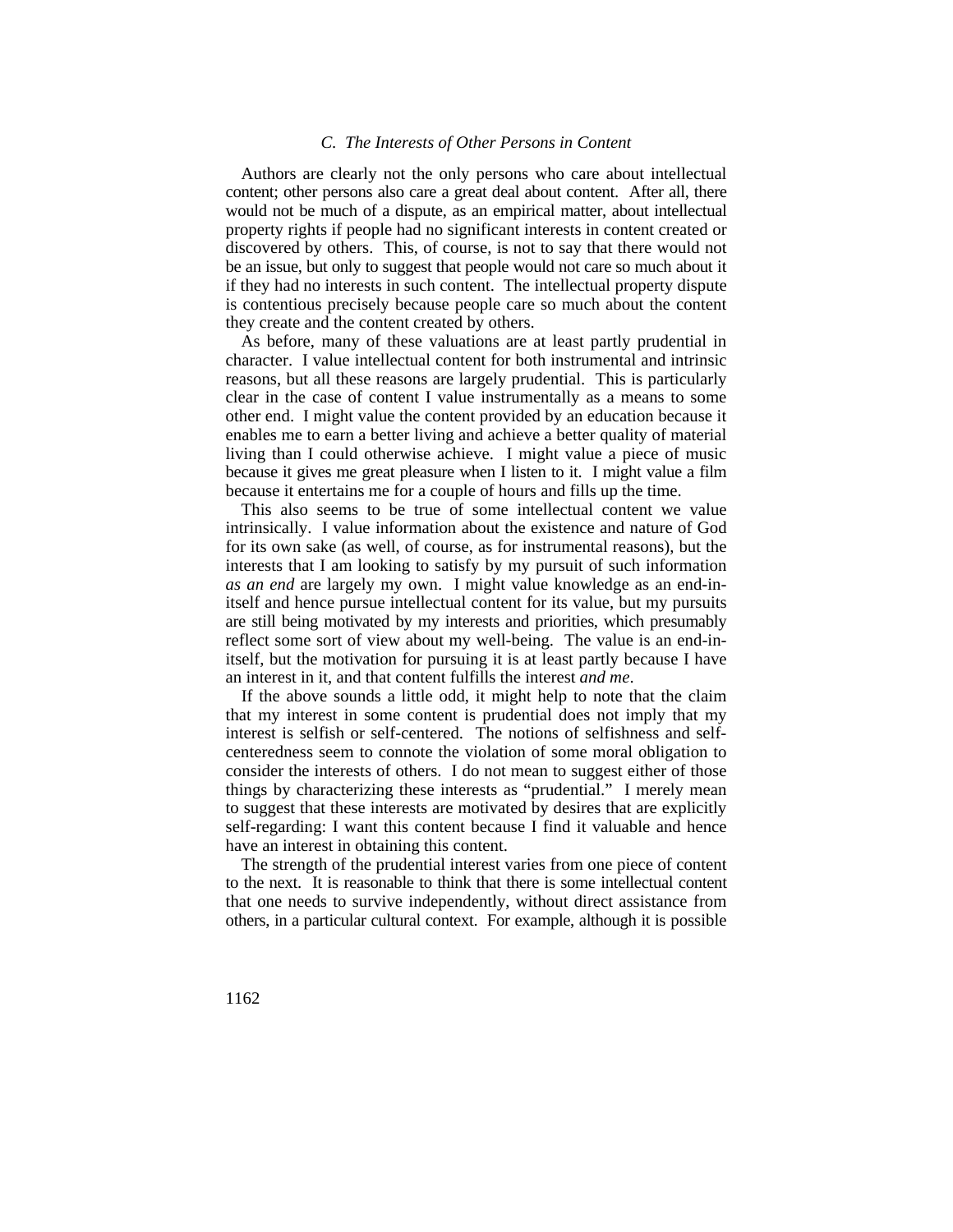### *C. The Interests of Other Persons in Content*

Authors are clearly not the only persons who care about intellectual content; other persons also care a great deal about content. After all, there would not be much of a dispute, as an empirical matter, about intellectual property rights if people had no significant interests in content created or discovered by others. This, of course, is not to say that there would not be an issue, but only to suggest that people would not care so much about it if they had no interests in such content. The intellectual property dispute is contentious precisely because people care so much about the content they create and the content created by others.

As before, many of these valuations are at least partly prudential in character. I value intellectual content for both instrumental and intrinsic reasons, but all these reasons are largely prudential. This is particularly clear in the case of content I value instrumentally as a means to some other end. I might value the content provided by an education because it enables me to earn a better living and achieve a better quality of material living than I could otherwise achieve. I might value a piece of music because it gives me great pleasure when I listen to it. I might value a film because it entertains me for a couple of hours and fills up the time.

This also seems to be true of some intellectual content we value intrinsically. I value information about the existence and nature of God for its own sake (as well, of course, as for instrumental reasons), but the interests that I am looking to satisfy by my pursuit of such information *as an end* are largely my own. I might value knowledge as an end-in-itself and hence pursue intellectual content for its value, but my pursuits are still being motivated by my interests and priorities, which presumably reflect some sort of view about my well-being. The value is an end-in-itself, but the motivation for pursuing it is at least partly because I have an interest in it, and that content fulfills the interest *and me*.

If the above sounds a little odd, it might help to note that the claim that my interest in some content is prudential does not imply that my interest is selfish or self-centered. The notions of selfishness and self-centeredness seem to connote the violation of some moral obligation to consider the interests of others. I do not mean to suggest either of those things by characterizing these interests as "prudential." I merely mean to suggest that these interests are motivated by desires that are explicitly self-regarding: I want this content because I find it valuable and hence have an interest in obtaining this content.

The strength of the prudential interest varies from one piece of content to the next. It is reasonable to think that there is some intellectual content that one needs to survive independently, without direct assistance from others, in a particular cultural context. For example, although it is possible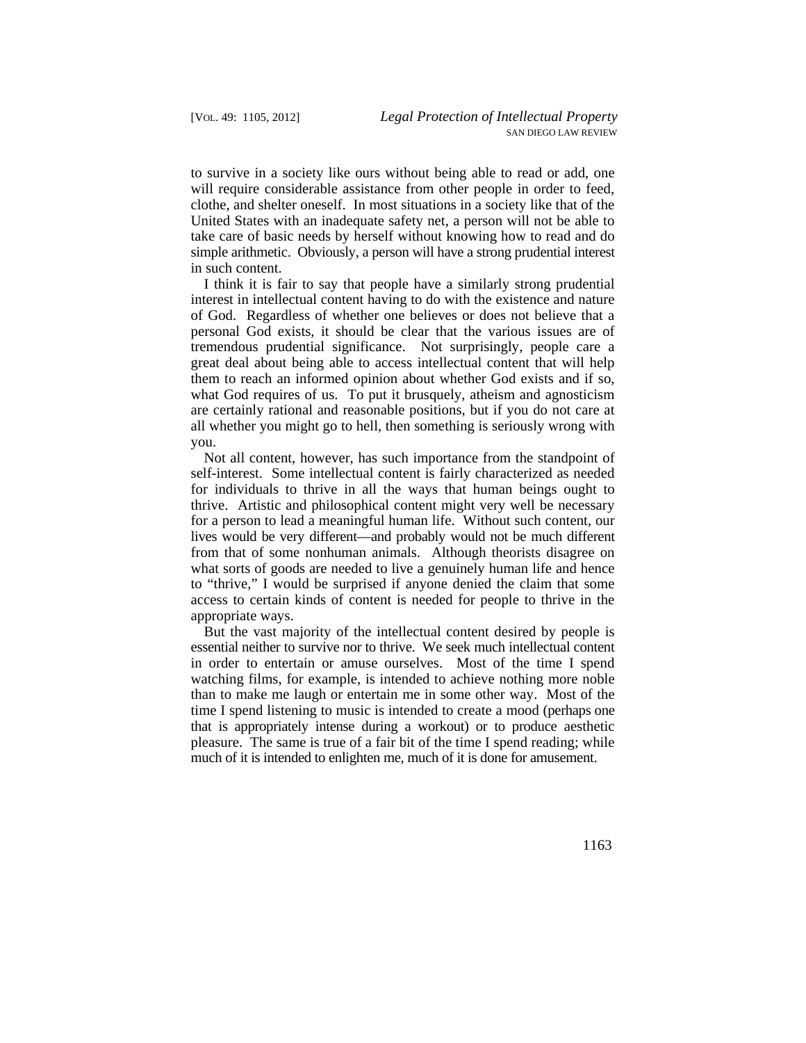to survive in a society like ours without being able to read or add, one will require considerable assistance from other people in order to feed, clothe, and shelter oneself. In most situations in a society like that of the United States with an inadequate safety net, a person will not be able to take care of basic needs by herself without knowing how to read and do simple arithmetic. Obviously, a person will have a strong prudential interest in such content.

I think it is fair to say that people have a similarly strong prudential interest in intellectual content having to do with the existence and nature of God. Regardless of whether one believes or does not believe that a personal God exists, it should be clear that the various issues are of tremendous prudential significance. Not surprisingly, people care a great deal about being able to access intellectual content that will help them to reach an informed opinion about whether God exists and if so, what God requires of us. To put it brusquely, atheism and agnosticism are certainly rational and reasonable positions, but if you do not care at all whether you might go to hell, then something is seriously wrong with you.

Not all content, however, has such importance from the standpoint of self-interest. Some intellectual content is fairly characterized as needed for individuals to thrive in all the ways that human beings ought to thrive. Artistic and philosophical content might very well be necessary for a person to lead a meaningful human life. Without such content, our lives would be very different—and probably would not be much different from that of some nonhuman animals. Although theorists disagree on what sorts of goods are needed to live a genuinely human life and hence to "thrive," I would be surprised if anyone denied the claim that some access to certain kinds of content is needed for people to thrive in the appropriate ways.

But the vast majority of the intellectual content desired by people is essential neither to survive nor to thrive. We seek much intellectual content in order to entertain or amuse ourselves. Most of the time I spend watching films, for example, is intended to achieve nothing more noble than to make me laugh or entertain me in some other way. Most of the time I spend listening to music is intended to create a mood (perhaps one that is appropriately intense during a workout) or to produce aesthetic pleasure. The same is true of a fair bit of the time I spend reading; while much of it is intended to enlighten me, much of it is done for amusement.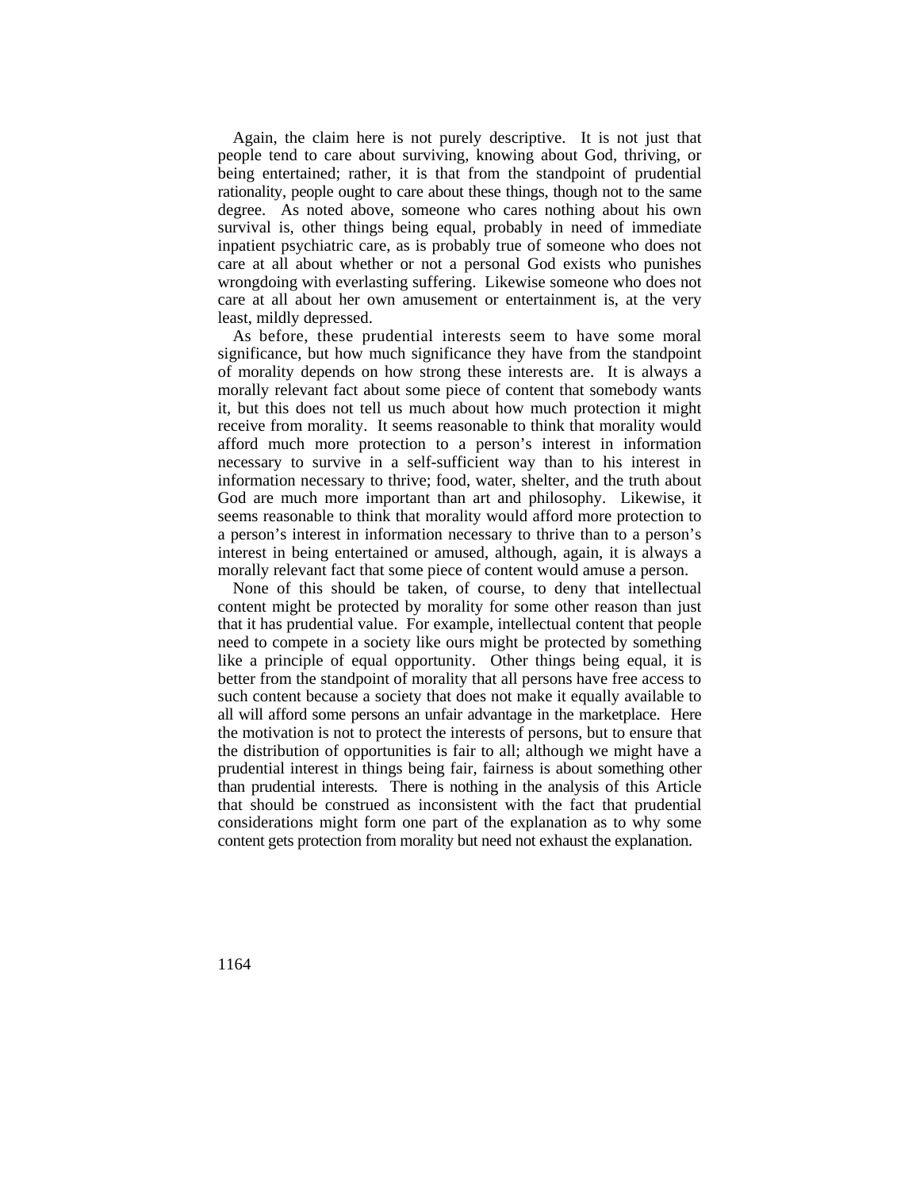Again, the claim here is not purely descriptive. It is not just that people tend to care about surviving, knowing about God, thriving, or being entertained; rather, it is that from the standpoint of prudential rationality, people ought to care about these things, though not to the same degree. As noted above, someone who cares nothing about his own survival is, other things being equal, probably in need of immediate inpatient psychiatric care, as is probably true of someone who does not care at all about whether or not a personal God exists who punishes wrongdoing with everlasting suffering. Likewise someone who does not care at all about her own amusement or entertainment is, at the very least, mildly depressed.

As before, these prudential interests seem to have some moral significance, but how much significance they have from the standpoint of morality depends on how strong these interests are. It is always a morally relevant fact about some piece of content that somebody wants it, but this does not tell us much about how much protection it might receive from morality. It seems reasonable to think that morality would afford much more protection to a person's interest in information necessary to survive in a self-sufficient way than to his interest in information necessary to thrive; food, water, shelter, and the truth about God are much more important than art and philosophy. Likewise, it seems reasonable to think that morality would afford more protection to a person's interest in information necessary to thrive than to a person's interest in being entertained or amused, although, again, it is always a morally relevant fact that some piece of content would amuse a person.

None of this should be taken, of course, to deny that intellectual content might be protected by morality for some other reason than just that it has prudential value. For example, intellectual content that people need to compete in a society like ours might be protected by something like a principle of equal opportunity. Other things being equal, it is better from the standpoint of morality that all persons have free access to such content because a society that does not make it equally available to all will afford some persons an unfair advantage in the marketplace. Here the motivation is not to protect the interests of persons, but to ensure that the distribution of opportunities is fair to all; although we might have a prudential interest in things being fair, fairness is about something other than prudential interests. There is nothing in the analysis of this Article that should be construed as inconsistent with the fact that prudential considerations might form one part of the explanation as to why some content gets protection from morality but need not exhaust the explanation.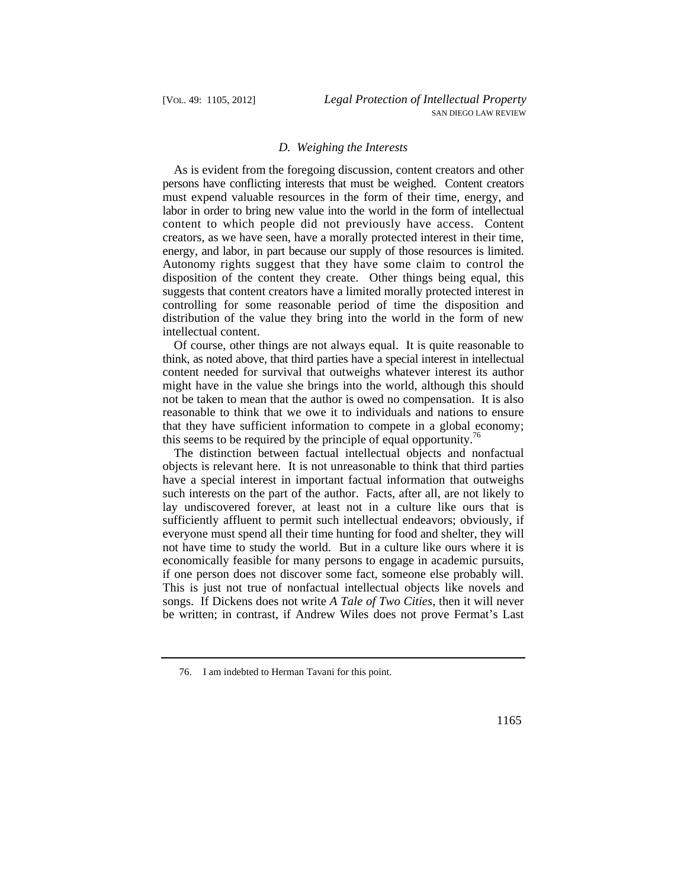### *D. Weighing the Interests*

As is evident from the foregoing discussion, content creators and other persons have conflicting interests that must be weighed. Content creators must expend valuable resources in the form of their time, energy, and labor in order to bring new value into the world in the form of intellectual content to which people did not previously have access. Content creators, as we have seen, have a morally protected interest in their time, energy, and labor, in part because our supply of those resources is limited. Autonomy rights suggest that they have some claim to control the disposition of the content they create. Other things being equal, this suggests that content creators have a limited morally protected interest in controlling for some reasonable period of time the disposition and distribution of the value they bring into the world in the form of new intellectual content.

Of course, other things are not always equal. It is quite reasonable to think, as noted above, that third parties have a special interest in intellectual content needed for survival that outweighs whatever interest its author might have in the value she brings into the world, although this should not be taken to mean that the author is owed no compensation. It is also reasonable to think that we owe it to individuals and nations to ensure that they have sufficient information to compete in a global economy; this seems to be required by the principle of equal opportunity.[76]

The distinction between factual intellectual objects and nonfactual objects is relevant here. It is not unreasonable to think that third parties have a special interest in important factual information that outweighs such interests on the part of the author. Facts, after all, are not likely to lay undiscovered forever, at least not in a culture like ours that is sufficiently affluent to permit such intellectual endeavors; obviously, if everyone must spend all their time hunting for food and shelter, they will not have time to study the world. But in a culture like ours where it is economically feasible for many persons to engage in academic pursuits, if one person does not discover some fact, someone else probably will. This is just not true of nonfactual intellectual objects like novels and songs. If Dickens does not write *A Tale of Two Cities*, then it will never be written; in contrast, if Andrew Wiles does not prove Fermat's Last

76. I am indebted to Herman Tavani for this point.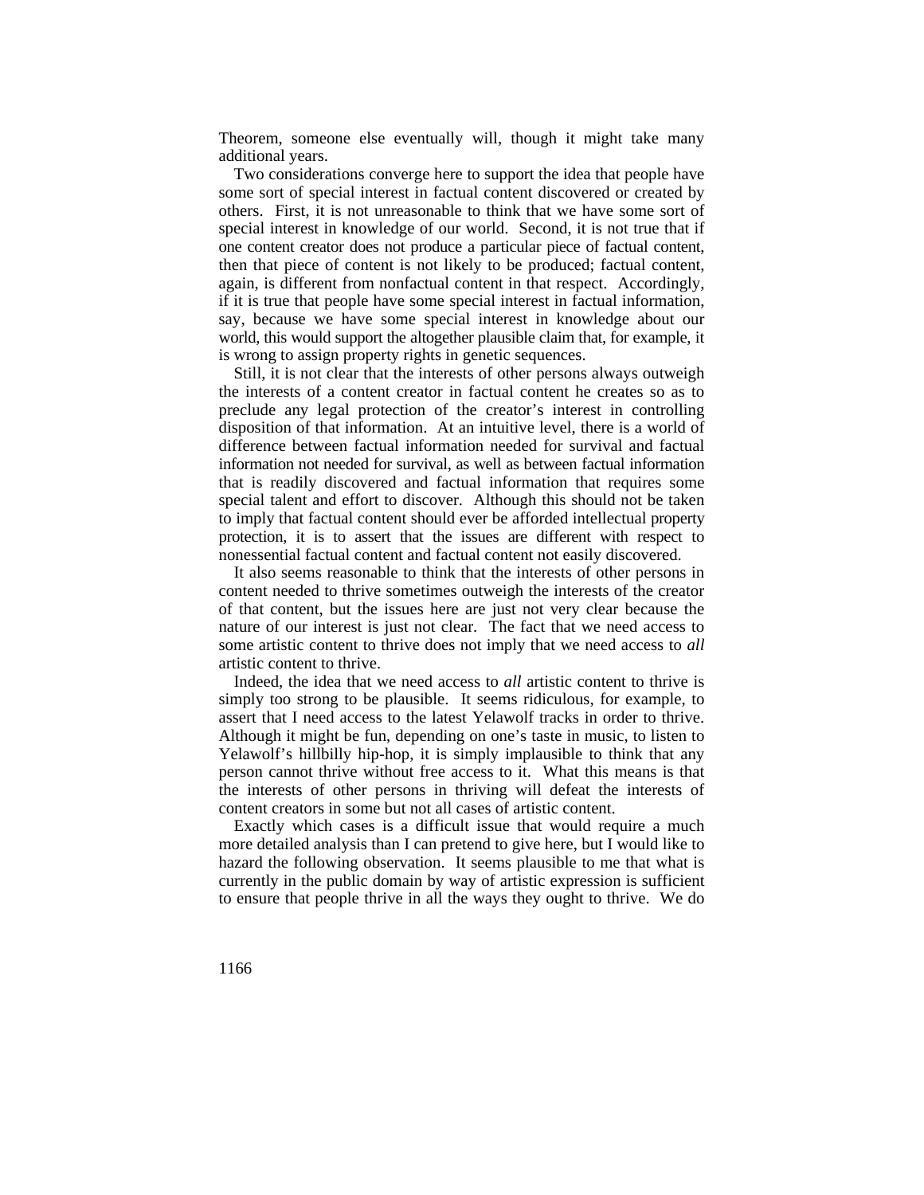Theorem, someone else eventually will, though it might take many additional years.

Two considerations converge here to support the idea that people have some sort of special interest in factual content discovered or created by others. First, it is not unreasonable to think that we have some sort of special interest in knowledge of our world. Second, it is not true that if one content creator does not produce a particular piece of factual content, then that piece of content is not likely to be produced; factual content, again, is different from nonfactual content in that respect. Accordingly, if it is true that people have some special interest in factual information, say, because we have some special interest in knowledge about our world, this would support the altogether plausible claim that, for example, it is wrong to assign property rights in genetic sequences.

Still, it is not clear that the interests of other persons always outweigh the interests of a content creator in factual content he creates so as to preclude any legal protection of the creator's interest in controlling disposition of that information. At an intuitive level, there is a world of difference between factual information needed for survival and factual information not needed for survival, as well as between factual information that is readily discovered and factual information that requires some special talent and effort to discover. Although this should not be taken to imply that factual content should ever be afforded intellectual property protection, it is to assert that the issues are different with respect to nonessential factual content and factual content not easily discovered.

It also seems reasonable to think that the interests of other persons in content needed to thrive sometimes outweigh the interests of the creator of that content, but the issues here are just not very clear because the nature of our interest is just not clear. The fact that we need access to some artistic content to thrive does not imply that we need access to *all* artistic content to thrive.

Indeed, the idea that we need access to *all* artistic content to thrive is simply too strong to be plausible. It seems ridiculous, for example, to assert that I need access to the latest Yelawolf tracks in order to thrive. Although it might be fun, depending on one's taste in music, to listen to Yelawolf's hillbilly hip-hop, it is simply implausible to think that any person cannot thrive without free access to it. What this means is that the interests of other persons in thriving will defeat the interests of content creators in some but not all cases of artistic content.

Exactly which cases is a difficult issue that would require a much more detailed analysis than I can pretend to give here, but I would like to hazard the following observation. It seems plausible to me that what is currently in the public domain by way of artistic expression is sufficient to ensure that people thrive in all the ways they ought to thrive. We do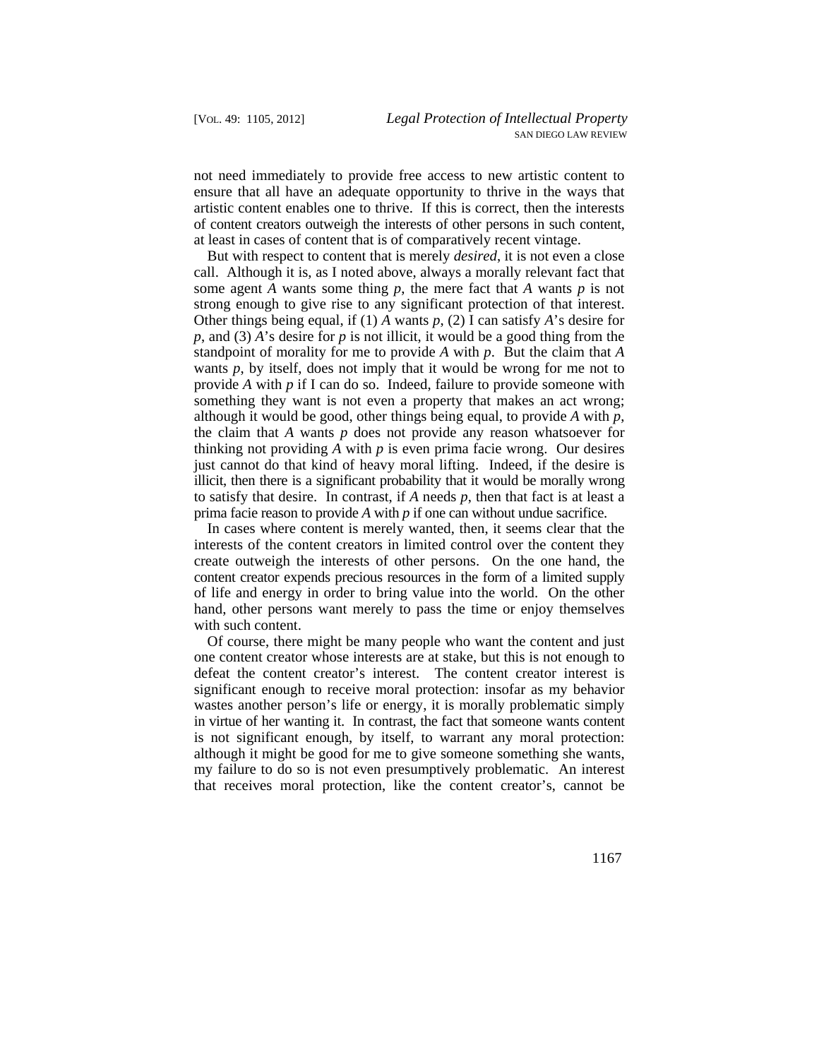not need immediately to provide free access to new artistic content to ensure that all have an adequate opportunity to thrive in the ways that artistic content enables one to thrive. If this is correct, then the interests of content creators outweigh the interests of other persons in such content, at least in cases of content that is of comparatively recent vintage.

But with respect to content that is merely *desired*, it is not even a close call. Although it is, as I noted above, always a morally relevant fact that some agent *A* wants some thing *p*, the mere fact that *A* wants *p* is not strong enough to give rise to any significant protection of that interest. Other things being equal, if (1) *A* wants *p*, (2) I can satisfy *A*'s desire for *p*, and (3) *A*'s desire for *p* is not illicit, it would be a good thing from the standpoint of morality for me to provide *A* with *p*. But the claim that *A* wants *p*, by itself, does not imply that it would be wrong for me not to provide *A* with *p* if I can do so. Indeed, failure to provide someone with something they want is not even a property that makes an act wrong; although it would be good, other things being equal, to provide *A* with *p*, the claim that *A* wants *p* does not provide any reason whatsoever for thinking not providing *A* with *p* is even prima facie wrong. Our desires just cannot do that kind of heavy moral lifting. Indeed, if the desire is illicit, then there is a significant probability that it would be morally wrong to satisfy that desire. In contrast, if *A* needs *p*, then that fact is at least a prima facie reason to provide *A* with *p* if one can without undue sacrifice.

In cases where content is merely wanted, then, it seems clear that the interests of the content creators in limited control over the content they create outweigh the interests of other persons. On the one hand, the content creator expends precious resources in the form of a limited supply of life and energy in order to bring value into the world. On the other hand, other persons want merely to pass the time or enjoy themselves with such content.

Of course, there might be many people who want the content and just one content creator whose interests are at stake, but this is not enough to defeat the content creator's interest. The content creator interest is significant enough to receive moral protection: insofar as my behavior wastes another person's life or energy, it is morally problematic simply in virtue of her wanting it. In contrast, the fact that someone wants content is not significant enough, by itself, to warrant any moral protection: although it might be good for me to give someone something she wants, my failure to do so is not even presumptively problematic. An interest that receives moral protection, like the content creator's, cannot be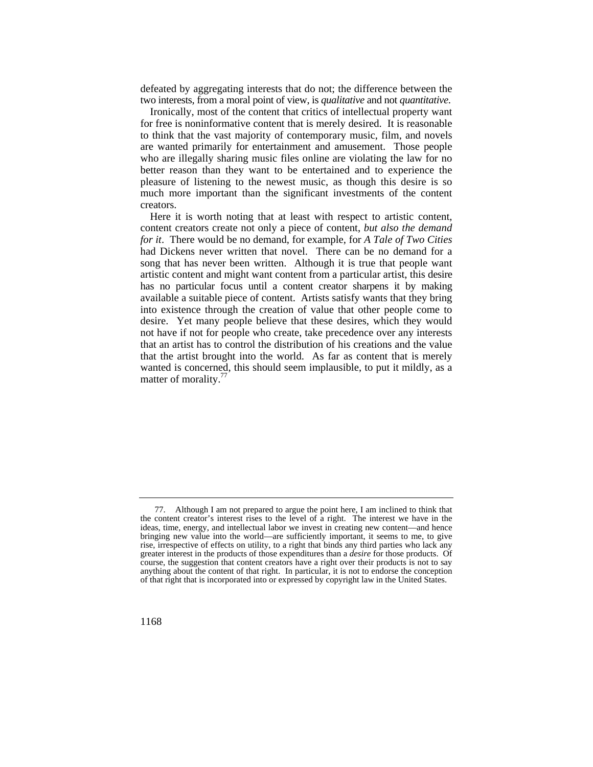defeated by aggregating interests that do not; the difference between the two interests, from a moral point of view, is *qualitative* and not *quantitative*.

Ironically, most of the content that critics of intellectual property want for free is noninformative content that is merely desired. It is reasonable to think that the vast majority of contemporary music, film, and novels are wanted primarily for entertainment and amusement. Those people who are illegally sharing music files online are violating the law for no better reason than they want to be entertained and to experience the pleasure of listening to the newest music, as though this desire is so much more important than the significant investments of the content creators.

Here it is worth noting that at least with respect to artistic content, content creators create not only a piece of content, *but also the demand for it*. There would be no demand, for example, for *A Tale of Two Cities* had Dickens never written that novel. There can be no demand for a song that has never been written. Although it is true that people want artistic content and might want content from a particular artist, this desire has no particular focus until a content creator sharpens it by making available a suitable piece of content. Artists satisfy wants that they bring into existence through the creation of value that other people come to desire. Yet many people believe that these desires, which they would not have if not for people who create, take precedence over any interests that an artist has to control the distribution of his creations and the value that the artist brought into the world. As far as content that is merely wanted is concerned, this should seem implausible, to put it mildly, as a matter of morality.[77]

---

77. Although I am not prepared to argue the point here, I am inclined to think that the content creator's interest rises to the level of a right. The interest we have in the ideas, time, energy, and intellectual labor we invest in creating new content—and hence bringing new value into the world—are sufficiently important, it seems to me, to give rise, irrespective of effects on utility, to a right that binds any third parties who lack any greater interest in the products of those expenditures than a *desire* for those products. Of course, the suggestion that content creators have a right over their products is not to say anything about the content of that right. In particular, it is not to endorse the conception of that right that is incorporated into or expressed by copyright law in the United States.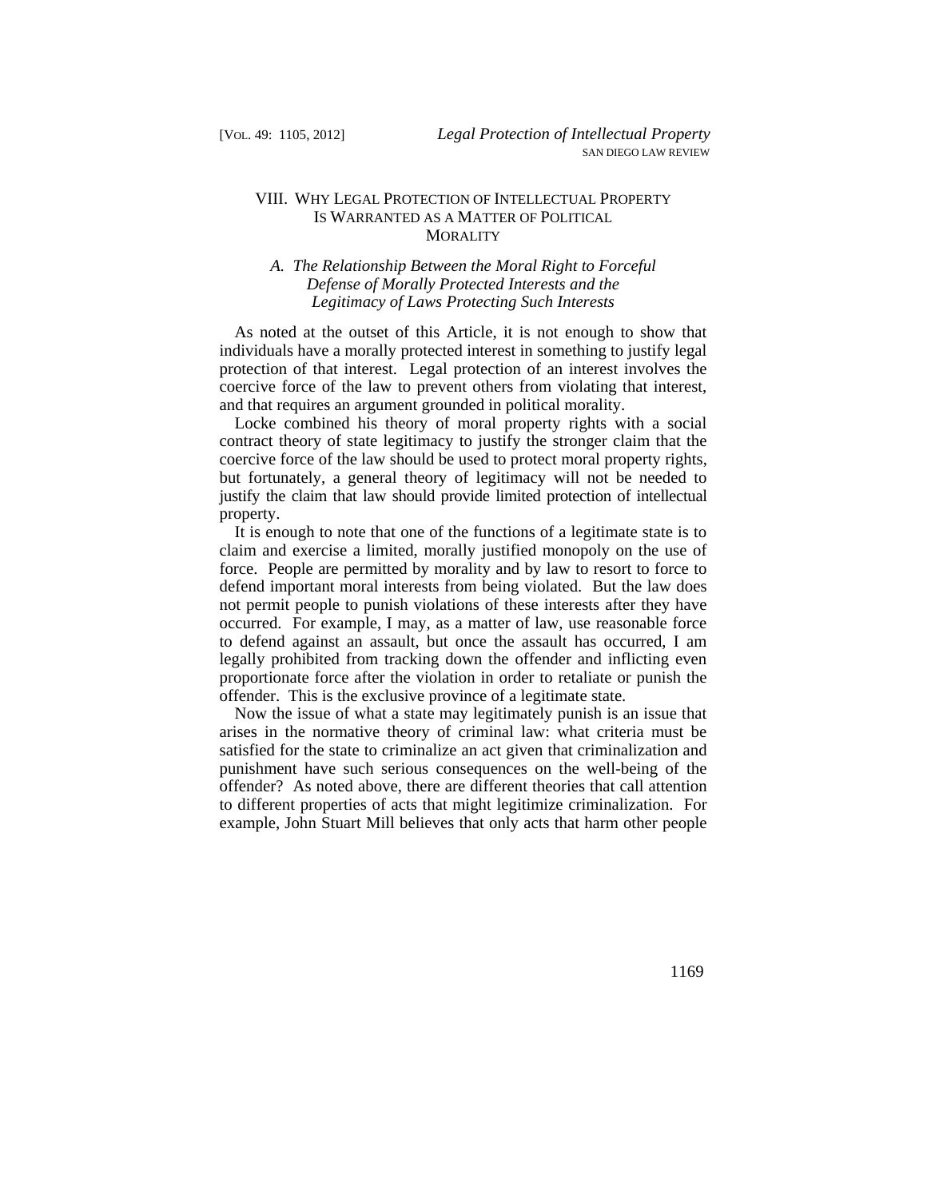## VIII. Why Legal Protection of Intellectual Property Is Warranted as a Matter of Political Morality

### *A. The Relationship Between the Moral Right to Forceful Defense of Morally Protected Interests and the Legitimacy of Laws Protecting Such Interests*

As noted at the outset of this Article, it is not enough to show that individuals have a morally protected interest in something to justify legal protection of that interest. Legal protection of an interest involves the coercive force of the law to prevent others from violating that interest, and that requires an argument grounded in political morality.

Locke combined his theory of moral property rights with a social contract theory of state legitimacy to justify the stronger claim that the coercive force of the law should be used to protect moral property rights, but fortunately, a general theory of legitimacy will not be needed to justify the claim that law should provide limited protection of intellectual property.

It is enough to note that one of the functions of a legitimate state is to claim and exercise a limited, morally justified monopoly on the use of force. People are permitted by morality and by law to resort to force to defend important moral interests from being violated. But the law does not permit people to punish violations of these interests after they have occurred. For example, I may, as a matter of law, use reasonable force to defend against an assault, but once the assault has occurred, I am legally prohibited from tracking down the offender and inflicting even proportionate force after the violation in order to retaliate or punish the offender. This is the exclusive province of a legitimate state.

Now the issue of what a state may legitimately punish is an issue that arises in the normative theory of criminal law: what criteria must be satisfied for the state to criminalize an act given that criminalization and punishment have such serious consequences on the well-being of the offender? As noted above, there are different theories that call attention to different properties of acts that might legitimize criminalization. For example, John Stuart Mill believes that only acts that harm other people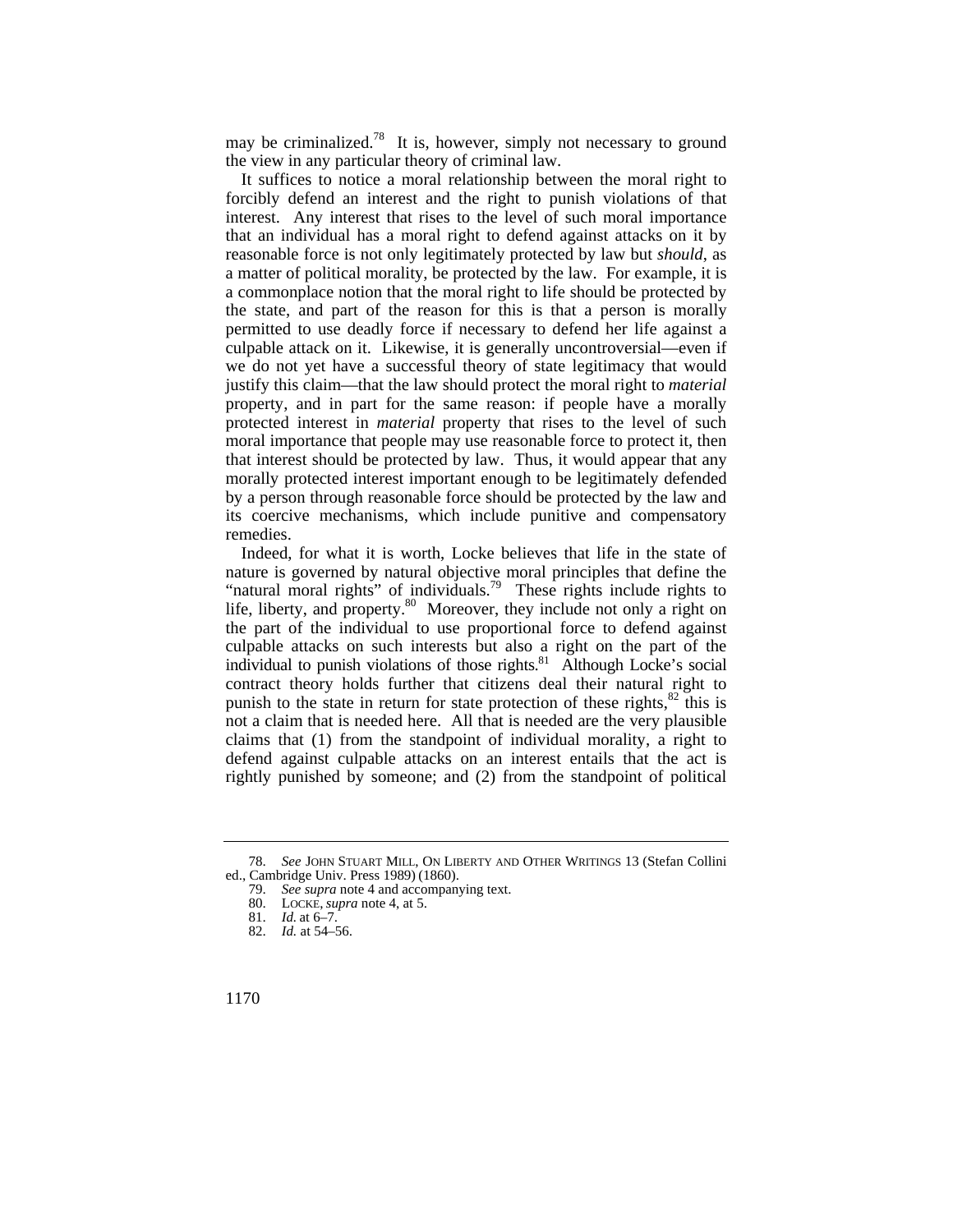may be criminalized.[78] It is, however, simply not necessary to ground the view in any particular theory of criminal law.

It suffices to notice a moral relationship between the moral right to forcibly defend an interest and the right to punish violations of that interest. Any interest that rises to the level of such moral importance that an individual has a moral right to defend against attacks on it by reasonable force is not only legitimately protected by law but *should*, as a matter of political morality, be protected by the law. For example, it is a commonplace notion that the moral right to life should be protected by the state, and part of the reason for this is that a person is morally permitted to use deadly force if necessary to defend her life against a culpable attack on it. Likewise, it is generally uncontroversial—even if we do not yet have a successful theory of state legitimacy that would justify this claim—that the law should protect the moral right to *material* property, and in part for the same reason: if people have a morally protected interest in *material* property that rises to the level of such moral importance that people may use reasonable force to protect it, then that interest should be protected by law. Thus, it would appear that any morally protected interest important enough to be legitimately defended by a person through reasonable force should be protected by the law and its coercive mechanisms, which include punitive and compensatory remedies.

Indeed, for what it is worth, Locke believes that life in the state of nature is governed by natural objective moral principles that define the "natural moral rights" of individuals.[79] These rights include rights to life, liberty, and property.[80] Moreover, they include not only a right on the part of the individual to use proportional force to defend against culpable attacks on such interests but also a right on the part of the individual to punish violations of those rights.[81] Although Locke's social contract theory holds further that citizens deal their natural right to punish to the state in return for state protection of these rights,[82] this is not a claim that is needed here. All that is needed are the very plausible claims that (1) from the standpoint of individual morality, a right to defend against culpable attacks on an interest entails that the act is rightly punished by someone; and (2) from the standpoint of political

---

78. *See* JOHN STUART MILL, ON LIBERTY AND OTHER WRITINGS 13 (Stefan Collini ed., Cambridge Univ. Press 1989) (1860).

79. *See supra* note 4 and accompanying text.

80. LOCKE, *supra* note 4, at 5.

81. *Id.* at 6–7.

82. *Id.* at 54–56.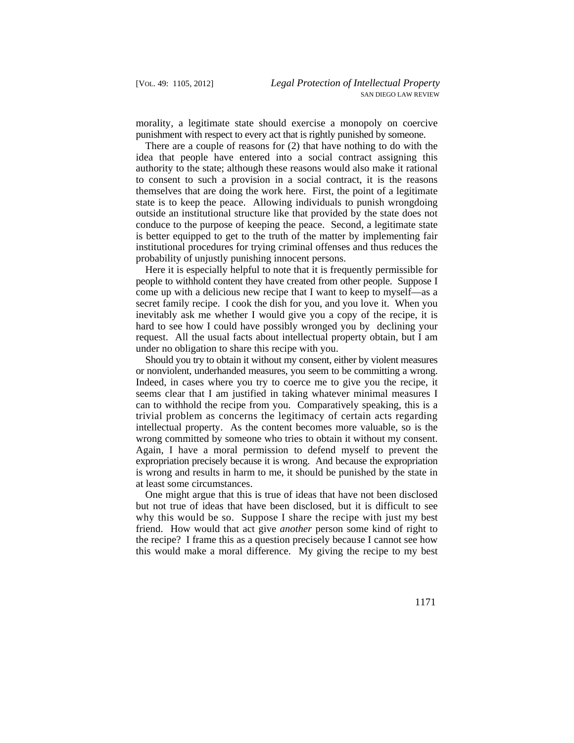morality, a legitimate state should exercise a monopoly on coercive punishment with respect to every act that is rightly punished by someone.

There are a couple of reasons for (2) that have nothing to do with the idea that people have entered into a social contract assigning this authority to the state; although these reasons would also make it rational to consent to such a provision in a social contract, it is the reasons themselves that are doing the work here. First, the point of a legitimate state is to keep the peace. Allowing individuals to punish wrongdoing outside an institutional structure like that provided by the state does not conduce to the purpose of keeping the peace. Second, a legitimate state is better equipped to get to the truth of the matter by implementing fair institutional procedures for trying criminal offenses and thus reduces the probability of unjustly punishing innocent persons.

Here it is especially helpful to note that it is frequently permissible for people to withhold content they have created from other people. Suppose I come up with a delicious new recipe that I want to keep to myself—as a secret family recipe. I cook the dish for you, and you love it. When you inevitably ask me whether I would give you a copy of the recipe, it is hard to see how I could have possibly wronged you by declining your request. All the usual facts about intellectual property obtain, but I am under no obligation to share this recipe with you.

Should you try to obtain it without my consent, either by violent measures or nonviolent, underhanded measures, you seem to be committing a wrong. Indeed, in cases where you try to coerce me to give you the recipe, it seems clear that I am justified in taking whatever minimal measures I can to withhold the recipe from you. Comparatively speaking, this is a trivial problem as concerns the legitimacy of certain acts regarding intellectual property. As the content becomes more valuable, so is the wrong committed by someone who tries to obtain it without my consent. Again, I have a moral permission to defend myself to prevent the expropriation precisely because it is wrong. And because the expropriation is wrong and results in harm to me, it should be punished by the state in at least some circumstances.

One might argue that this is true of ideas that have not been disclosed but not true of ideas that have been disclosed, but it is difficult to see why this would be so. Suppose I share the recipe with just my best friend. How would that act give *another* person some kind of right to the recipe? I frame this as a question precisely because I cannot see how this would make a moral difference. My giving the recipe to my best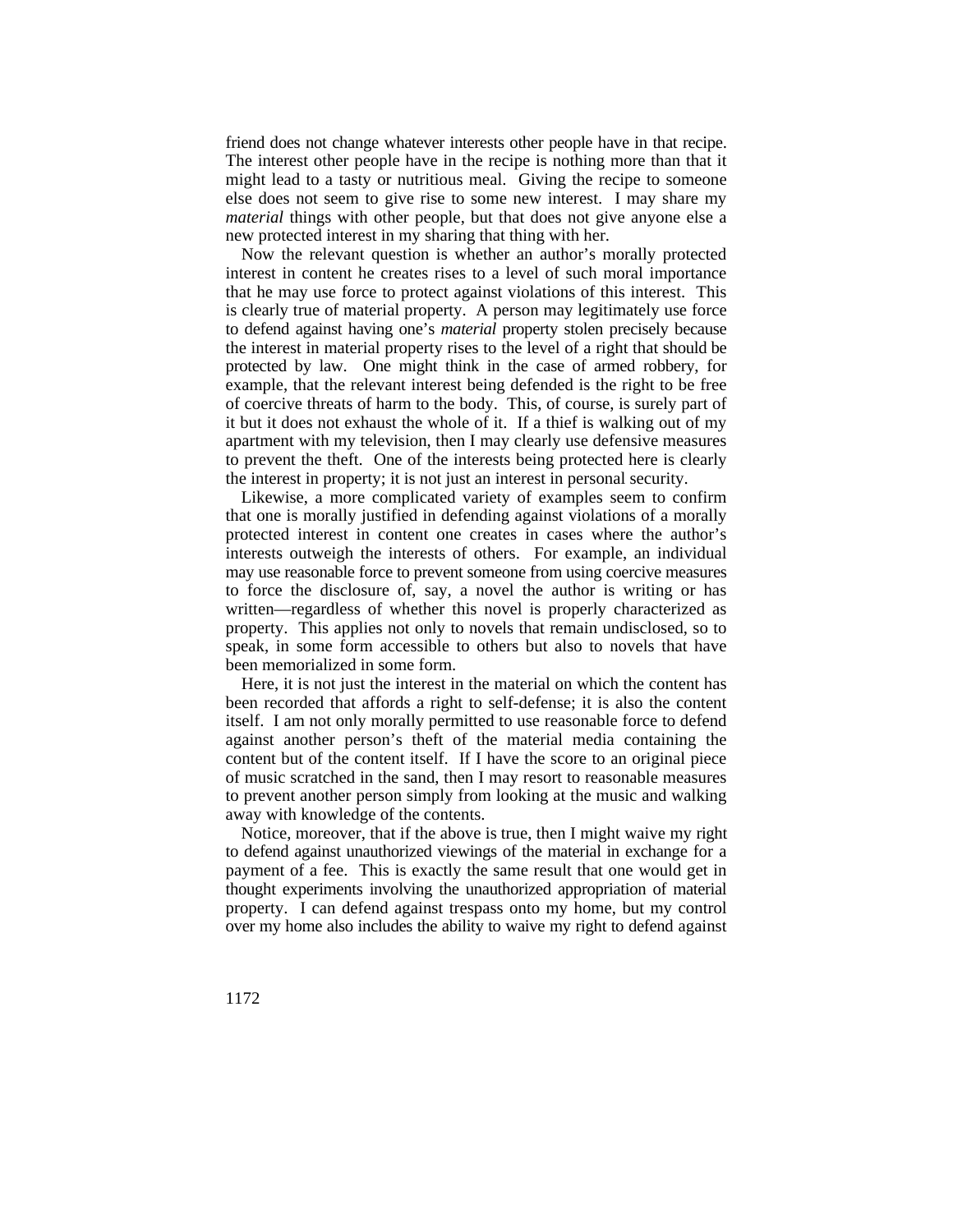friend does not change whatever interests other people have in that recipe. The interest other people have in the recipe is nothing more than that it might lead to a tasty or nutritious meal. Giving the recipe to someone else does not seem to give rise to some new interest. I may share my *material* things with other people, but that does not give anyone else a new protected interest in my sharing that thing with her.

Now the relevant question is whether an author's morally protected interest in content he creates rises to a level of such moral importance that he may use force to protect against violations of this interest. This is clearly true of material property. A person may legitimately use force to defend against having one's *material* property stolen precisely because the interest in material property rises to the level of a right that should be protected by law. One might think in the case of armed robbery, for example, that the relevant interest being defended is the right to be free of coercive threats of harm to the body. This, of course, is surely part of it but it does not exhaust the whole of it. If a thief is walking out of my apartment with my television, then I may clearly use defensive measures to prevent the theft. One of the interests being protected here is clearly the interest in property; it is not just an interest in personal security.

Likewise, a more complicated variety of examples seem to confirm that one is morally justified in defending against violations of a morally protected interest in content one creates in cases where the author's interests outweigh the interests of others. For example, an individual may use reasonable force to prevent someone from using coercive measures to force the disclosure of, say, a novel the author is writing or has written—regardless of whether this novel is properly characterized as property. This applies not only to novels that remain undisclosed, so to speak, in some form accessible to others but also to novels that have been memorialized in some form.

Here, it is not just the interest in the material on which the content has been recorded that affords a right to self-defense; it is also the content itself. I am not only morally permitted to use reasonable force to defend against another person's theft of the material media containing the content but of the content itself. If I have the score to an original piece of music scratched in the sand, then I may resort to reasonable measures to prevent another person simply from looking at the music and walking away with knowledge of the contents.

Notice, moreover, that if the above is true, then I might waive my right to defend against unauthorized viewings of the material in exchange for a payment of a fee. This is exactly the same result that one would get in thought experiments involving the unauthorized appropriation of material property. I can defend against trespass onto my home, but my control over my home also includes the ability to waive my right to defend against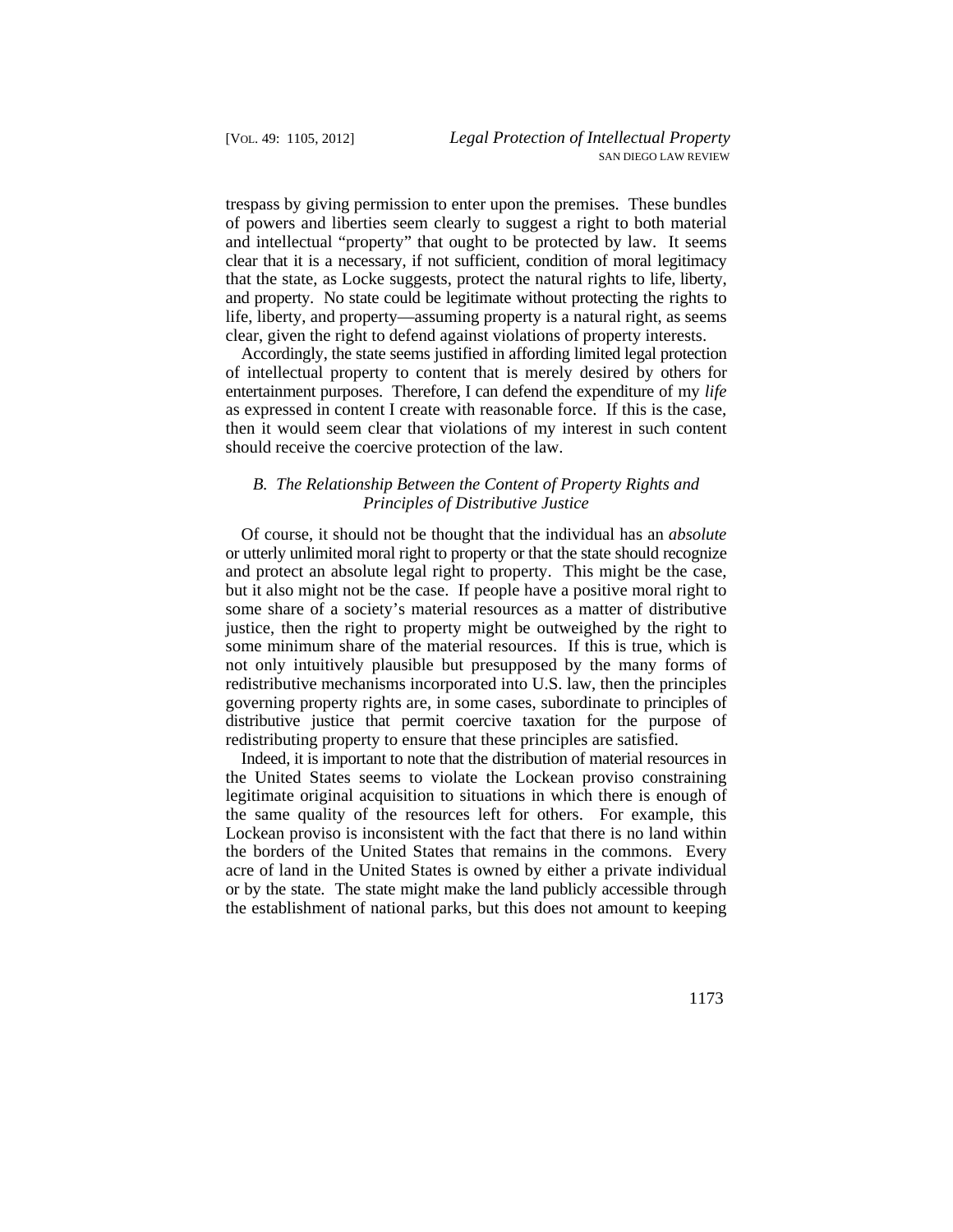trespass by giving permission to enter upon the premises. These bundles of powers and liberties seem clearly to suggest a right to both material and intellectual "property" that ought to be protected by law. It seems clear that it is a necessary, if not sufficient, condition of moral legitimacy that the state, as Locke suggests, protect the natural rights to life, liberty, and property. No state could be legitimate without protecting the rights to life, liberty, and property—assuming property is a natural right, as seems clear, given the right to defend against violations of property interests.

Accordingly, the state seems justified in affording limited legal protection of intellectual property to content that is merely desired by others for entertainment purposes. Therefore, I can defend the expenditure of my *life* as expressed in content I create with reasonable force. If this is the case, then it would seem clear that violations of my interest in such content should receive the coercive protection of the law.

### *B. The Relationship Between the Content of Property Rights and Principles of Distributive Justice*

Of course, it should not be thought that the individual has an *absolute* or utterly unlimited moral right to property or that the state should recognize and protect an absolute legal right to property. This might be the case, but it also might not be the case. If people have a positive moral right to some share of a society's material resources as a matter of distributive justice, then the right to property might be outweighed by the right to some minimum share of the material resources. If this is true, which is not only intuitively plausible but presupposed by the many forms of redistributive mechanisms incorporated into U.S. law, then the principles governing property rights are, in some cases, subordinate to principles of distributive justice that permit coercive taxation for the purpose of redistributing property to ensure that these principles are satisfied.

Indeed, it is important to note that the distribution of material resources in the United States seems to violate the Lockean proviso constraining legitimate original acquisition to situations in which there is enough of the same quality of the resources left for others. For example, this Lockean proviso is inconsistent with the fact that there is no land within the borders of the United States that remains in the commons. Every acre of land in the United States is owned by either a private individual or by the state. The state might make the land publicly accessible through the establishment of national parks, but this does not amount to keeping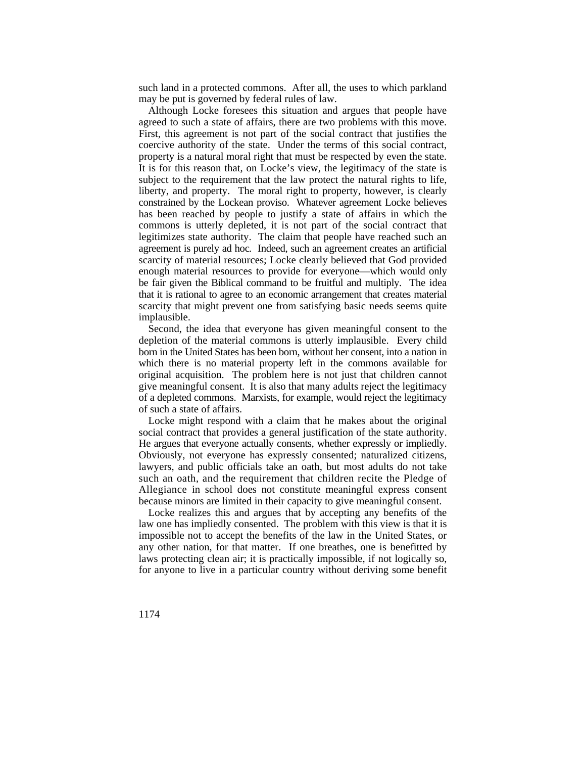such land in a protected commons. After all, the uses to which parkland may be put is governed by federal rules of law.

Although Locke foresees this situation and argues that people have agreed to such a state of affairs, there are two problems with this move. First, this agreement is not part of the social contract that justifies the coercive authority of the state. Under the terms of this social contract, property is a natural moral right that must be respected by even the state. It is for this reason that, on Locke's view, the legitimacy of the state is subject to the requirement that the law protect the natural rights to life, liberty, and property. The moral right to property, however, is clearly constrained by the Lockean proviso. Whatever agreement Locke believes has been reached by people to justify a state of affairs in which the commons is utterly depleted, it is not part of the social contract that legitimizes state authority. The claim that people have reached such an agreement is purely ad hoc. Indeed, such an agreement creates an artificial scarcity of material resources; Locke clearly believed that God provided enough material resources to provide for everyone—which would only be fair given the Biblical command to be fruitful and multiply. The idea that it is rational to agree to an economic arrangement that creates material scarcity that might prevent one from satisfying basic needs seems quite implausible.

Second, the idea that everyone has given meaningful consent to the depletion of the material commons is utterly implausible. Every child born in the United States has been born, without her consent, into a nation in which there is no material property left in the commons available for original acquisition. The problem here is not just that children cannot give meaningful consent. It is also that many adults reject the legitimacy of a depleted commons. Marxists, for example, would reject the legitimacy of such a state of affairs.

Locke might respond with a claim that he makes about the original social contract that provides a general justification of the state authority. He argues that everyone actually consents, whether expressly or impliedly. Obviously, not everyone has expressly consented; naturalized citizens, lawyers, and public officials take an oath, but most adults do not take such an oath, and the requirement that children recite the Pledge of Allegiance in school does not constitute meaningful express consent because minors are limited in their capacity to give meaningful consent.

Locke realizes this and argues that by accepting any benefits of the law one has impliedly consented. The problem with this view is that it is impossible not to accept the benefits of the law in the United States, or any other nation, for that matter. If one breathes, one is benefitted by laws protecting clean air; it is practically impossible, if not logically so, for anyone to live in a particular country without deriving some benefit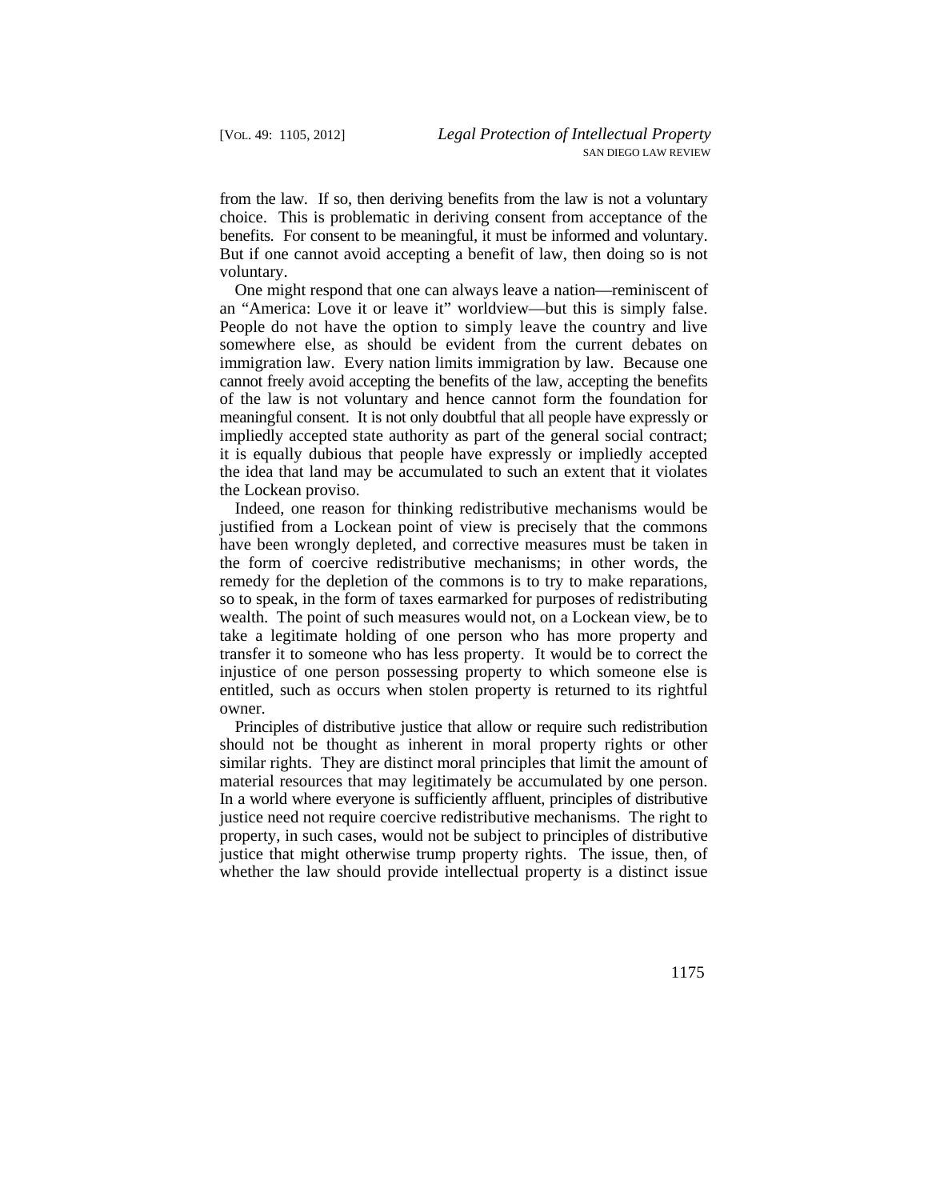from the law. If so, then deriving benefits from the law is not a voluntary choice. This is problematic in deriving consent from acceptance of the benefits. For consent to be meaningful, it must be informed and voluntary. But if one cannot avoid accepting a benefit of law, then doing so is not voluntary.

One might respond that one can always leave a nation—reminiscent of an "America: Love it or leave it" worldview—but this is simply false. People do not have the option to simply leave the country and live somewhere else, as should be evident from the current debates on immigration law. Every nation limits immigration by law. Because one cannot freely avoid accepting the benefits of the law, accepting the benefits of the law is not voluntary and hence cannot form the foundation for meaningful consent. It is not only doubtful that all people have expressly or impliedly accepted state authority as part of the general social contract; it is equally dubious that people have expressly or impliedly accepted the idea that land may be accumulated to such an extent that it violates the Lockean proviso.

Indeed, one reason for thinking redistributive mechanisms would be justified from a Lockean point of view is precisely that the commons have been wrongly depleted, and corrective measures must be taken in the form of coercive redistributive mechanisms; in other words, the remedy for the depletion of the commons is to try to make reparations, so to speak, in the form of taxes earmarked for purposes of redistributing wealth. The point of such measures would not, on a Lockean view, be to take a legitimate holding of one person who has more property and transfer it to someone who has less property. It would be to correct the injustice of one person possessing property to which someone else is entitled, such as occurs when stolen property is returned to its rightful owner.

Principles of distributive justice that allow or require such redistribution should not be thought as inherent in moral property rights or other similar rights. They are distinct moral principles that limit the amount of material resources that may legitimately be accumulated by one person. In a world where everyone is sufficiently affluent, principles of distributive justice need not require coercive redistributive mechanisms. The right to property, in such cases, would not be subject to principles of distributive justice that might otherwise trump property rights. The issue, then, of whether the law should provide intellectual property is a distinct issue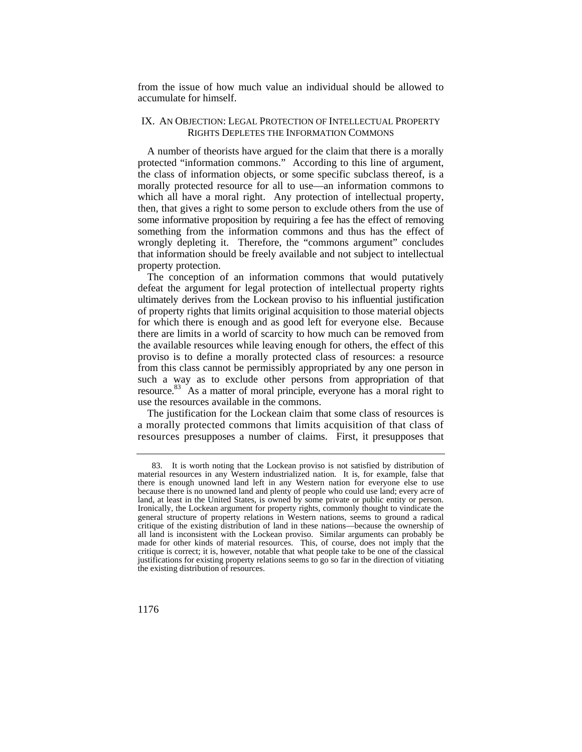from the issue of how much value an individual should be allowed to accumulate for himself.

## IX. An Objection: Legal Protection of Intellectual Property Rights Depletes the Information Commons

A number of theorists have argued for the claim that there is a morally protected "information commons." According to this line of argument, the class of information objects, or some specific subclass thereof, is a morally protected resource for all to use—an information commons to which all have a moral right. Any protection of intellectual property, then, that gives a right to some person to exclude others from the use of some informative proposition by requiring a fee has the effect of removing something from the information commons and thus has the effect of wrongly depleting it. Therefore, the "commons argument" concludes that information should be freely available and not subject to intellectual property protection.

The conception of an information commons that would putatively defeat the argument for legal protection of intellectual property rights ultimately derives from the Lockean proviso to his influential justification of property rights that limits original acquisition to those material objects for which there is enough and as good left for everyone else. Because there are limits in a world of scarcity to how much can be removed from the available resources while leaving enough for others, the effect of this proviso is to define a morally protected class of resources: a resource from this class cannot be permissibly appropriated by any one person in such a way as to exclude other persons from appropriation of that resource.[83] As a matter of moral principle, everyone has a moral right to use the resources available in the commons.

The justification for the Lockean claim that some class of resources is a morally protected commons that limits acquisition of that class of resources presupposes a number of claims. First, it presupposes that

---

83. It is worth noting that the Lockean proviso is not satisfied by distribution of material resources in any Western industrialized nation. It is, for example, false that there is enough unowned land left in any Western nation for everyone else to use because there is no unowned land and plenty of people who could use land; every acre of land, at least in the United States, is owned by some private or public entity or person. Ironically, the Lockean argument for property rights, commonly thought to vindicate the general structure of property relations in Western nations, seems to ground a radical critique of the existing distribution of land in these nations—because the ownership of all land is inconsistent with the Lockean proviso. Similar arguments can probably be made for other kinds of material resources. This, of course, does not imply that the critique is correct; it is, however, notable that what people take to be one of the classical justifications for existing property relations seems to go so far in the direction of vitiating the existing distribution of resources.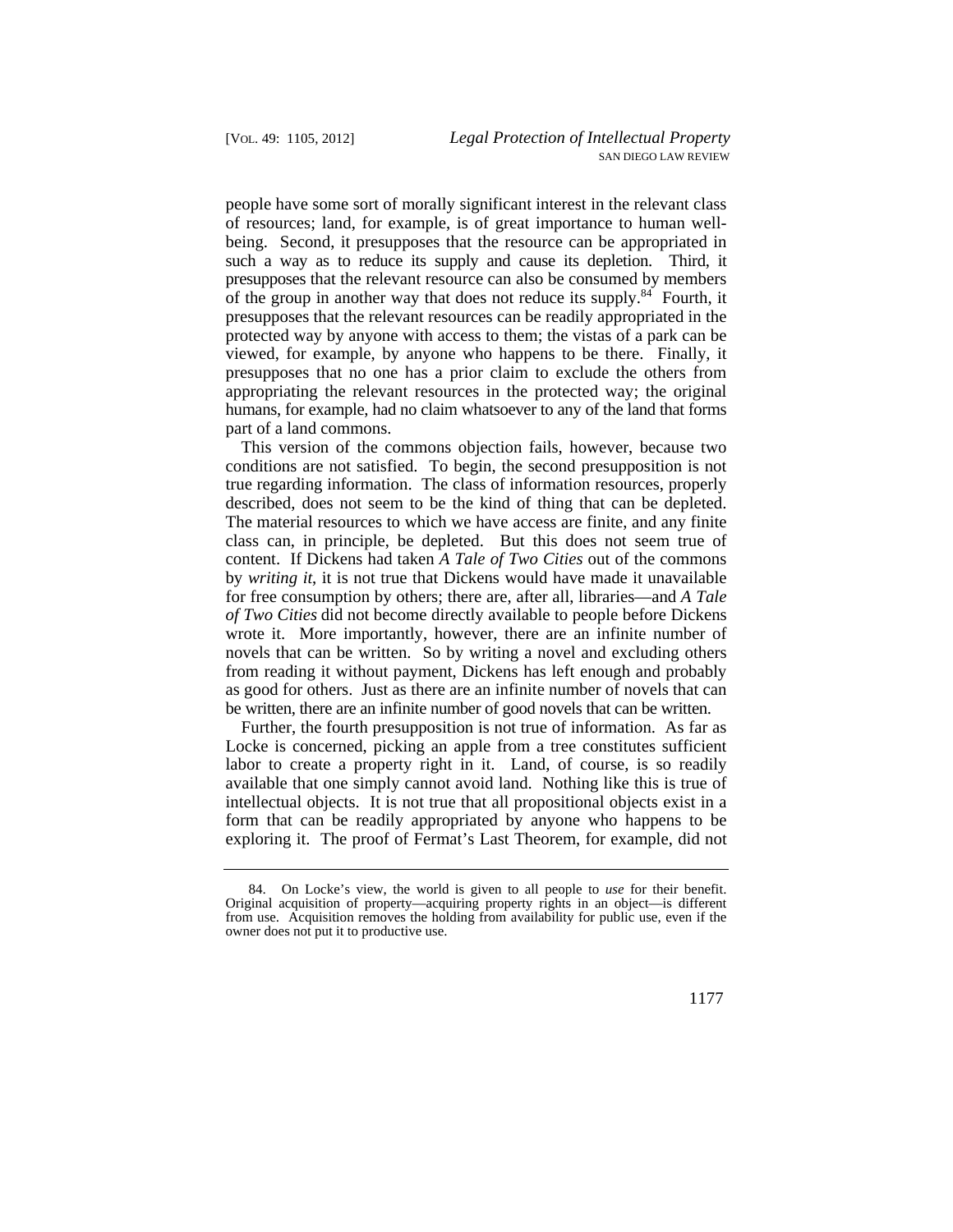people have some sort of morally significant interest in the relevant class of resources; land, for example, is of great importance to human well-being. Second, it presupposes that the resource can be appropriated in such a way as to reduce its supply and cause its depletion. Third, it presupposes that the relevant resource can also be consumed by members of the group in another way that does not reduce its supply.[84] Fourth, it presupposes that the relevant resources can be readily appropriated in the protected way by anyone with access to them; the vistas of a park can be viewed, for example, by anyone who happens to be there. Finally, it presupposes that no one has a prior claim to exclude the others from appropriating the relevant resources in the protected way; the original humans, for example, had no claim whatsoever to any of the land that forms part of a land commons.

This version of the commons objection fails, however, because two conditions are not satisfied. To begin, the second presupposition is not true regarding information. The class of information resources, properly described, does not seem to be the kind of thing that can be depleted. The material resources to which we have access are finite, and any finite class can, in principle, be depleted. But this does not seem true of content. If Dickens had taken *A Tale of Two Cities* out of the commons by *writing it*, it is not true that Dickens would have made it unavailable for free consumption by others; there are, after all, libraries—and *A Tale of Two Cities* did not become directly available to people before Dickens wrote it. More importantly, however, there are an infinite number of novels that can be written. So by writing a novel and excluding others from reading it without payment, Dickens has left enough and probably as good for others. Just as there are an infinite number of novels that can be written, there are an infinite number of good novels that can be written.

Further, the fourth presupposition is not true of information. As far as Locke is concerned, picking an apple from a tree constitutes sufficient labor to create a property right in it. Land, of course, is so readily available that one simply cannot avoid land. Nothing like this is true of intellectual objects. It is not true that all propositional objects exist in a form that can be readily appropriated by anyone who happens to be exploring it. The proof of Fermat's Last Theorem, for example, did not

84. On Locke's view, the world is given to all people to *use* for their benefit. Original acquisition of property—acquiring property rights in an object—is different from use. Acquisition removes the holding from availability for public use, even if the owner does not put it to productive use.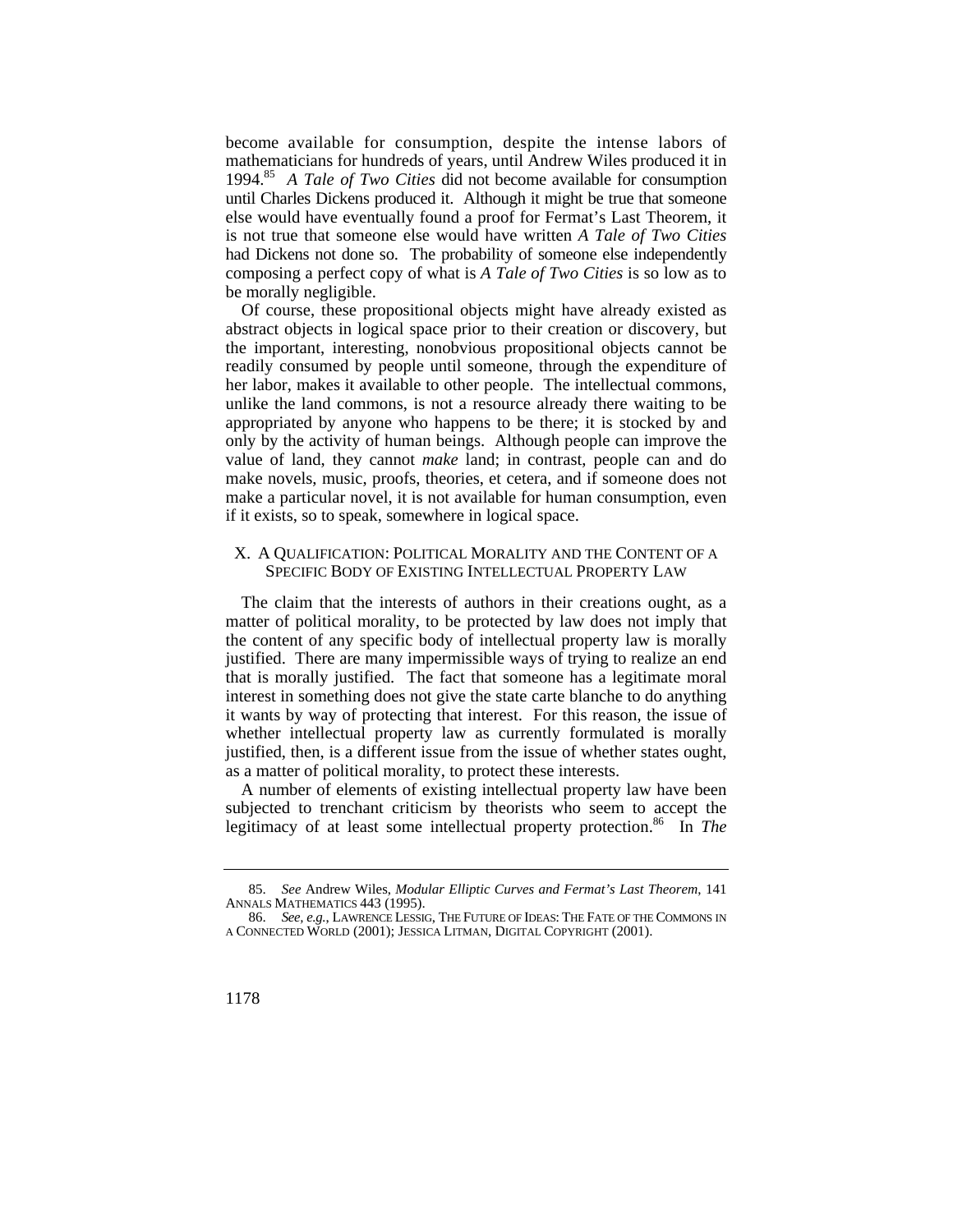become available for consumption, despite the intense labors of mathematicians for hundreds of years, until Andrew Wiles produced it in 1994.[85] *A Tale of Two Cities* did not become available for consumption until Charles Dickens produced it. Although it might be true that someone else would have eventually found a proof for Fermat's Last Theorem, it is not true that someone else would have written *A Tale of Two Cities* had Dickens not done so. The probability of someone else independently composing a perfect copy of what is *A Tale of Two Cities* is so low as to be morally negligible.

Of course, these propositional objects might have already existed as abstract objects in logical space prior to their creation or discovery, but the important, interesting, nonobvious propositional objects cannot be readily consumed by people until someone, through the expenditure of her labor, makes it available to other people. The intellectual commons, unlike the land commons, is not a resource already there waiting to be appropriated by anyone who happens to be there; it is stocked by and only by the activity of human beings. Although people can improve the value of land, they cannot *make* land; in contrast, people can and do make novels, music, proofs, theories, et cetera, and if someone does not make a particular novel, it is not available for human consumption, even if it exists, so to speak, somewhere in logical space.

## X. A QUALIFICATION: POLITICAL MORALITY AND THE CONTENT OF A SPECIFIC BODY OF EXISTING INTELLECTUAL PROPERTY LAW

The claim that the interests of authors in their creations ought, as a matter of political morality, to be protected by law does not imply that the content of any specific body of intellectual property law is morally justified. There are many impermissible ways of trying to realize an end that is morally justified. The fact that someone has a legitimate moral interest in something does not give the state carte blanche to do anything it wants by way of protecting that interest. For this reason, the issue of whether intellectual property law as currently formulated is morally justified, then, is a different issue from the issue of whether states ought, as a matter of political morality, to protect these interests.

A number of elements of existing intellectual property law have been subjected to trenchant criticism by theorists who seem to accept the legitimacy of at least some intellectual property protection.[86] In *The*

---

85. *See* Andrew Wiles, *Modular Elliptic Curves and Fermat's Last Theorem*, 141 ANNALS MATHEMATICS 443 (1995).

86. *See, e.g.*, LAWRENCE LESSIG, THE FUTURE OF IDEAS: THE FATE OF THE COMMONS IN A CONNECTED WORLD (2001); JESSICA LITMAN, DIGITAL COPYRIGHT (2001).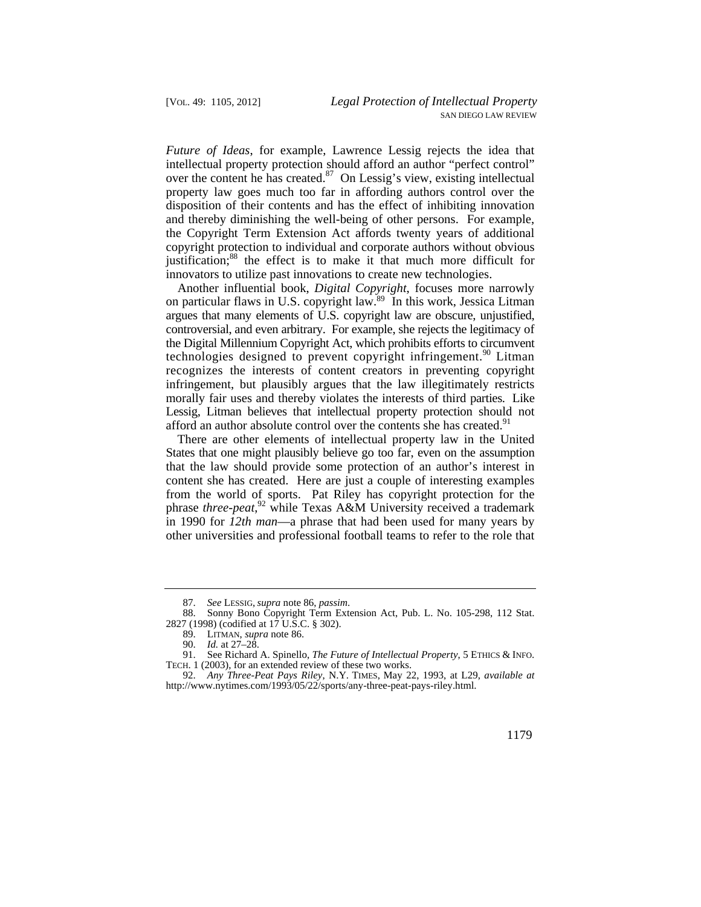*Future of Ideas*, for example, Lawrence Lessig rejects the idea that intellectual property protection should afford an author "perfect control" over the content he has created.[87] On Lessig's view, existing intellectual property law goes much too far in affording authors control over the disposition of their contents and has the effect of inhibiting innovation and thereby diminishing the well-being of other persons. For example, the Copyright Term Extension Act affords twenty years of additional copyright protection to individual and corporate authors without obvious justification;[88] the effect is to make it that much more difficult for innovators to utilize past innovations to create new technologies.

Another influential book, *Digital Copyright*, focuses more narrowly on particular flaws in U.S. copyright law.[89] In this work, Jessica Litman argues that many elements of U.S. copyright law are obscure, unjustified, controversial, and even arbitrary. For example, she rejects the legitimacy of the Digital Millennium Copyright Act, which prohibits efforts to circumvent technologies designed to prevent copyright infringement.[90] Litman recognizes the interests of content creators in preventing copyright infringement, but plausibly argues that the law illegitimately restricts morally fair uses and thereby violates the interests of third parties. Like Lessig, Litman believes that intellectual property protection should not afford an author absolute control over the contents she has created.[91]

There are other elements of intellectual property law in the United States that one might plausibly believe go too far, even on the assumption that the law should provide some protection of an author's interest in content she has created. Here are just a couple of interesting examples from the world of sports. Pat Riley has copyright protection for the phrase *three-peat*,[92] while Texas A&M University received a trademark in 1990 for *12th man*—a phrase that had been used for many years by other universities and professional football teams to refer to the role that

---

87. *See* LESSIG, *supra* note 86, *passim*.

88. Sonny Bono Copyright Term Extension Act, Pub. L. No. 105-298, 112 Stat. 2827 (1998) (codified at 17 U.S.C. § 302).

89. LITMAN, *supra* note 86.

90. *Id.* at 27–28.

91. See Richard A. Spinello, *The Future of Intellectual Property*, 5 ETHICS & INFO. TECH. 1 (2003), for an extended review of these two works.

92. *Any Three-Peat Pays Riley*, N.Y. TIMES, May 22, 1993, at L29, *available at* http://www.nytimes.com/1993/05/22/sports/any-three-peat-pays-riley.html.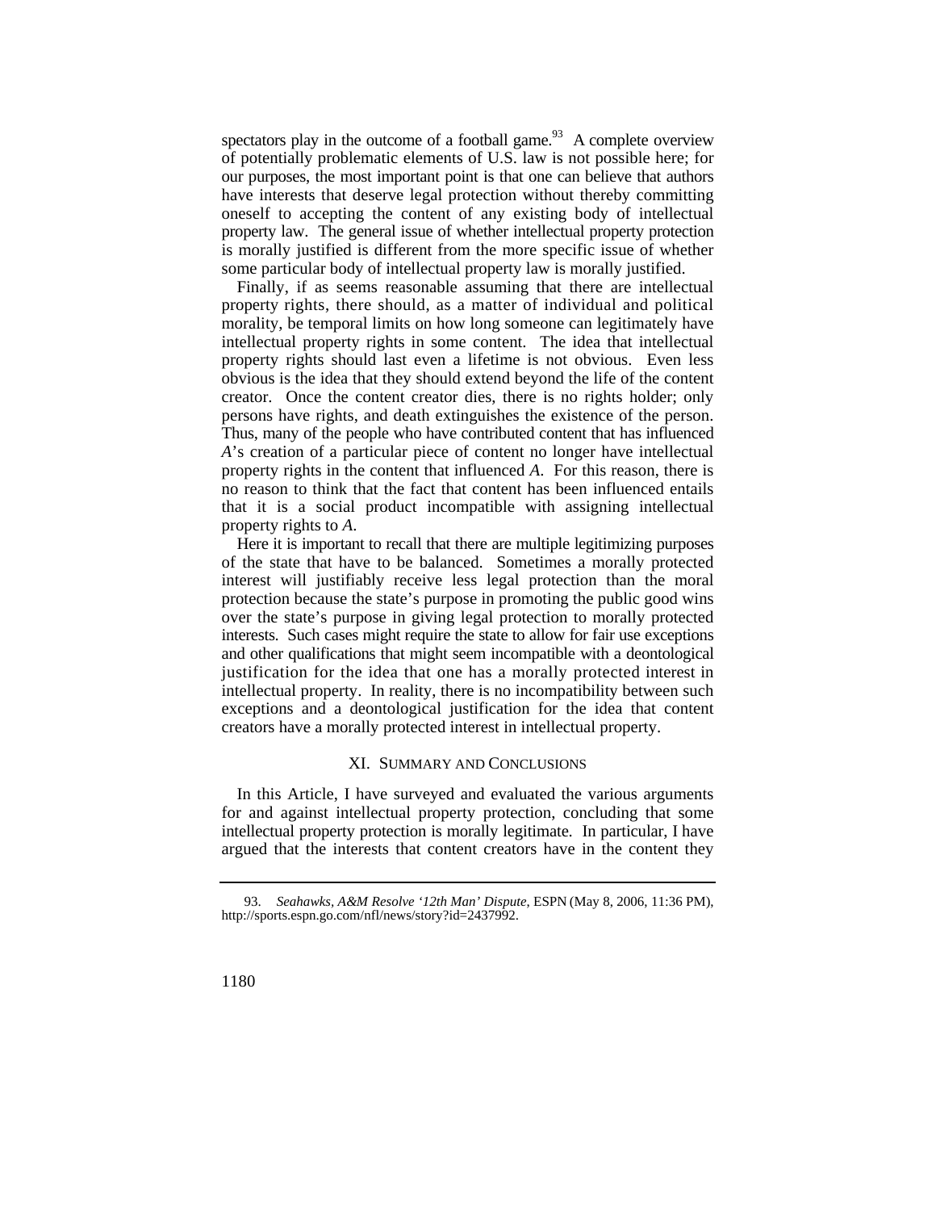spectators play in the outcome of a football game.[93] A complete overview of potentially problematic elements of U.S. law is not possible here; for our purposes, the most important point is that one can believe that authors have interests that deserve legal protection without thereby committing oneself to accepting the content of any existing body of intellectual property law. The general issue of whether intellectual property protection is morally justified is different from the more specific issue of whether some particular body of intellectual property law is morally justified.

Finally, if as seems reasonable assuming that there are intellectual property rights, there should, as a matter of individual and political morality, be temporal limits on how long someone can legitimately have intellectual property rights in some content. The idea that intellectual property rights should last even a lifetime is not obvious. Even less obvious is the idea that they should extend beyond the life of the content creator. Once the content creator dies, there is no rights holder; only persons have rights, and death extinguishes the existence of the person. Thus, many of the people who have contributed content that has influenced *A*'s creation of a particular piece of content no longer have intellectual property rights in the content that influenced *A*. For this reason, there is no reason to think that the fact that content has been influenced entails that it is a social product incompatible with assigning intellectual property rights to *A*.

Here it is important to recall that there are multiple legitimizing purposes of the state that have to be balanced. Sometimes a morally protected interest will justifiably receive less legal protection than the moral protection because the state's purpose in promoting the public good wins over the state's purpose in giving legal protection to morally protected interests. Such cases might require the state to allow for fair use exceptions and other qualifications that might seem incompatible with a deontological justification for the idea that one has a morally protected interest in intellectual property. In reality, there is no incompatibility between such exceptions and a deontological justification for the idea that content creators have a morally protected interest in intellectual property.

## XI. SUMMARY AND CONCLUSIONS

In this Article, I have surveyed and evaluated the various arguments for and against intellectual property protection, concluding that some intellectual property protection is morally legitimate. In particular, I have argued that the interests that content creators have in the content they

---

93. *Seahawks, A&M Resolve '12th Man' Dispute*, ESPN (May 8, 2006, 11:36 PM), http://sports.espn.go.com/nfl/news/story?id=2437992.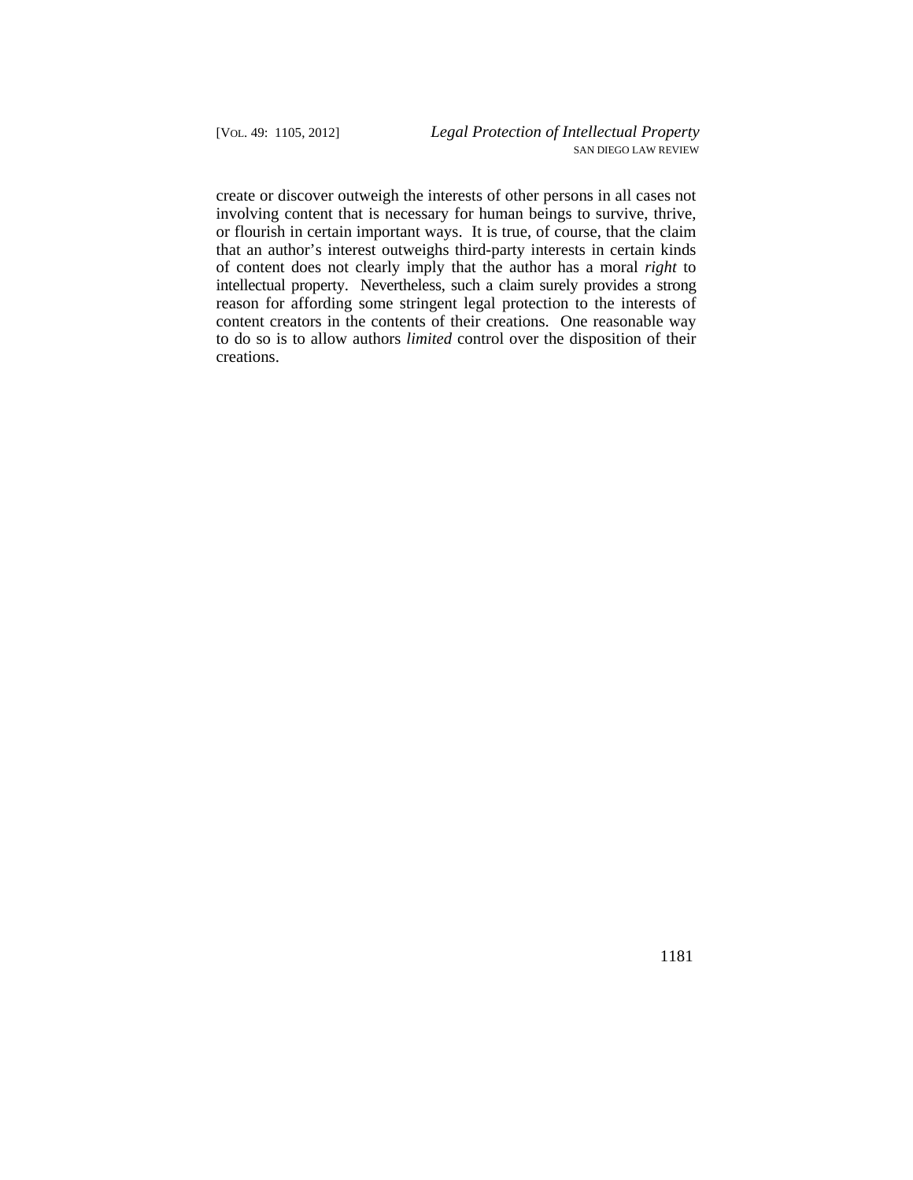create or discover outweigh the interests of other persons in all cases not involving content that is necessary for human beings to survive, thrive, or flourish in certain important ways. It is true, of course, that the claim that an author's interest outweighs third-party interests in certain kinds of content does not clearly imply that the author has a moral *right* to intellectual property. Nevertheless, such a claim surely provides a strong reason for affording some stringent legal protection to the interests of content creators in the contents of their creations. One reasonable way to do so is to allow authors *limited* control over the disposition of their creations.